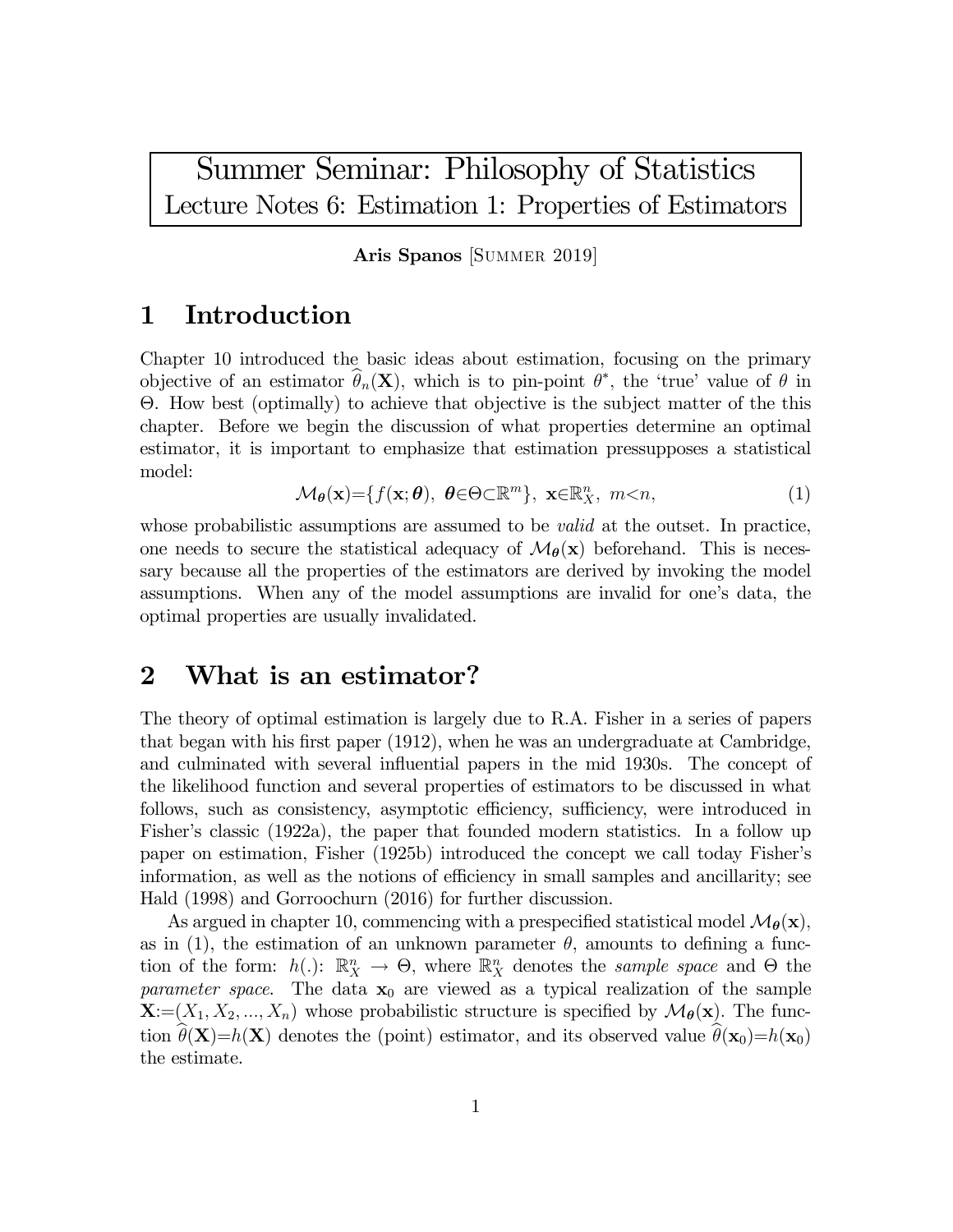# Summer Seminar: Philosophy of Statistics
## Lecture Notes 6: Estimation 1: Properties of Estimators

**Aris Spanos** [Summer 2019]

## 1 Introduction

Chapter 10 introduced the basic ideas about estimation, focusing on the primary objective of an estimator $\widehat{\theta}_n(\mathbf{X})$, which is to pin-point $\theta^*$, the 'true' value of $\theta$ in $\Theta$. How best (optimally) to achieve that objective is the subject matter of the this chapter. Before we begin the discussion of what properties determine an optimal estimator, it is important to emphasize that estimation pressupposes a statistical model:

$$\mathcal{M}_{\boldsymbol{\theta}}(\mathbf{x})=\{f(\mathbf{x};\boldsymbol{\theta}),\ \boldsymbol{\theta}\in\Theta\subset\mathbb{R}^m\},\ \mathbf{x}\in\mathbb{R}^n_X,\ m<n, \tag{1}$$

whose probabilistic assumptions are assumed to be *valid* at the outset. In practice, one needs to secure the statistical adequacy of $\mathcal{M}_{\boldsymbol{\theta}}(\mathbf{x})$ beforehand. This is necessary because all the properties of the estimators are derived by invoking the model assumptions. When any of the model assumptions are invalid for one's data, the optimal properties are usually invalidated.

## 2 What is an estimator?

The theory of optimal estimation is largely due to R.A. Fisher in a series of papers that began with his first paper (1912), when he was an undergraduate at Cambridge, and culminated with several influential papers in the mid 1930s. The concept of the likelihood function and several properties of estimators to be discussed in what follows, such as consistency, asymptotic efficiency, sufficiency, were introduced in Fisher's classic (1922a), the paper that founded modern statistics. In a follow up paper on estimation, Fisher (1925b) introduced the concept we call today Fisher's information, as well as the notions of efficiency in small samples and ancillarity; see Hald (1998) and Gorroochurn (2016) for further discussion.

As argued in chapter 10, commencing with a prespecified statistical model $\mathcal{M}_{\boldsymbol{\theta}}(\mathbf{x})$, as in (1), the estimation of an unknown parameter $\theta$, amounts to defining a function of the form: $h(.)$: $\mathbb{R}^n_X \rightarrow \Theta$, where $\mathbb{R}^n_X$ denotes the *sample space* and $\Theta$ the *parameter space*. The data $\mathbf{x}_0$ are viewed as a typical realization of the sample $\mathbf{X}:=(X_1, X_2, ..., X_n)$ whose probabilistic structure is specified by $\mathcal{M}_{\boldsymbol{\theta}}(\mathbf{x})$. The function $\widehat{\theta}(\mathbf{X})=h(\mathbf{X})$ denotes the (point) estimator, and its observed value $\widehat{\theta}(\mathbf{x}_0)=h(\mathbf{x}_0)$ the estimate.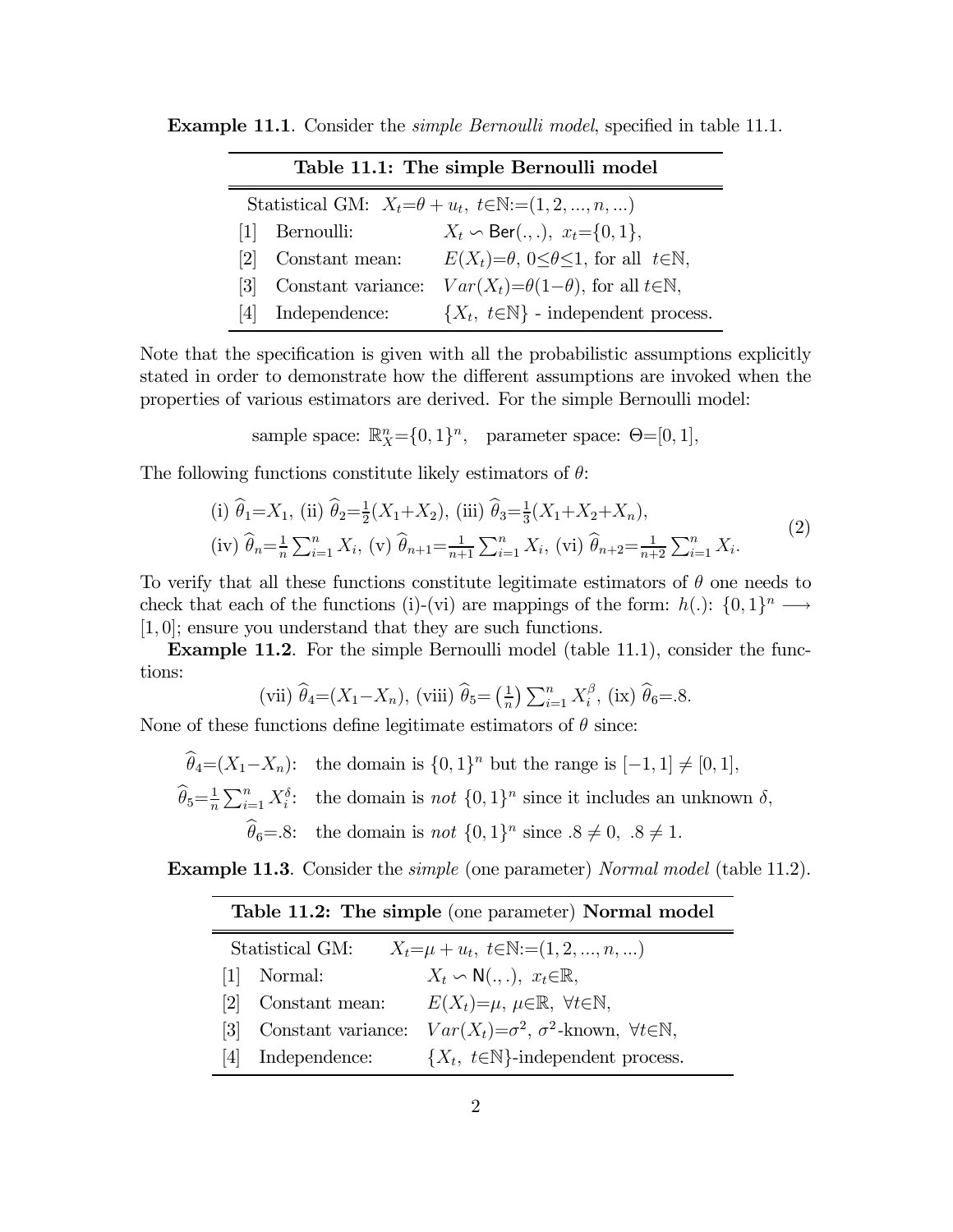**Example 11.1**. Consider the *simple Bernoulli model*, specified in table 11.1.

**Table 11.1: The simple Bernoulli model**

| Statistical GM: | $X_t=\theta+u_t,\ t\in\mathbb{N}:=(1,2,...,n,...)$ |
|---|---|
| [1] Bernoulli: | $X_t \backsim \mathsf{Ber}(.,.),\ x_t=\{0,1\}$, |
| [2] Constant mean: | $E(X_t)=\theta,\ 0\leq\theta\leq 1$, for all $t\in\mathbb{N}$, |
| [3] Constant variance: | $Var(X_t)=\theta(1-\theta)$, for all $t\in\mathbb{N}$, |
| [4] Independence: | $\{X_t,\ t\in\mathbb{N}\}$ - independent process. |

Note that the specification is given with all the probabilistic assumptions explicitly stated in order to demonstrate how the different assumptions are invoked when the properties of various estimators are derived. For the simple Bernoulli model:

$$\text{sample space: } \mathbb{R}^n_X=\{0,1\}^n, \quad \text{parameter space: } \Theta=[0,1],$$

The following functions constitute likely estimators of $\theta$:

$$\begin{array}{l}\text{(i) } \widehat{\theta}_1=X_1, \text{ (ii) } \widehat{\theta}_2=\frac{1}{2}(X_1+X_2), \text{ (iii) } \widehat{\theta}_3=\frac{1}{3}(X_1+X_2+X_n), \\ \text{(iv) } \widehat{\theta}_n=\frac{1}{n}\sum_{i=1}^n X_i, \text{ (v) } \widehat{\theta}_{n+1}=\frac{1}{n+1}\sum_{i=1}^n X_i, \text{ (vi) } \widehat{\theta}_{n+2}=\frac{1}{n+2}\sum_{i=1}^n X_i.\end{array} \tag{2}$$

To verify that all these functions constitute legitimate estimators of $\theta$ one needs to check that each of the functions (i)-(vi) are mappings of the form: $h(.)$: $\{0,1\}^n \longrightarrow [1,0]$; ensure you understand that they are such functions.

**Example 11.2**. For the simple Bernoulli model (table 11.1), consider the functions:

$$\text{(vii) } \widehat{\theta}_4=(X_1-X_n), \text{ (viii) } \widehat{\theta}_5=\left(\tfrac{1}{n}\right)\sum_{i=1}^n X_i^{\beta}, \text{ (ix) } \widehat{\theta}_6=.8.$$

None of these functions define legitimate estimators of $\theta$ since:

$$\begin{aligned} \widehat{\theta}_4=(X_1-X_n)&: \text{ the domain is } \{0,1\}^n \text{ but the range is } [-1,1]\neq[0,1], \\ \widehat{\theta}_5=\tfrac{1}{n}\textstyle\sum_{i=1}^n X_i^{\delta}&: \text{ the domain is } \textit{not } \{0,1\}^n \text{ since it includes an unknown } \delta, \\ \widehat{\theta}_6=.8&: \text{ the domain is } \textit{not } \{0,1\}^n \text{ since } .8\neq 0,\ .8\neq 1. \end{aligned}$$

**Example 11.3**. Consider the *simple* (one parameter) *Normal model* (table 11.2).

**Table 11.2: The simple (one parameter) Normal model**

| Statistical GM: | $X_t=\mu+u_t,\ t\in\mathbb{N}:=(1,2,...,n,...)$ |
|---|---|
| [1] Normal: | $X_t \backsim \mathsf{N}(.,.),\ x_t\in\mathbb{R}$, |
| [2] Constant mean: | $E(X_t)=\mu,\ \mu\in\mathbb{R},\ \forall t\in\mathbb{N}$, |
| [3] Constant variance: | $Var(X_t)=\sigma^2$, $\sigma^2$-known, $\forall t\in\mathbb{N}$, |
| [4] Independence: | $\{X_t,\ t\in\mathbb{N}\}$-independent process. |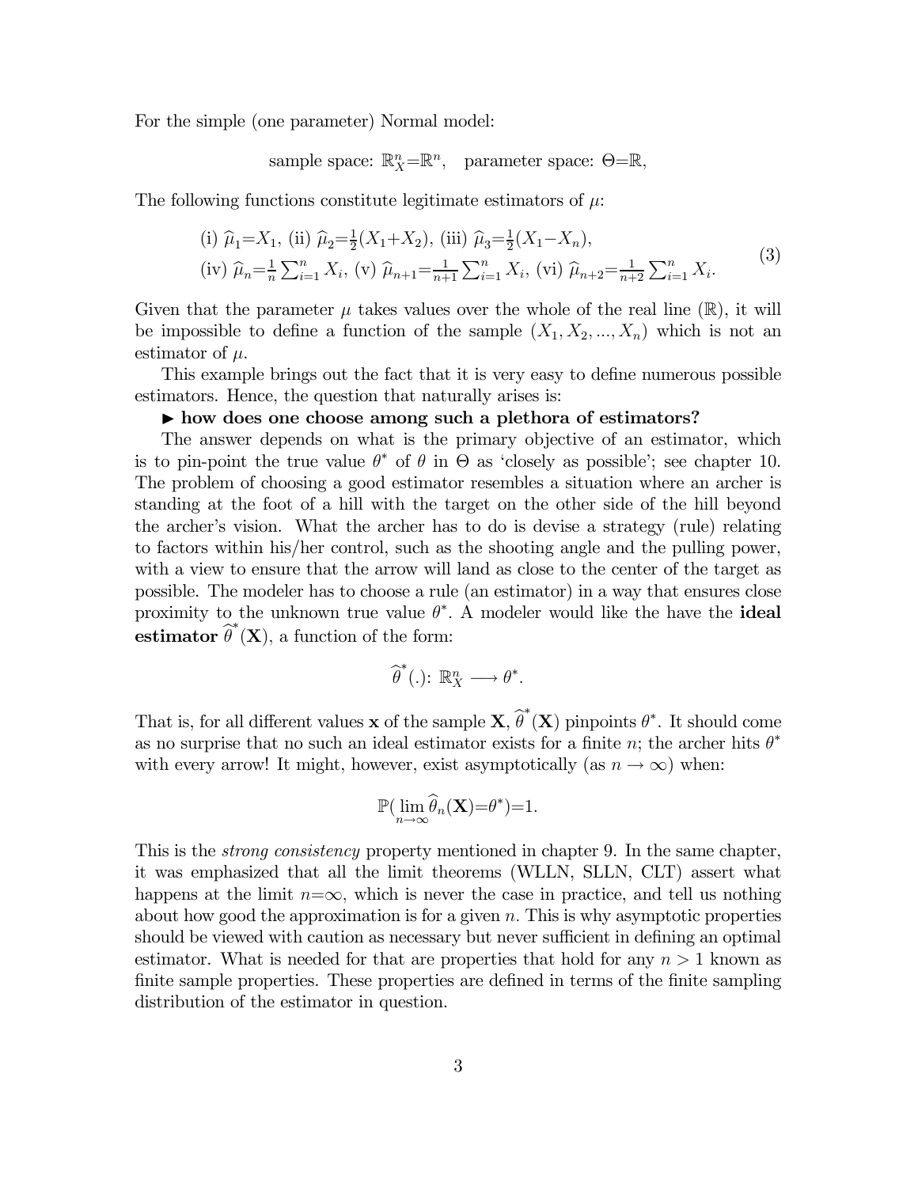For the simple (one parameter) Normal model:

$$\text{sample space: } \mathbb{R}_X^n = \mathbb{R}^n, \quad \text{parameter space: } \Theta = \mathbb{R},$$

The following functions constitute legitimate estimators of $\mu$:

$$\begin{array}{l}
\text{(i) } \widehat{\mu}_1 = X_1, \text{ (ii) } \widehat{\mu}_2 = \frac{1}{2}(X_1 + X_2), \text{ (iii) } \widehat{\mu}_3 = \frac{1}{2}(X_1 - X_n), \\
\text{(iv) } \widehat{\mu}_n = \frac{1}{n}\sum_{i=1}^n X_i, \text{ (v) } \widehat{\mu}_{n+1} = \frac{1}{n+1}\sum_{i=1}^n X_i, \text{ (vi) } \widehat{\mu}_{n+2} = \frac{1}{n+2}\sum_{i=1}^n X_i.
\end{array} \tag{3}$$

Given that the parameter $\mu$ takes values over the whole of the real line ($\mathbb{R}$), it will be impossible to define a function of the sample $(X_1, X_2, ..., X_n)$ which is not an estimator of $\mu$.

This example brings out the fact that it is very easy to define numerous possible estimators. Hence, the question that naturally arises is:

► **how does one choose among such a plethora of estimators?**

The answer depends on what is the primary objective of an estimator, which is to pin-point the true value $\theta^*$ of $\theta$ in $\Theta$ as 'closely as possible'; see chapter 10. The problem of choosing a good estimator resembles a situation where an archer is standing at the foot of a hill with the target on the other side of the hill beyond the archer's vision. What the archer has to do is devise a strategy (rule) relating to factors within his/her control, such as the shooting angle and the pulling power, with a view to ensure that the arrow will land as close to the center of the target as possible. The modeler has to choose a rule (an estimator) in a way that ensures close proximity to the unknown true value $\theta^*$. A modeler would like the have the **ideal estimator** $\widehat{\theta}^*(\mathbf{X})$, a function of the form:

$$\widehat{\theta}^*(.) \colon \mathbb{R}_X^n \longrightarrow \theta^*.$$

That is, for all different values $\mathbf{x}$ of the sample $\mathbf{X}$, $\widehat{\theta}^*(\mathbf{X})$ pinpoints $\theta^*$. It should come as no surprise that no such an ideal estimator exists for a finite $n$; the archer hits $\theta^*$ with every arrow! It might, however, exist asymptotically (as $n \to \infty$) when:

$$\mathbb{P}(\lim_{n\to\infty} \widehat{\theta}_n(\mathbf{X}) = \theta^*) = 1.$$

This is the *strong consistency* property mentioned in chapter 9. In the same chapter, it was emphasized that all the limit theorems (WLLN, SLLN, CLT) assert what happens at the limit $n = \infty$, which is never the case in practice, and tell us nothing about how good the approximation is for a given $n$. This is why asymptotic properties should be viewed with caution as necessary but never sufficient in defining an optimal estimator. What is needed for that are properties that hold for any $n > 1$ known as finite sample properties. These properties are defined in terms of the finite sampling distribution of the estimator in question.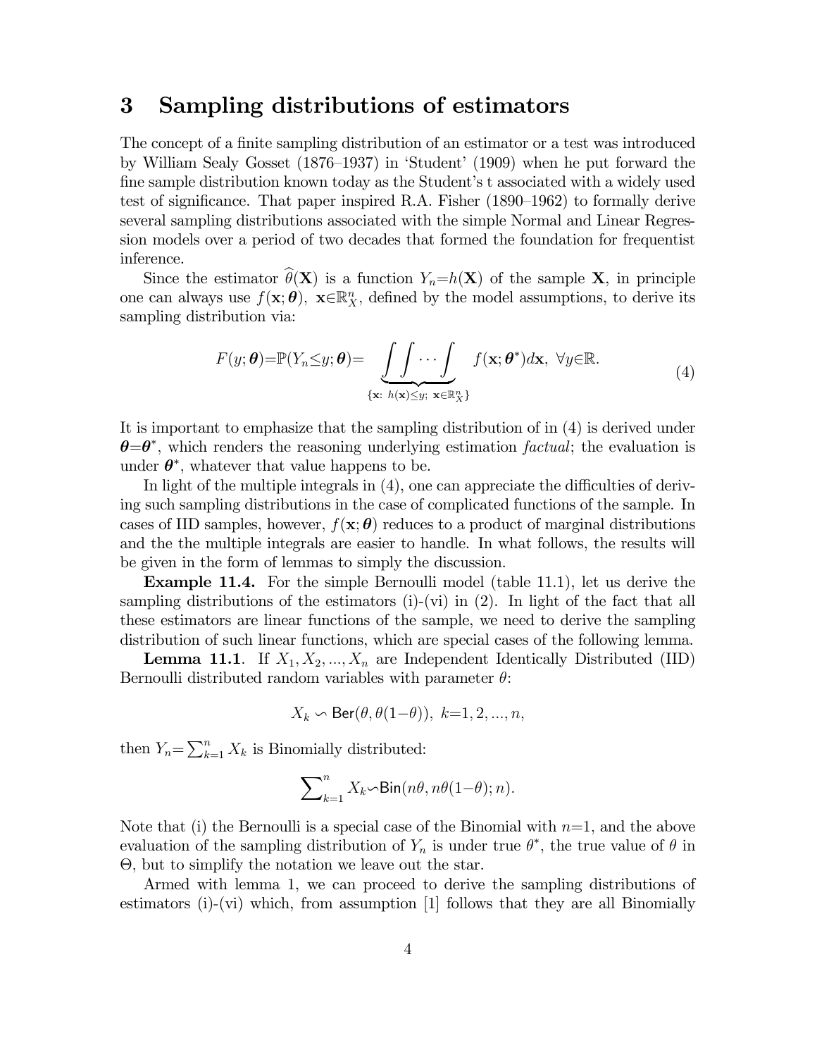# 3 Sampling distributions of estimators

The concept of a finite sampling distribution of an estimator or a test was introduced by William Sealy Gosset (1876–1937) in 'Student' (1909) when he put forward the fine sample distribution known today as the Student's t associated with a widely used test of significance. That paper inspired R.A. Fisher (1890–1962) to formally derive several sampling distributions associated with the simple Normal and Linear Regression models over a period of two decades that formed the foundation for frequentist inference.

Since the estimator $\widehat{\theta}(\mathbf{X})$ is a function $Y_n=h(\mathbf{X})$ of the sample $\mathbf{X}$, in principle one can always use $f(\mathbf{x};\boldsymbol{\theta})$, $\mathbf{x}\in\mathbb{R}^n_X$, defined by the model assumptions, to derive its sampling distribution via:

$$F(y;\boldsymbol{\theta})=\mathbb{P}(Y_n\leq y;\boldsymbol{\theta})=\underbrace{\int\int\cdots\int}_{\{\mathbf{x}:\ h(\mathbf{x})\leq y;\ \mathbf{x}\in\mathbb{R}^n_X\}} f(\mathbf{x};\boldsymbol{\theta}^*)d\mathbf{x},\ \forall y\in\mathbb{R}. \tag{4}$$

It is important to emphasize that the sampling distribution of in (4) is derived under $\boldsymbol{\theta}=\boldsymbol{\theta}^*$, which renders the reasoning underlying estimation *factual*; the evaluation is under $\boldsymbol{\theta}^*$, whatever that value happens to be.

In light of the multiple integrals in (4), one can appreciate the difficulties of deriving such sampling distributions in the case of complicated functions of the sample. In cases of IID samples, however, $f(\mathbf{x};\boldsymbol{\theta})$ reduces to a product of marginal distributions and the the multiple integrals are easier to handle. In what follows, the results will be given in the form of lemmas to simply the discussion.

**Example 11.4.** For the simple Bernoulli model (table 11.1), let us derive the sampling distributions of the estimators (i)-(vi) in (2). In light of the fact that all these estimators are linear functions of the sample, we need to derive the sampling distribution of such linear functions, which are special cases of the following lemma.

**Lemma 11.1**. If $X_1, X_2, ..., X_n$ are Independent Identically Distributed (IID) Bernoulli distributed random variables with parameter $\theta$:

$$X_k \backsim \mathsf{Ber}(\theta, \theta(1-\theta)),\ k=1,2,...,n,$$

then $Y_n=\sum_{k=1}^n X_k$ is Binomially distributed:

$$\sum\nolimits_{k=1}^n X_k \backsim \mathsf{Bin}(n\theta, n\theta(1-\theta); n).$$

Note that (i) the Bernoulli is a special case of the Binomial with $n=1$, and the above evaluation of the sampling distribution of $Y_n$ is under true $\theta^*$, the true value of $\theta$ in $\Theta$, but to simplify the notation we leave out the star.

Armed with lemma 1, we can proceed to derive the sampling distributions of estimators (i)-(vi) which, from assumption [1] follows that they are all Binomially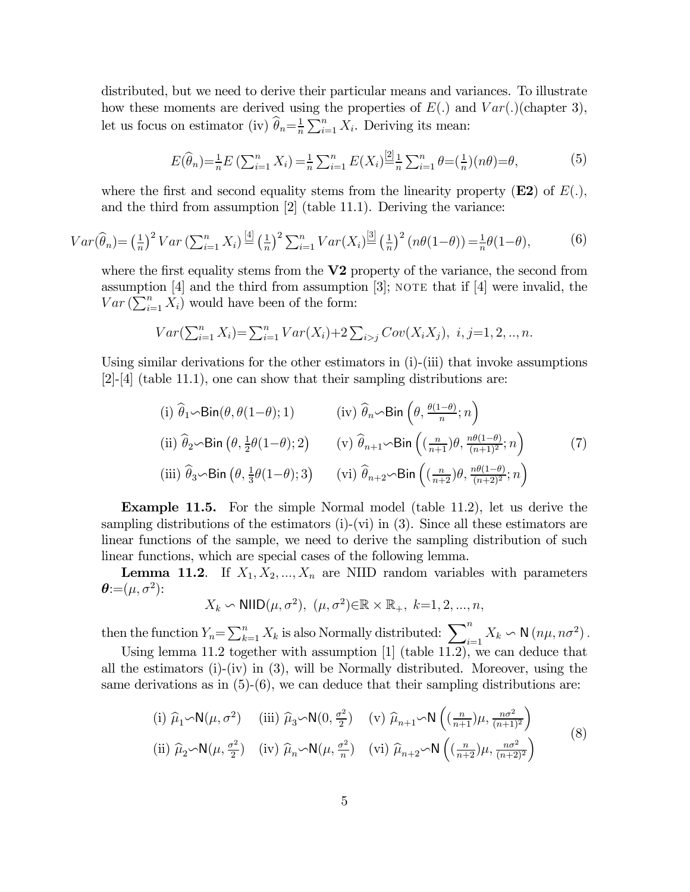distributed, but we need to derive their particular means and variances. To illustrate how these moments are derived using the properties of $E(.)$ and $Var(.)$(chapter 3), let us focus on estimator (iv) $\widehat{\theta}_n = \frac{1}{n}\sum_{i=1}^{n} X_i$. Deriving its mean:

$$E(\widehat{\theta}_n) = \tfrac{1}{n} E\left(\sum_{i=1}^{n} X_i\right) = \tfrac{1}{n}\sum_{i=1}^{n} E(X_i) \overset{[2]}{=} \tfrac{1}{n}\sum_{i=1}^{n} \theta = (\tfrac{1}{n})(n\theta) = \theta, \tag{5}$$

where the first and second equality stems from the linearity property (**E2**) of $E(.)$, and the third from assumption [2] (table 11.1). Deriving the variance:

$$Var(\widehat{\theta}_n) = \left(\tfrac{1}{n}\right)^2 Var\left(\sum_{i=1}^{n} X_i\right) \overset{[4]}{=} \left(\tfrac{1}{n}\right)^2 \sum_{i=1}^{n} Var(X_i) \overset{[3]}{=} \left(\tfrac{1}{n}\right)^2 (n\theta(1-\theta)) = \tfrac{1}{n}\theta(1-\theta), \tag{6}$$

where the first equality stems from the **V2** property of the variance, the second from assumption [4] and the third from assumption [3]; NOTE that if [4] were invalid, the $Var\left(\sum_{i=1}^{n} X_i\right)$ would have been of the form:

$$Var\left(\sum_{i=1}^{n} X_i\right) = \sum_{i=1}^{n} Var(X_i) + 2\sum_{i>j} Cov(X_i X_j),\ \ i,j=1,2,..,n.$$

Using similar derivations for the other estimators in (i)-(iii) that invoke assumptions [2]-[4] (table 11.1), one can show that their sampling distributions are:

$$\begin{array}{ll}
\text{(i) } \widehat{\theta}_1 \backsim \mathsf{Bin}(\theta, \theta(1-\theta); 1) & \text{(iv) } \widehat{\theta}_n \backsim \mathsf{Bin}\left(\theta, \frac{\theta(1-\theta)}{n}; n\right) \\
\text{(ii) } \widehat{\theta}_2 \backsim \mathsf{Bin}\left(\theta, \frac{1}{2}\theta(1-\theta); 2\right) & \text{(v) } \widehat{\theta}_{n+1} \backsim \mathsf{Bin}\left((\frac{n}{n+1})\theta, \frac{n\theta(1-\theta)}{(n+1)^2}; n\right) \\
\text{(iii) } \widehat{\theta}_3 \backsim \mathsf{Bin}\left(\theta, \frac{1}{3}\theta(1-\theta); 3\right) & \text{(vi) } \widehat{\theta}_{n+2} \backsim \mathsf{Bin}\left((\frac{n}{n+2})\theta, \frac{n\theta(1-\theta)}{(n+2)^2}; n\right)
\end{array} \tag{7}$$

**Example 11.5.** For the simple Normal model (table 11.2), let us derive the sampling distributions of the estimators (i)-(vi) in (3). Since all these estimators are linear functions of the sample, we need to derive the sampling distribution of such linear functions, which are special cases of the following lemma.

**Lemma 11.2**. If $X_1, X_2, ..., X_n$ are NIID random variables with parameters $\boldsymbol{\theta} := (\mu, \sigma^2)$:

$$X_k \backsim \mathsf{NIID}(\mu, \sigma^2),\ (\mu, \sigma^2) \in \mathbb{R} \times \mathbb{R}_+,\ k=1,2,...,n,$$

then the function $Y_n = \sum_{k=1}^{n} X_k$ is also Normally distributed: $\sum_{i=1}^{n} X_k \backsim \mathsf{N}(n\mu, n\sigma^2)$.

Using lemma 11.2 together with assumption [1] (table 11.2), we can deduce that all the estimators (i)-(iv) in (3), will be Normally distributed. Moreover, using the same derivations as in (5)-(6), we can deduce that their sampling distributions are:

$$\begin{array}{lll}
\text{(i) } \widehat{\mu}_1 \backsim \mathsf{N}(\mu, \sigma^2) & \text{(iii) } \widehat{\mu}_3 \backsim \mathsf{N}(0, \frac{\sigma^2}{2}) & \text{(v) } \widehat{\mu}_{n+1} \backsim \mathsf{N}\left((\frac{n}{n+1})\mu, \frac{n\sigma^2}{(n+1)^2}\right) \\
\text{(ii) } \widehat{\mu}_2 \backsim \mathsf{N}(\mu, \frac{\sigma^2}{2}) & \text{(iv) } \widehat{\mu}_n \backsim \mathsf{N}(\mu, \frac{\sigma^2}{n}) & \text{(vi) } \widehat{\mu}_{n+2} \backsim \mathsf{N}\left((\frac{n}{n+2})\mu, \frac{n\sigma^2}{(n+2)^2}\right)
\end{array} \tag{8}$$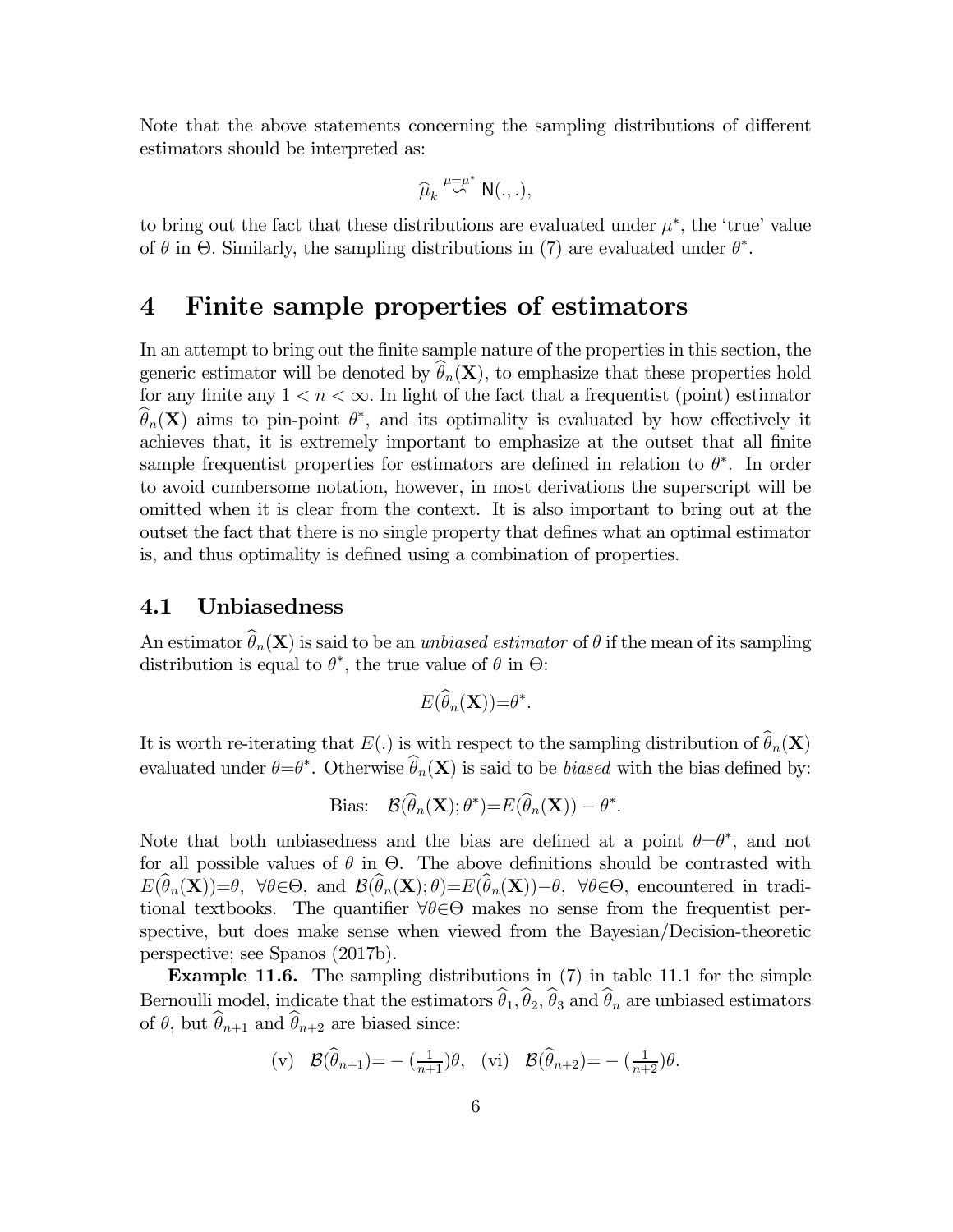Note that the above statements concerning the sampling distributions of different estimators should be interpreted as:

$$\widehat{\mu}_k \overset{\mu=\mu^*}{\backsim} \mathsf{N}(.,.),$$

to bring out the fact that these distributions are evaluated under $\mu^*$, the 'true' value of $\theta$ in $\Theta$. Similarly, the sampling distributions in (7) are evaluated under $\theta^*$.

# 4 Finite sample properties of estimators

In an attempt to bring out the finite sample nature of the properties in this section, the generic estimator will be denoted by $\widehat{\theta}_n(\mathbf{X})$, to emphasize that these properties hold for any finite any $1<n<\infty$. In light of the fact that a frequentist (point) estimator $\widehat{\theta}_n(\mathbf{X})$ aims to pin-point $\theta^*$, and its optimality is evaluated by how effectively it achieves that, it is extremely important to emphasize at the outset that all finite sample frequentist properties for estimators are defined in relation to $\theta^*$. In order to avoid cumbersome notation, however, in most derivations the superscript will be omitted when it is clear from the context. It is also important to bring out at the outset the fact that there is no single property that defines what an optimal estimator is, and thus optimality is defined using a combination of properties.

## 4.1 Unbiasedness

An estimator $\widehat{\theta}_n(\mathbf{X})$ is said to be an *unbiased estimator* of $\theta$ if the mean of its sampling distribution is equal to $\theta^*$, the true value of $\theta$ in $\Theta$:

$$E(\widehat{\theta}_n(\mathbf{X}))=\theta^*.$$

It is worth re-iterating that $E(.)$ is with respect to the sampling distribution of $\widehat{\theta}_n(\mathbf{X})$ evaluated under $\theta=\theta^*$. Otherwise $\widehat{\theta}_n(\mathbf{X})$ is said to be *biased* with the bias defined by:

$$\text{Bias:} \quad \mathcal{B}(\widehat{\theta}_n(\mathbf{X});\theta^*)=E(\widehat{\theta}_n(\mathbf{X}))-\theta^*.$$

Note that both unbiasedness and the bias are defined at a point $\theta=\theta^*$, and not for all possible values of $\theta$ in $\Theta$. The above definitions should be contrasted with $E(\widehat{\theta}_n(\mathbf{X}))=\theta,\ \forall\theta\in\Theta$, and $\mathcal{B}(\widehat{\theta}_n(\mathbf{X});\theta)=E(\widehat{\theta}_n(\mathbf{X}))-\theta,\ \forall\theta\in\Theta$, encountered in traditional textbooks. The quantifier $\forall\theta\in\Theta$ makes no sense from the frequentist perspective, but does make sense when viewed from the Bayesian/Decision-theoretic perspective; see Spanos (2017b).

**Example 11.6.** The sampling distributions in (7) in table 11.1 for the simple Bernoulli model, indicate that the estimators $\widehat{\theta}_1, \widehat{\theta}_2, \widehat{\theta}_3$ and $\widehat{\theta}_n$ are unbiased estimators of $\theta$, but $\widehat{\theta}_{n+1}$ and $\widehat{\theta}_{n+2}$ are biased since:

$$\text{(v)} \quad \mathcal{B}(\widehat{\theta}_{n+1})=-\left(\tfrac{1}{n+1}\right)\theta, \quad \text{(vi)} \quad \mathcal{B}(\widehat{\theta}_{n+2})=-\left(\tfrac{1}{n+2}\right)\theta.$$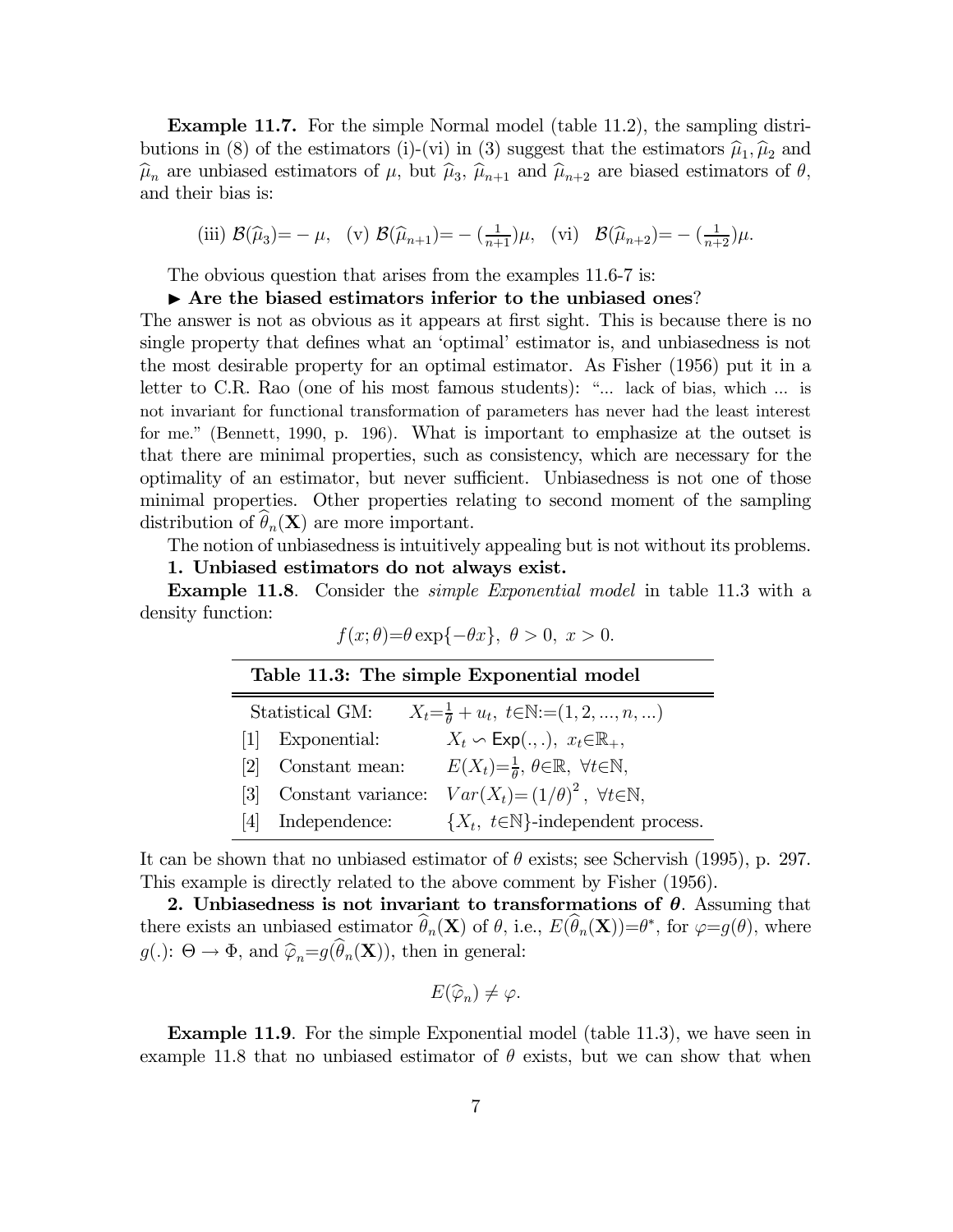**Example 11.7.** For the simple Normal model (table 11.2), the sampling distributions in (8) of the estimators (i)-(vi) in (3) suggest that the estimators $\widehat{\mu}_1, \widehat{\mu}_2$ and $\widehat{\mu}_n$ are unbiased estimators of $\mu$, but $\widehat{\mu}_3$, $\widehat{\mu}_{n+1}$ and $\widehat{\mu}_{n+2}$ are biased estimators of $\theta$, and their bias is:

$$\text{(iii) } \mathcal{B}(\widehat{\mu}_3)=-\mu, \quad \text{(v) } \mathcal{B}(\widehat{\mu}_{n+1})=-(\tfrac{1}{n+1})\mu, \quad \text{(vi) } \mathcal{B}(\widehat{\mu}_{n+2})=-(\tfrac{1}{n+2})\mu.$$

The obvious question that arises from the examples 11.6-7 is:

► **Are the biased estimators inferior to the unbiased ones**?

The answer is not as obvious as it appears at first sight. This is because there is no single property that defines what an 'optimal' estimator is, and unbiasedness is not the most desirable property for an optimal estimator. As Fisher (1956) put it in a letter to C.R. Rao (one of his most famous students): "... lack of bias, which ... is not invariant for functional transformation of parameters has never had the least interest for me." (Bennett, 1990, p. 196). What is important to emphasize at the outset is that there are minimal properties, such as consistency, which are necessary for the optimality of an estimator, but never sufficient. Unbiasedness is not one of those minimal properties. Other properties relating to second moment of the sampling distribution of $\widehat{\theta}_n(\mathbf{X})$ are more important.

The notion of unbiasedness is intuitively appealing but is not without its problems.

**1. Unbiased estimators do not always exist.**

**Example 11.8**. Consider the *simple Exponential model* in table 11.3 with a density function:

$$f(x;\theta)=\theta\exp\{-\theta x\}, \ \theta>0, \ x>0.$$

**Table 11.3: The simple Exponential model**

| | | |
|---|---|---|
| Statistical GM: | | $X_t=\frac{1}{\theta}+u_t, \ t\in\mathbb{N}:=(1,2,...,n,...)$ |
| [1] | Exponential: | $X_t \backsim \mathsf{Exp}(.,.), \ x_t\in\mathbb{R}_+,$ |
| [2] | Constant mean: | $E(X_t)=\frac{1}{\theta}, \ \theta\in\mathbb{R}, \ \forall t\in\mathbb{N},$ |
| [3] | Constant variance: | $Var(X_t)=(1/\theta)^2, \ \forall t\in\mathbb{N},$ |
| [4] | Independence: | $\{X_t, \ t\in\mathbb{N}\}$-independent process. |

It can be shown that no unbiased estimator of $\theta$ exists; see Schervish (1995), p. 297. This example is directly related to the above comment by Fisher (1956).

**2. Unbiasedness is not invariant to transformations of $\boldsymbol{\theta}$**. Assuming that there exists an unbiased estimator $\widehat{\theta}_n(\mathbf{X})$ of $\theta$, i.e., $E(\widehat{\theta}_n(\mathbf{X}))=\theta^*$, for $\varphi=g(\theta)$, where $g(.)$: $\Theta\rightarrow\Phi$, and $\widehat{\varphi}_n=g(\widehat{\theta}_n(\mathbf{X}))$, then in general:

$$E(\widehat{\varphi}_n)\neq\varphi.$$

**Example 11.9**. For the simple Exponential model (table 11.3), we have seen in example 11.8 that no unbiased estimator of $\theta$ exists, but we can show that when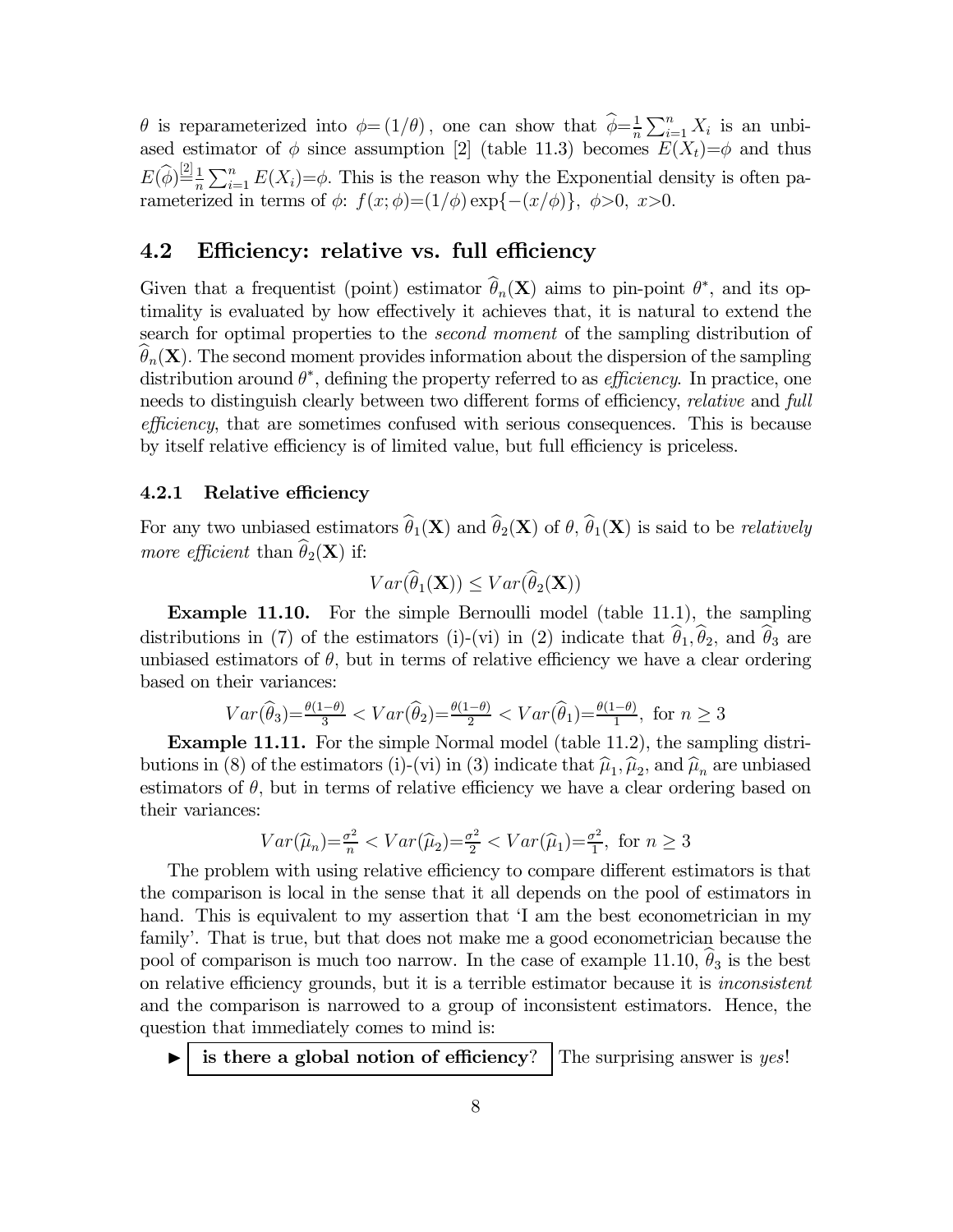$\theta$ is reparameterized into $\phi=(1/\theta)$, one can show that $\widehat{\phi}=\frac{1}{n}\sum_{i=1}^{n}X_i$ is an unbiased estimator of $\phi$ since assumption [2] (table 11.3) becomes $E(X_t)=\phi$ and thus $E(\widehat{\phi})\overset{[2]}{=}\frac{1}{n}\sum_{i=1}^{n}E(X_i)=\phi$. This is the reason why the Exponential density is often parameterized in terms of $\phi$: $f(x;\phi)=(1/\phi)\exp\{-(x/\phi)\},\ \phi>0,\ x>0$.

## 4.2 Efficiency: relative vs. full efficiency

Given that a frequentist (point) estimator $\widehat{\theta}_n(\mathbf{X})$ aims to pin-point $\theta^*$, and its optimality is evaluated by how effectively it achieves that, it is natural to extend the search for optimal properties to the *second moment* of the sampling distribution of $\widehat{\theta}_n(\mathbf{X})$. The second moment provides information about the dispersion of the sampling distribution around $\theta^*$, defining the property referred to as *efficiency*. In practice, one needs to distinguish clearly between two different forms of efficiency, *relative* and *full efficiency*, that are sometimes confused with serious consequences. This is because by itself relative efficiency is of limited value, but full efficiency is priceless.

### 4.2.1 Relative efficiency

For any two unbiased estimators $\widehat{\theta}_1(\mathbf{X})$ and $\widehat{\theta}_2(\mathbf{X})$ of $\theta$, $\widehat{\theta}_1(\mathbf{X})$ is said to be *relatively more efficient* than $\widehat{\theta}_2(\mathbf{X})$ if:

$$Var(\widehat{\theta}_1(\mathbf{X})) \leq Var(\widehat{\theta}_2(\mathbf{X}))$$

**Example 11.10.** For the simple Bernoulli model (table 11.1), the sampling distributions in (7) of the estimators (i)-(vi) in (2) indicate that $\widehat{\theta}_1,\widehat{\theta}_2$, and $\widehat{\theta}_3$ are unbiased estimators of $\theta$, but in terms of relative efficiency we have a clear ordering based on their variances:

$$Var(\widehat{\theta}_3)=\tfrac{\theta(1-\theta)}{3} < Var(\widehat{\theta}_2)=\tfrac{\theta(1-\theta)}{2} < Var(\widehat{\theta}_1)=\tfrac{\theta(1-\theta)}{1},\ \text{for } n\geq 3$$

**Example 11.11.** For the simple Normal model (table 11.2), the sampling distributions in (8) of the estimators (i)-(vi) in (3) indicate that $\widehat{\mu}_1,\widehat{\mu}_2$, and $\widehat{\mu}_n$ are unbiased estimators of $\theta$, but in terms of relative efficiency we have a clear ordering based on their variances:

$$Var(\widehat{\mu}_n)=\tfrac{\sigma^2}{n} < Var(\widehat{\mu}_2)=\tfrac{\sigma^2}{2} < Var(\widehat{\mu}_1)=\tfrac{\sigma^2}{1},\ \text{for } n\geq 3$$

The problem with using relative efficiency to compare different estimators is that the comparison is local in the sense that it all depends on the pool of estimators in hand. This is equivalent to my assertion that 'I am the best econometrician in my family'. That is true, but that does not make me a good econometrician because the pool of comparison is much too narrow. In the case of example 11.10, $\widehat{\theta}_3$ is the best on relative efficiency grounds, but it is a terrible estimator because it is *inconsistent* and the comparison is narrowed to a group of inconsistent estimators. Hence, the question that immediately comes to mind is:

► **is there a global notion of efficiency?** The surprising answer is *yes*!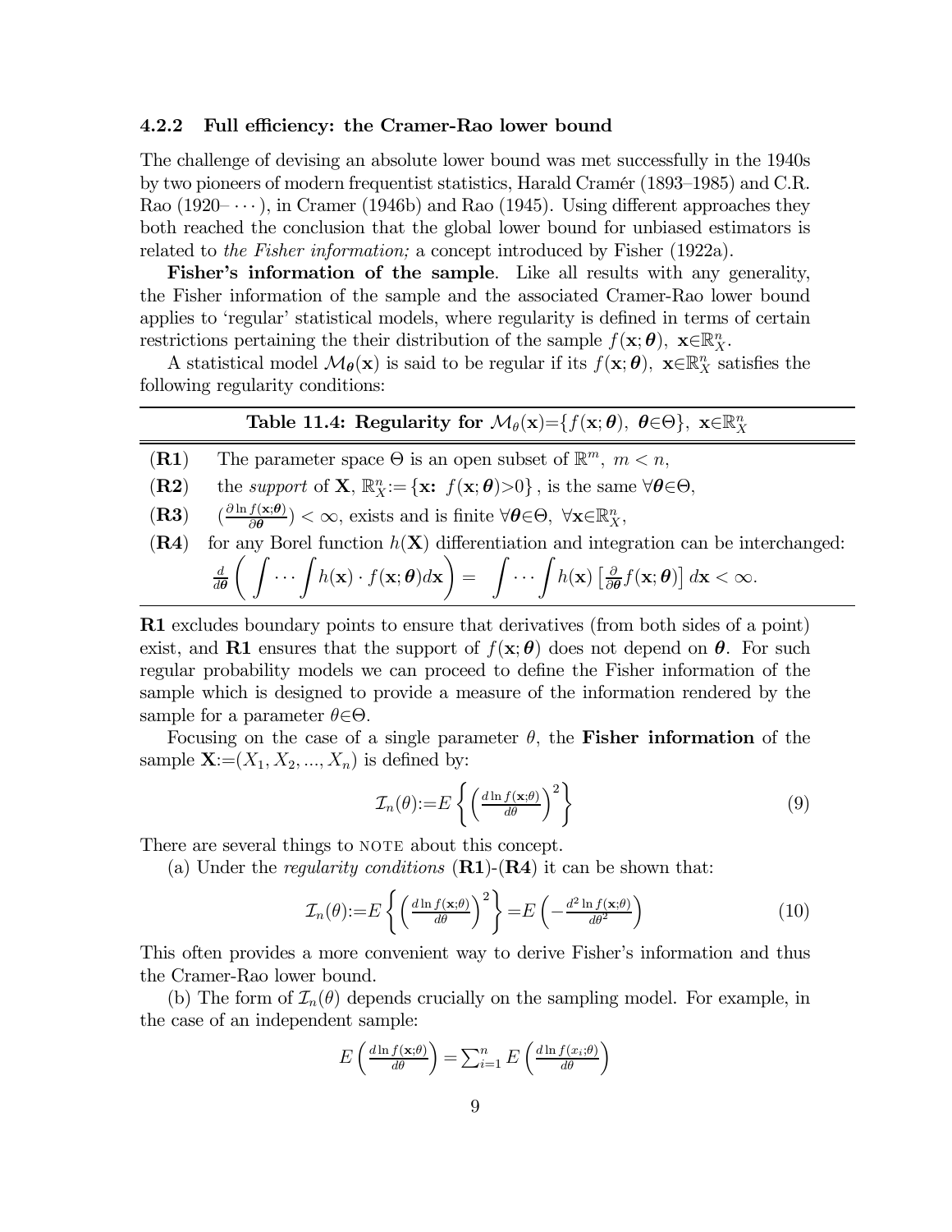### 4.2.2 Full efficiency: the Cramer-Rao lower bound

The challenge of devising an absolute lower bound was met successfully in the 1940s by two pioneers of modern frequentist statistics, Harald Cramér (1893–1985) and C.R. Rao (1920– $\cdots$), in Cramer (1946b) and Rao (1945). Using different approaches they both reached the conclusion that the global lower bound for unbiased estimators is related to *the Fisher information;* a concept introduced by Fisher (1922a).

**Fisher's information of the sample**. Like all results with any generality, the Fisher information of the sample and the associated Cramer-Rao lower bound applies to 'regular' statistical models, where regularity is defined in terms of certain restrictions pertaining the their distribution of the sample $f(\mathbf{x};\boldsymbol{\theta}),\ \mathbf{x}\in\mathbb{R}^n_X$.

A statistical model $\mathcal{M}_{\boldsymbol{\theta}}(\mathbf{x})$ is said to be regular if its $f(\mathbf{x};\boldsymbol{\theta}),\ \mathbf{x}\in\mathbb{R}^n_X$ satisfies the following regularity conditions:

**Table 11.4: Regularity for $\mathcal{M}_{\theta}(\mathbf{x})=\{f(\mathbf{x};\boldsymbol{\theta}),\ \boldsymbol{\theta}\in\Theta\},\ \mathbf{x}\in\mathbb{R}^n_X$**

| | |
|---|---|
| **(R1)** | The parameter space $\Theta$ is an open subset of $\mathbb{R}^m,\ m<n$, |
| **(R2)** | the *support* of $\mathbf{X}$, $\mathbb{R}^n_X:=\{\mathbf{x}\text{:}\ f(\mathbf{x};\boldsymbol{\theta})>0\}$, is the same $\forall\boldsymbol{\theta}\in\Theta$, |
| **(R3)** | $(\frac{\partial \ln f(\mathbf{x};\boldsymbol{\theta})}{\partial\boldsymbol{\theta}})<\infty$, exists and is finite $\forall\boldsymbol{\theta}\in\Theta,\ \forall\mathbf{x}\in\mathbb{R}^n_X$, |
| **(R4)** | for any Borel function $h(\mathbf{X})$ differentiation and integration can be interchanged: $\frac{d}{d\boldsymbol{\theta}}\left(\int\cdots\int h(\mathbf{x})\cdot f(\mathbf{x};\boldsymbol{\theta})d\mathbf{x}\right)=\int\cdots\int h(\mathbf{x})\left[\frac{\partial}{\partial\boldsymbol{\theta}}f(\mathbf{x};\boldsymbol{\theta})\right]d\mathbf{x}<\infty.$ |

**R1** excludes boundary points to ensure that derivatives (from both sides of a point) exist, and **R1** ensures that the support of $f(\mathbf{x};\boldsymbol{\theta})$ does not depend on $\boldsymbol{\theta}$. For such regular probability models we can proceed to define the Fisher information of the sample which is designed to provide a measure of the information rendered by the sample for a parameter $\theta\in\Theta$.

Focusing on the case of a single parameter $\theta$, the **Fisher information** of the sample $\mathbf{X}:=(X_1,X_2,...,X_n)$ is defined by:

$$\mathcal{I}_n(\theta):=E\left\{\left(\frac{d\ln f(\mathbf{x};\theta)}{d\theta}\right)^2\right\} \tag{9}$$

There are several things to NOTE about this concept.

(a) Under the *regularity conditions* (**R1**)-(**R4**) it can be shown that:

$$\mathcal{I}_n(\theta):=E\left\{\left(\frac{d\ln f(\mathbf{x};\theta)}{d\theta}\right)^2\right\}=E\left(-\frac{d^2\ln f(\mathbf{x};\theta)}{d\theta^2}\right) \tag{10}$$

This often provides a more convenient way to derive Fisher's information and thus the Cramer-Rao lower bound.

(b) The form of $\mathcal{I}_n(\theta)$ depends crucially on the sampling model. For example, in the case of an independent sample:

$$E\left(\frac{d\ln f(\mathbf{x};\theta)}{d\theta}\right)=\sum_{i=1}^n E\left(\frac{d\ln f(x_i;\theta)}{d\theta}\right)$$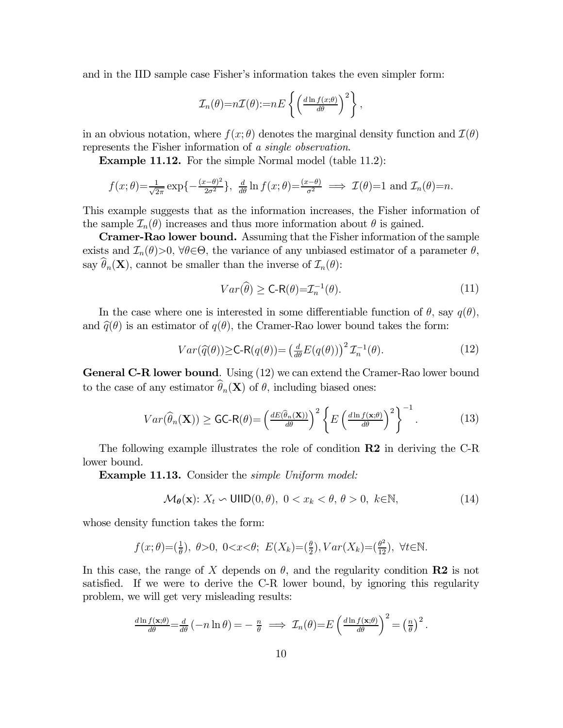and in the IID sample case Fisher's information takes the even simpler form:

$$\mathcal{I}_n(\theta)=n\mathcal{I}(\theta):=nE\left\{\left(\tfrac{d\ln f(x;\theta)}{d\theta}\right)^2\right\},$$

in an obvious notation, where $f(x;\theta)$ denotes the marginal density function and $\mathcal{I}(\theta)$ represents the Fisher information of *a single observation*.

**Example 11.12.** For the simple Normal model (table 11.2):

$$f(x;\theta)=\tfrac{1}{\sqrt{2\pi}}\exp\{-\tfrac{(x-\theta)^2}{2\sigma^2}\},\ \tfrac{d}{d\theta}\ln f(x;\theta)=\tfrac{(x-\theta)}{\sigma^2} \implies \mathcal{I}(\theta)=1 \text{ and } \mathcal{I}_n(\theta)=n.$$

This example suggests that as the information increases, the Fisher information of the sample $\mathcal{I}_n(\theta)$ increases and thus more information about $\theta$ is gained.

**Cramer-Rao lower bound.** Assuming that the Fisher information of the sample exists and $\mathcal{I}_n(\theta)>0,\ \forall\theta\in\Theta$, the variance of any unbiased estimator of a parameter $\theta$, say $\widehat{\theta}_n(\mathbf{X})$, cannot be smaller than the inverse of $\mathcal{I}_n(\theta)$:

$$Var(\widehat{\theta}) \geq \mathsf{C\text{-}R}(\theta)=\mathcal{I}_n^{-1}(\theta). \tag{11}$$

In the case where one is interested in some differentiable function of $\theta$, say $q(\theta)$, and $\widehat{q}(\theta)$ is an estimator of $q(\theta)$, the Cramer-Rao lower bound takes the form:

$$Var(\widehat{q}(\theta))\geq\mathsf{C\text{-}R}(q(\theta))=\left(\tfrac{d}{d\theta}E(q(\theta))\right)^2\mathcal{I}_n^{-1}(\theta). \tag{12}$$

**General C-R lower bound**. Using (12) we can extend the Cramer-Rao lower bound to the case of any estimator $\widehat{\theta}_n(\mathbf{X})$ of $\theta$, including biased ones:

$$Var(\widehat{\theta}_n(\mathbf{X})) \geq \mathsf{GC\text{-}R}(\theta)=\left(\tfrac{dE(\widehat{\theta}_n(\mathbf{X}))}{d\theta}\right)^2\left\{E\left(\tfrac{d\ln f(\mathbf{x};\theta)}{d\theta}\right)^2\right\}^{-1}. \tag{13}$$

The following example illustrates the role of condition **R2** in deriving the C-R lower bound.

**Example 11.13.** Consider the *simple Uniform model:*

$$\mathcal{M}_{\boldsymbol{\theta}}(\mathbf{x}):\ X_t \backsim \mathsf{UIID}(0,\theta),\ 0<x_k<\theta,\ \theta>0,\ k\in\mathbb{N}, \tag{14}$$

whose density function takes the form:

$$f(x;\theta)=(\tfrac{1}{\theta}),\ \theta>0,\ 0<x<\theta;\ E(X_k)=(\tfrac{\theta}{2}), Var(X_k)=(\tfrac{\theta^2}{12}),\ \forall t\in\mathbb{N}.$$

In this case, the range of $X$ depends on $\theta$, and the regularity condition **R2** is not satisfied. If we were to derive the C-R lower bound, by ignoring this regularity problem, we will get very misleading results:

$$\tfrac{d\ln f(\mathbf{x};\theta)}{d\theta}=\tfrac{d}{d\theta}\left(-n\ln\theta\right)=-\tfrac{n}{\theta} \implies \mathcal{I}_n(\theta)=E\left(\tfrac{d\ln f(\mathbf{x};\theta)}{d\theta}\right)^2=\left(\tfrac{n}{\theta}\right)^2.$$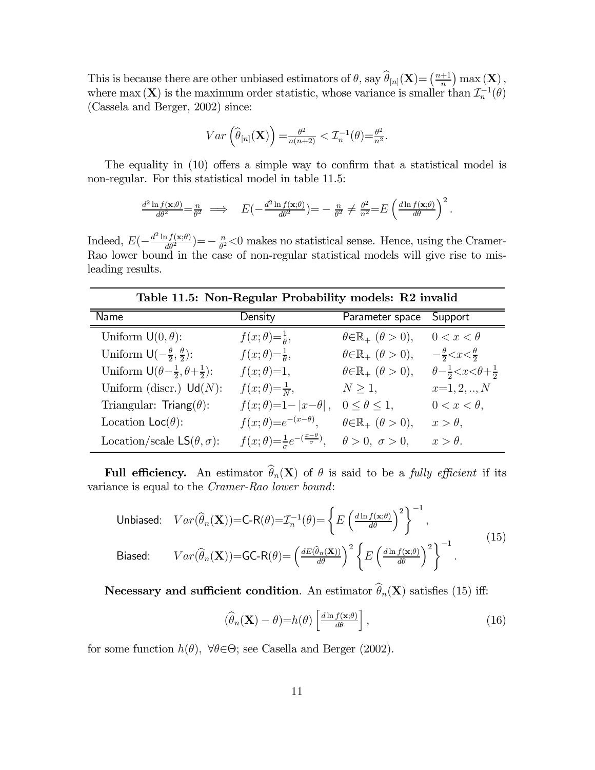This is because there are other unbiased estimators of $\theta$, say $\widehat{\theta}_{[n]}(\mathbf{X})=\left(\frac{n+1}{n}\right)\max(\mathbf{X})$, where $\max(\mathbf{X})$ is the maximum order statistic, whose variance is smaller than $\mathcal{I}_n^{-1}(\theta)$ (Cassela and Berger, 2002) since:

$$Var\left(\widehat{\theta}_{[n]}(\mathbf{X})\right)=\tfrac{\theta^2}{n(n+2)}<\mathcal{I}_n^{-1}(\theta)=\tfrac{\theta^2}{n^2}.$$

The equality in (10) offers a simple way to confirm that a statistical model is non-regular. For this statistical model in table 11.5:

$$\tfrac{d^2\ln f(\mathbf{x};\theta)}{d\theta^2}=\tfrac{n}{\theta^2} \implies E(-\tfrac{d^2\ln f(\mathbf{x};\theta)}{d\theta^2})=-\tfrac{n}{\theta^2}\neq\tfrac{\theta^2}{n^2}=E\left(\tfrac{d\ln f(\mathbf{x};\theta)}{d\theta}\right)^2.$$

Indeed, $E(-\frac{d^2\ln f(\mathbf{x};\theta)}{d\theta^2})=-\frac{n}{\theta^2}<0$ makes no statistical sense. Hence, using the Cramer-Rao lower bound in the case of non-regular statistical models will give rise to misleading results.

**Table 11.5: Non-Regular Probability models: R2 invalid**

| Name | Density | Parameter space | Support |
|---|---|---|---|
| Uniform $\mathsf{U}(0,\theta)$: | $f(x;\theta)=\frac{1}{\theta}$, | $\theta\in\mathbb{R}_+$ $(\theta>0)$, | $0<x<\theta$ |
| Uniform $\mathsf{U}(-\frac{\theta}{2},\frac{\theta}{2})$: | $f(x;\theta)=\frac{1}{\theta}$, | $\theta\in\mathbb{R}_+$ $(\theta>0)$, | $-\frac{\theta}{2}<x<\frac{\theta}{2}$ |
| Uniform $\mathsf{U}(\theta-\frac{1}{2},\theta+\frac{1}{2})$: | $f(x;\theta)=1$, | $\theta\in\mathbb{R}_+$ $(\theta>0)$, | $\theta-\frac{1}{2}<x<\theta+\frac{1}{2}$ |
| Uniform (discr.) $\mathsf{Ud}(N)$: | $f(x;\theta)=\frac{1}{N}$, | $N\geq 1$, | $x=1,2,..,N$ |
| Triangular: $\mathsf{Triang}(\theta)$: | $f(x;\theta)=1-\lvert x-\theta\rvert$, | $0\leq\theta\leq 1$, | $0<x<\theta$, |
| Location $\mathsf{Loc}(\theta)$: | $f(x;\theta)=e^{-(x-\theta)}$, | $\theta\in\mathbb{R}_+$ $(\theta>0)$, | $x>\theta$, |
| Location/scale $\mathsf{LS}(\theta,\sigma)$: | $f(x;\theta)=\frac{1}{\sigma}e^{-(\frac{x-\theta}{\sigma})}$, | $\theta>0,\ \sigma>0$, | $x>\theta$. |

**Full efficiency.** An estimator $\widehat{\theta}_n(\mathbf{X})$ of $\theta$ is said to be a *fully efficient* if its variance is equal to the *Cramer-Rao lower bound*:

$$\begin{aligned}
&\text{Unbiased:}\quad Var(\widehat{\theta}_n(\mathbf{X}))=\text{C-R}(\theta)=\mathcal{I}_n^{-1}(\theta)=\left\{E\left(\tfrac{d\ln f(\mathbf{x};\theta)}{d\theta}\right)^2\right\}^{-1},\\
&\text{Biased:}\quad Var(\widehat{\theta}_n(\mathbf{X}))=\text{GC-R}(\theta)=\left(\tfrac{dE(\widehat{\theta}_n(\mathbf{X}))}{d\theta}\right)^2\left\{E\left(\tfrac{d\ln f(\mathbf{x};\theta)}{d\theta}\right)^2\right\}^{-1}.
\end{aligned}\tag{15}$$

**Necessary and sufficient condition**. An estimator $\widehat{\theta}_n(\mathbf{X})$ satisfies (15) iff:

$$(\widehat{\theta}_n(\mathbf{X})-\theta)=h(\theta)\left[\tfrac{d\ln f(\mathbf{x};\theta)}{d\theta}\right],\tag{16}$$

for some function $h(\theta)$, $\forall\theta\in\Theta$; see Casella and Berger (2002).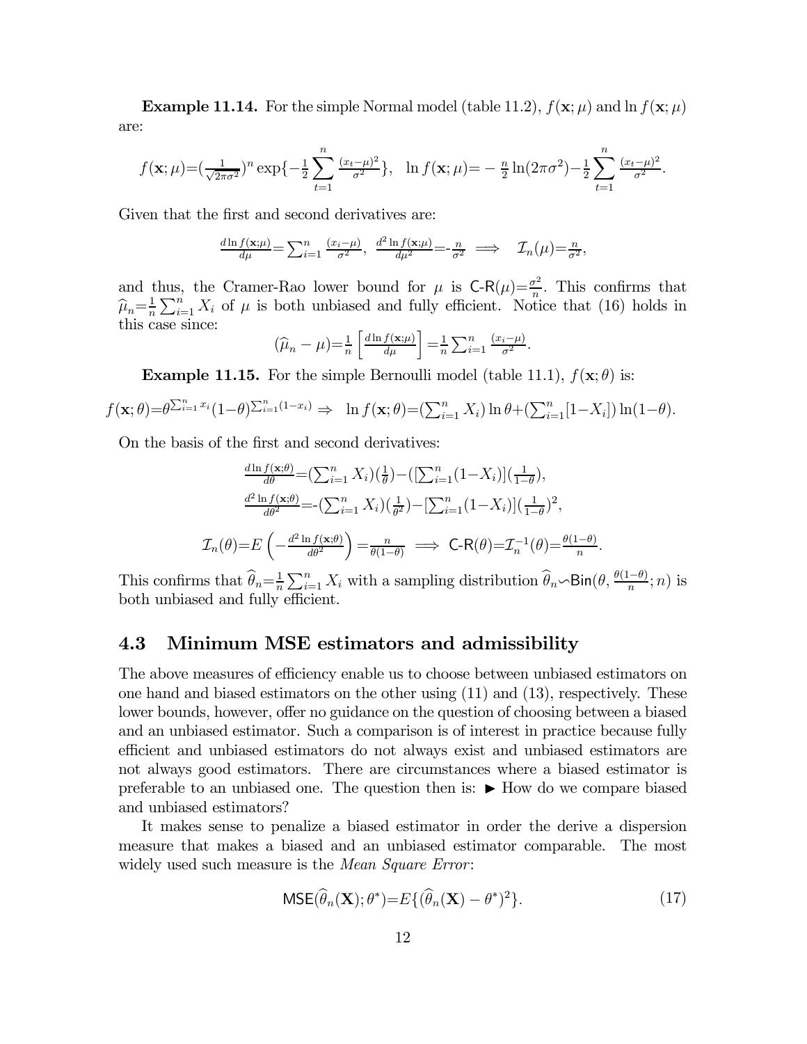**Example 11.14.** For the simple Normal model (table 11.2), $f(\mathbf{x};\mu)$ and $\ln f(\mathbf{x};\mu)$ are:

$$f(\mathbf{x};\mu)=(\tfrac{1}{\sqrt{2\pi\sigma^2}})^n \exp\{-\tfrac{1}{2}\sum_{t=1}^{n}\tfrac{(x_t-\mu)^2}{\sigma^2}\},\quad \ln f(\mathbf{x};\mu)=-\tfrac{n}{2}\ln(2\pi\sigma^2)-\tfrac{1}{2}\sum_{t=1}^{n}\tfrac{(x_t-\mu)^2}{\sigma^2}.$$

Given that the first and second derivatives are:

$$\tfrac{d\ln f(\mathbf{x};\mu)}{d\mu}=\textstyle\sum_{i=1}^{n}\tfrac{(x_i-\mu)}{\sigma^2},\;\; \tfrac{d^2\ln f(\mathbf{x};\mu)}{d\mu^2}=-\tfrac{n}{\sigma^2} \implies \mathcal{I}_n(\mu)=\tfrac{n}{\sigma^2},$$

and thus, the Cramer-Rao lower bound for $\mu$ is $\mathsf{C\text{-}R}(\mu)=\frac{\sigma^2}{n}$. This confirms that $\widehat{\mu}_n=\frac{1}{n}\sum_{i=1}^{n}X_i$ of $\mu$ is both unbiased and fully efficient. Notice that (16) holds in this case since:

$$(\widehat{\mu}_n-\mu)=\tfrac{1}{n}\left[\tfrac{d\ln f(\mathbf{x};\mu)}{d\mu}\right]=\tfrac{1}{n}\textstyle\sum_{i=1}^{n}\tfrac{(x_i-\mu)}{\sigma^2}.$$

**Example 11.15.** For the simple Bernoulli model (table 11.1), $f(\mathbf{x};\theta)$ is:

$$f(\mathbf{x};\theta)=\theta^{\sum_{i=1}^{n}x_i}(1-\theta)^{\sum_{i=1}^{n}(1-x_i)} \Rightarrow \;\ln f(\mathbf{x};\theta)=(\textstyle\sum_{i=1}^{n}X_i)\ln\theta+(\sum_{i=1}^{n}[1-X_i])\ln(1-\theta).$$

On the basis of the first and second derivatives:

$$\tfrac{d\ln f(\mathbf{x};\theta)}{d\theta}=(\textstyle\sum_{i=1}^{n}X_i)(\tfrac{1}{\theta})-([\sum_{i=1}^{n}(1-X_i)](\tfrac{1}{1-\theta}),$$

$$\tfrac{d^2\ln f(\mathbf{x};\theta)}{d\theta^2}=-(\textstyle\sum_{i=1}^{n}X_i)(\tfrac{1}{\theta^2})-[\sum_{i=1}^{n}(1-X_i)](\tfrac{1}{1-\theta})^2,$$

$$\mathcal{I}_n(\theta)=E\left(-\tfrac{d^2\ln f(\mathbf{x};\theta)}{d\theta^2}\right)=\tfrac{n}{\theta(1-\theta)} \implies \mathsf{C\text{-}R}(\theta)=\mathcal{I}_n^{-1}(\theta)=\tfrac{\theta(1-\theta)}{n}.$$

This confirms that $\widehat{\theta}_n=\frac{1}{n}\sum_{i=1}^{n}X_i$ with a sampling distribution $\widehat{\theta}_n\backsim\mathsf{Bin}(\theta,\frac{\theta(1-\theta)}{n};n)$ is both unbiased and fully efficient.

## 4.3 Minimum MSE estimators and admissibility

The above measures of efficiency enable us to choose between unbiased estimators on one hand and biased estimators on the other using (11) and (13), respectively. These lower bounds, however, offer no guidance on the question of choosing between a biased and an unbiased estimator. Such a comparison is of interest in practice because fully efficient and unbiased estimators do not always exist and unbiased estimators are not always good estimators. There are circumstances where a biased estimator is preferable to an unbiased one. The question then is: ► How do we compare biased and unbiased estimators?

It makes sense to penalize a biased estimator in order the derive a dispersion measure that makes a biased and an unbiased estimator comparable. The most widely used such measure is the *Mean Square Error*:

$$\mathsf{MSE}(\widehat{\theta}_n(\mathbf{X});\theta^*)=E\{(\widehat{\theta}_n(\mathbf{X})-\theta^*)^2\}. \tag{17}$$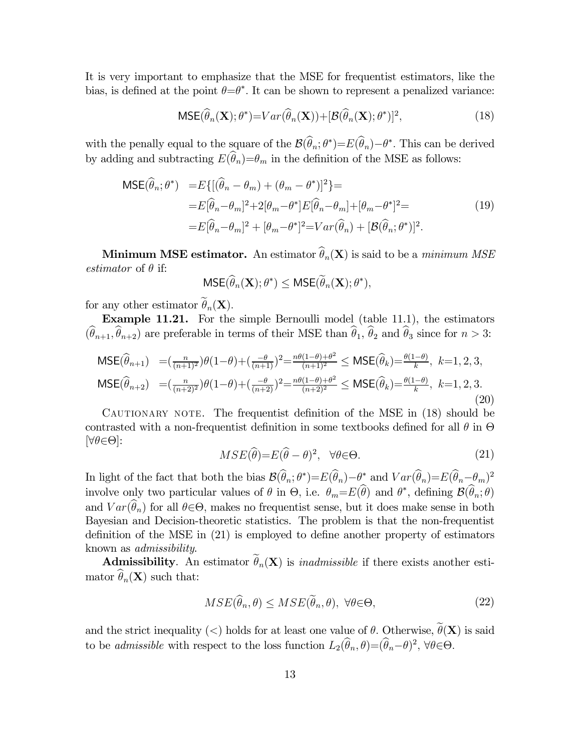It is very important to emphasize that the MSE for frequentist estimators, like the bias, is defined at the point $\theta{=}\theta^*$. It can be shown to represent a penalized variance:

$$\mathsf{MSE}(\widehat{\theta}_n(\mathbf{X});\theta^*){=}Var(\widehat{\theta}_n(\mathbf{X})){+}[\mathcal{B}(\widehat{\theta}_n(\mathbf{X});\theta^*)]^2, \tag{18}$$

with the penally equal to the square of the $\mathcal{B}(\widehat{\theta}_n;\theta^*){=}E(\widehat{\theta}_n){-}\theta^*$. This can be derived by adding and subtracting $E(\widehat{\theta}_n){=}\theta_m$ in the definition of the MSE as follows:

$$\begin{aligned}\mathsf{MSE}(\widehat{\theta}_n;\theta^*) &= E\{[(\widehat{\theta}_n-\theta_m)+(\theta_m-\theta^*)]^2\}= \\ &= E[\widehat{\theta}_n{-}\theta_m]^2{+}2[\theta_m{-}\theta^*]E[\widehat{\theta}_n{-}\theta_m]{+}[\theta_m{-}\theta^*]^2= \\ &= E[\widehat{\theta}_n{-}\theta_m]^2+[\theta_m{-}\theta^*]^2{=}Var(\widehat{\theta}_n)+[\mathcal{B}(\widehat{\theta}_n;\theta^*)]^2.\end{aligned} \tag{19}$$

**Minimum MSE estimator.** An estimator $\widehat{\theta}_n(\mathbf{X})$ is said to be a *minimum MSE estimator* of $\theta$ if:

$$\mathsf{MSE}(\widehat{\theta}_n(\mathbf{X});\theta^*)\leq \mathsf{MSE}(\widetilde{\theta}_n(\mathbf{X});\theta^*),$$

for any other estimator $\widetilde{\theta}_n(\mathbf{X})$.

**Example 11.21.** For the simple Bernoulli model (table 11.1), the estimators $(\widehat{\theta}_{n+1},\widehat{\theta}_{n+2})$ are preferable in terms of their MSE than $\widehat{\theta}_1$, $\widehat{\theta}_2$ and $\widehat{\theta}_3$ since for $n>3$:

$$\begin{aligned}\mathsf{MSE}(\widehat{\theta}_{n+1}) &= (\tfrac{n}{(n+1)^2})\theta(1{-}\theta){+}(\tfrac{-\theta}{(n+1)})^2{=}\tfrac{n\theta(1-\theta)+\theta^2}{(n+1)^2}\leq \mathsf{MSE}(\widehat{\theta}_k){=}\tfrac{\theta(1-\theta)}{k},\ k{=}1,2,3, \\ \mathsf{MSE}(\widehat{\theta}_{n+2}) &= (\tfrac{n}{(n+2)^2})\theta(1{-}\theta){+}(\tfrac{-\theta}{(n+2)})^2{=}\tfrac{n\theta(1-\theta)+\theta^2}{(n+2)^2}\leq \mathsf{MSE}(\widehat{\theta}_k){=}\tfrac{\theta(1-\theta)}{k},\ k{=}1,2,3.\end{aligned} \tag{20}$$

Cautionary note. The frequentist definition of the MSE in (18) should be contrasted with a non-frequentist definition in some textbooks defined for all $\theta$ in $\Theta$ [$\forall\theta{\in}\Theta$]:

$$MSE(\widehat{\theta}){=}E(\widehat{\theta}-\theta)^2,\ \ \forall\theta{\in}\Theta. \tag{21}$$

In light of the fact that both the bias $\mathcal{B}(\widehat{\theta}_n;\theta^*){=}E(\widehat{\theta}_n){-}\theta^*$ and $Var(\widehat{\theta}_n){=}E(\widehat{\theta}_n{-}\theta_m)^2$ involve only two particular values of $\theta$ in $\Theta$, i.e. $\theta_m{=}E(\widehat{\theta})$ and $\theta^*$, defining $\mathcal{B}(\widehat{\theta}_n;\theta)$ and $Var(\widehat{\theta}_n)$ for all $\theta{\in}\Theta$, makes no frequentist sense, but it does make sense in both Bayesian and Decision-theoretic statistics. The problem is that the non-frequentist definition of the MSE in (21) is employed to define another property of estimators known as *admissibility*.

**Admissibility**. An estimator $\widetilde{\theta}_n(\mathbf{X})$ is *inadmissible* if there exists another estimator $\widehat{\theta}_n(\mathbf{X})$ such that:

$$MSE(\widehat{\theta}_n,\theta)\leq MSE(\widetilde{\theta}_n,\theta),\ \forall\theta{\in}\Theta, \tag{22}$$

and the strict inequality ($<$) holds for at least one value of $\theta$. Otherwise, $\widetilde{\theta}(\mathbf{X})$ is said to be *admissible* with respect to the loss function $L_2(\widehat{\theta}_n,\theta){=}(\widehat{\theta}_n{-}\theta)^2$, $\forall\theta{\in}\Theta$.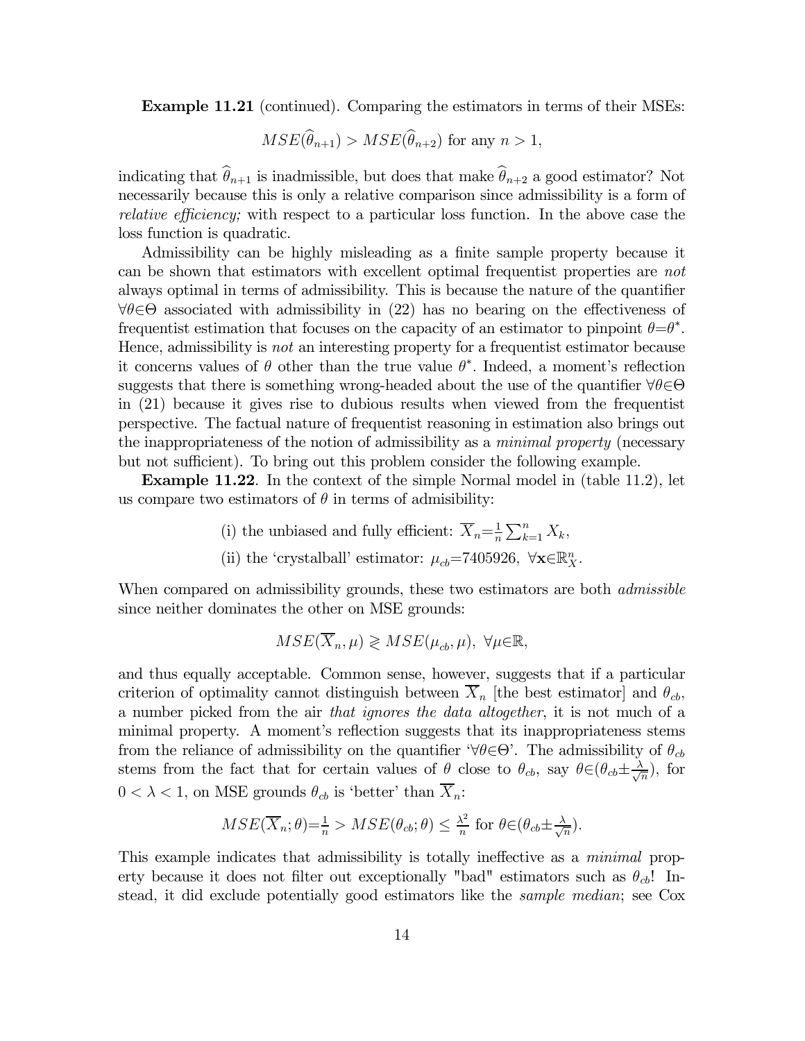**Example 11.21** (continued). Comparing the estimators in terms of their MSEs:

$$MSE(\widehat{\theta}_{n+1}) > MSE(\widehat{\theta}_{n+2}) \text{ for any } n > 1,$$

indicating that $\widehat{\theta}_{n+1}$ is inadmissible, but does that make $\widehat{\theta}_{n+2}$ a good estimator? Not necessarily because this is only a relative comparison since admissibility is a form of *relative efficiency;* with respect to a particular loss function. In the above case the loss function is quadratic.

Admissibility can be highly misleading as a finite sample property because it can be shown that estimators with excellent optimal frequentist properties are *not* always optimal in terms of admissibility. This is because the nature of the quantifier $\forall\theta\in\Theta$ associated with admissibility in (22) has no bearing on the effectiveness of frequentist estimation that focuses on the capacity of an estimator to pinpoint $\theta=\theta^{*}$. Hence, admissibility is *not* an interesting property for a frequentist estimator because it concerns values of $\theta$ other than the true value $\theta^{*}$. Indeed, a moment's reflection suggests that there is something wrong-headed about the use of the quantifier $\forall\theta\in\Theta$ in (21) because it gives rise to dubious results when viewed from the frequentist perspective. The factual nature of frequentist reasoning in estimation also brings out the inappropriateness of the notion of admissibility as a *minimal property* (necessary but not sufficient). To bring out this problem consider the following example.

**Example 11.22**. In the context of the simple Normal model in (table 11.2), let us compare two estimators of $\theta$ in terms of admisibility:

(i) the unbiased and fully efficient: $\overline{X}_n=\frac{1}{n}\sum_{k=1}^{n}X_k$,

(ii) the 'crystalball' estimator: $\mu_{cb}$=7405926, $\forall\mathbf{x}\in\mathbb{R}_X^n$.

When compared on admissibility grounds, these two estimators are both *admissible* since neither dominates the other on MSE grounds:

$$MSE(\overline{X}_n,\mu) \gtrless MSE(\mu_{cb},\mu),\ \forall\mu\in\mathbb{R},$$

and thus equally acceptable. Common sense, however, suggests that if a particular criterion of optimality cannot distinguish between $\overline{X}_n$ [the best estimator] and $\theta_{cb}$, a number picked from the air *that ignores the data altogether*, it is not much of a minimal property. A moment's reflection suggests that its inappropriateness stems from the reliance of admissibility on the quantifier '$\forall\theta\in\Theta$'. The admissibility of $\theta_{cb}$ stems from the fact that for certain values of $\theta$ close to $\theta_{cb}$, say $\theta\in(\theta_{cb}\pm\frac{\lambda}{\sqrt{n}})$, for $0<\lambda<1$, on MSE grounds $\theta_{cb}$ is 'better' than $\overline{X}_n$:

$$MSE(\overline{X}_n;\theta)=\tfrac{1}{n} > MSE(\theta_{cb};\theta) \leq \tfrac{\lambda^2}{n} \text{ for } \theta\in(\theta_{cb}\pm\tfrac{\lambda}{\sqrt{n}}).$$

This example indicates that admissibility is totally ineffective as a *minimal* property because it does not filter out exceptionally "bad" estimators such as $\theta_{cb}$! Instead, it did exclude potentially good estimators like the *sample median*; see Cox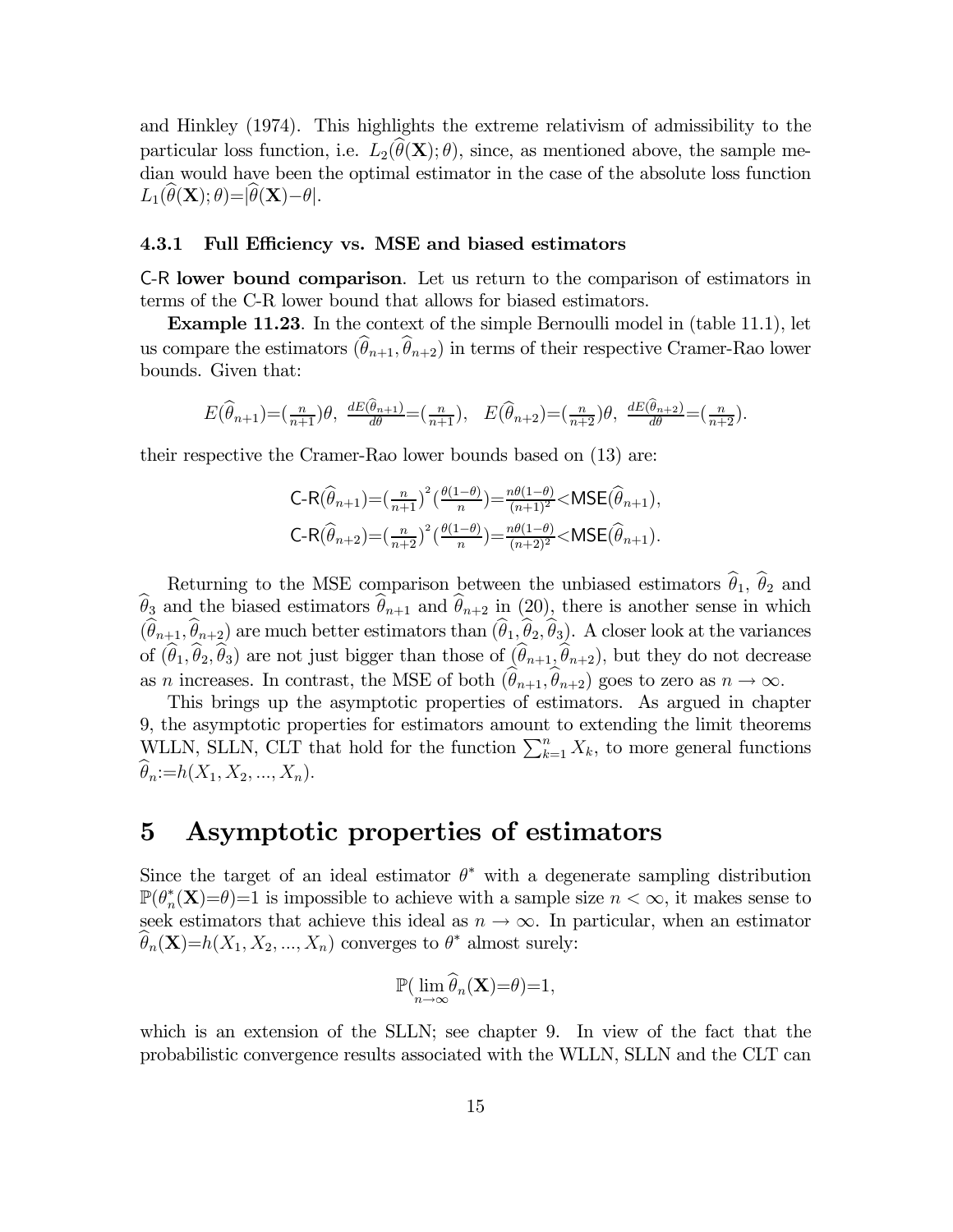and Hinkley (1974). This highlights the extreme relativism of admissibility to the particular loss function, i.e. $L_2(\widehat{\theta}(\mathbf{X});\theta)$, since, as mentioned above, the sample median would have been the optimal estimator in the case of the absolute loss function $L_1(\widehat{\theta}(\mathbf{X});\theta)=|\widehat{\theta}(\mathbf{X})-\theta|$.

### 4.3.1 Full Efficiency vs. MSE and biased estimators

C-R **lower bound comparison**. Let us return to the comparison of estimators in terms of the C-R lower bound that allows for biased estimators.

**Example 11.23**. In the context of the simple Bernoulli model in (table 11.1), let us compare the estimators $(\widehat{\theta}_{n+1},\widehat{\theta}_{n+2})$ in terms of their respective Cramer-Rao lower bounds. Given that:

$$E(\widehat{\theta}_{n+1})=(\tfrac{n}{n+1})\theta,\ \tfrac{dE(\widehat{\theta}_{n+1})}{d\theta}=(\tfrac{n}{n+1}),\quad E(\widehat{\theta}_{n+2})=(\tfrac{n}{n+2})\theta,\ \tfrac{dE(\widehat{\theta}_{n+2})}{d\theta}=(\tfrac{n}{n+2}).$$

their respective the Cramer-Rao lower bounds based on (13) are:

$$\text{C-R}(\widehat{\theta}_{n+1})=(\tfrac{n}{n+1})^2(\tfrac{\theta(1-\theta)}{n})=\tfrac{n\theta(1-\theta)}{(n+1)^2}<\text{MSE}(\widehat{\theta}_{n+1}),$$
$$\text{C-R}(\widehat{\theta}_{n+2})=(\tfrac{n}{n+2})^2(\tfrac{\theta(1-\theta)}{n})=\tfrac{n\theta(1-\theta)}{(n+2)^2}<\text{MSE}(\widehat{\theta}_{n+1}).$$

Returning to the MSE comparison between the unbiased estimators $\widehat{\theta}_1$, $\widehat{\theta}_2$ and $\widehat{\theta}_3$ and the biased estimators $\widehat{\theta}_{n+1}$ and $\widehat{\theta}_{n+2}$ in (20), there is another sense in which $(\widehat{\theta}_{n+1},\widehat{\theta}_{n+2})$ are much better estimators than $(\widehat{\theta}_1,\widehat{\theta}_2,\widehat{\theta}_3)$. A closer look at the variances of $(\widehat{\theta}_1,\widehat{\theta}_2,\widehat{\theta}_3)$ are not just bigger than those of $(\widehat{\theta}_{n+1},\widehat{\theta}_{n+2})$, but they do not decrease as $n$ increases. In contrast, the MSE of both $(\widehat{\theta}_{n+1},\widehat{\theta}_{n+2})$ goes to zero as $n\rightarrow\infty$.

This brings up the asymptotic properties of estimators. As argued in chapter 9, the asymptotic properties for estimators amount to extending the limit theorems WLLN, SLLN, CLT that hold for the function $\sum_{k=1}^{n}X_k$, to more general functions $\widehat{\theta}_n:=h(X_1,X_2,...,X_n)$.

# 5 Asymptotic properties of estimators

Since the target of an ideal estimator $\theta^*$ with a degenerate sampling distribution $\mathbb{P}(\theta_n^*(\mathbf{X})=\theta)=1$ is impossible to achieve with a sample size $n<\infty$, it makes sense to seek estimators that achieve this ideal as $n\rightarrow\infty$. In particular, when an estimator $\widehat{\theta}_n(\mathbf{X})=h(X_1,X_2,...,X_n)$ converges to $\theta^*$ almost surely:

$$\mathbb{P}(\lim_{n\rightarrow\infty}\widehat{\theta}_n(\mathbf{X})=\theta)=1,$$

which is an extension of the SLLN; see chapter 9. In view of the fact that the probabilistic convergence results associated with the WLLN, SLLN and the CLT can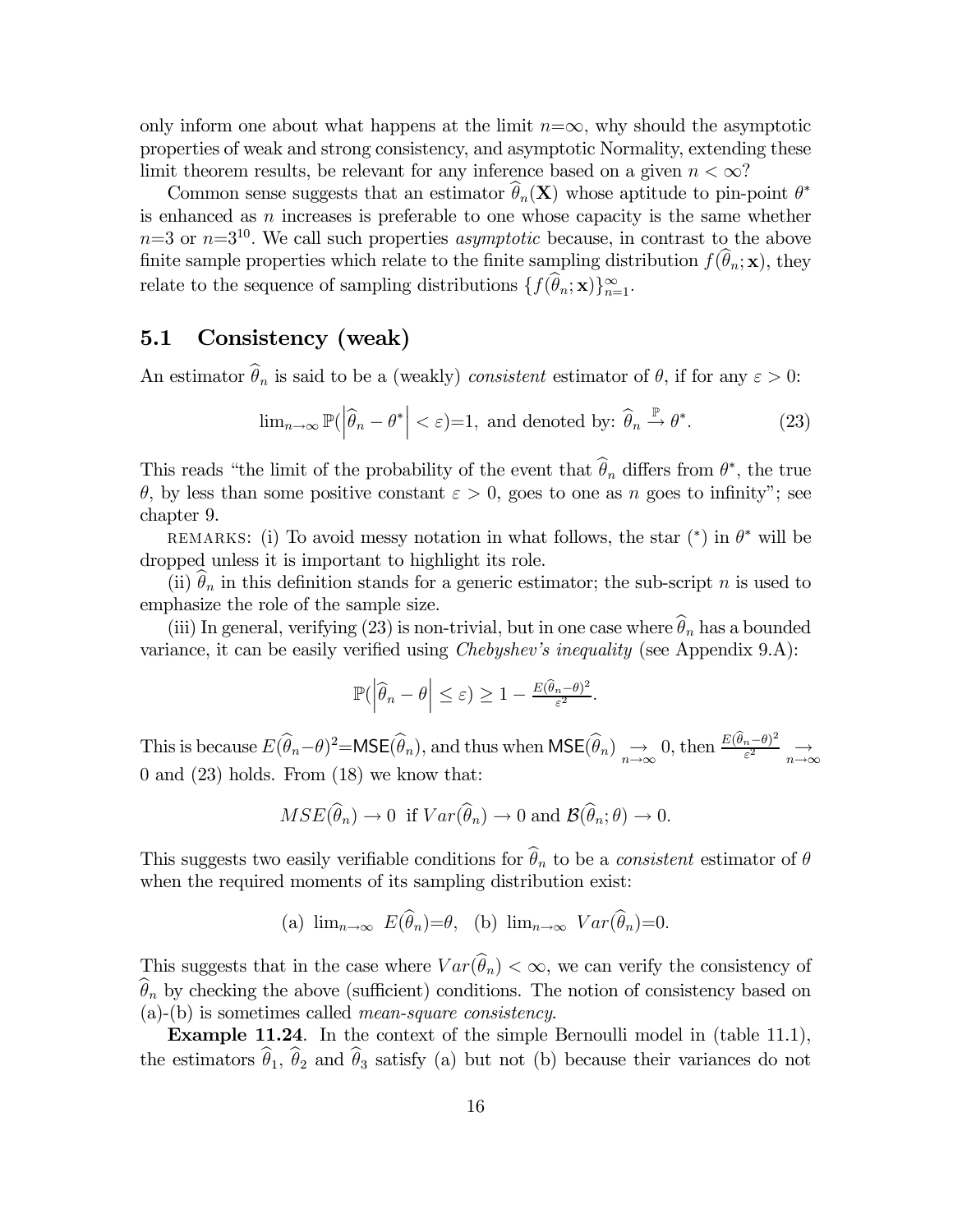only inform one about what happens at the limit $n{=}\infty$, why should the asymptotic properties of weak and strong consistency, and asymptotic Normality, extending these limit theorem results, be relevant for any inference based on a given $n<\infty$?

Common sense suggests that an estimator $\widehat{\theta}_n(\mathbf{X})$ whose aptitude to pin-point $\theta^*$ is enhanced as $n$ increases is preferable to one whose capacity is the same whether $n{=}3$ or $n{=}3^{10}$. We call such properties *asymptotic* because, in contrast to the above finite sample properties which relate to the finite sampling distribution $f(\widehat{\theta}_n;\mathbf{x})$, they relate to the sequence of sampling distributions $\{f(\widehat{\theta}_n;\mathbf{x})\}_{n=1}^{\infty}$.

## 5.1 Consistency (weak)

An estimator $\widehat{\theta}_n$ is said to be a (weakly) *consistent* estimator of $\theta$, if for any $\varepsilon>0$:

$$\lim_{n\to\infty}\mathbb{P}(\left|\widehat{\theta}_n-\theta^*\right|<\varepsilon){=}1, \text{ and denoted by: } \widehat{\theta}_n\overset{\mathbb{P}}{\to}\theta^*. \tag{23}$$

This reads "the limit of the probability of the event that $\widehat{\theta}_n$ differs from $\theta^*$, the true $\theta$, by less than some positive constant $\varepsilon>0$, goes to one as $n$ goes to infinity"; see chapter 9.

REMARKS: (i) To avoid messy notation in what follows, the star ($^*$) in $\theta^*$ will be dropped unless it is important to highlight its role.

(ii) $\widehat{\theta}_n$ in this definition stands for a generic estimator; the sub-script $n$ is used to emphasize the role of the sample size.

(iii) In general, verifying (23) is non-trivial, but in one case where $\widehat{\theta}_n$ has a bounded variance, it can be easily verified using *Chebyshev's inequality* (see Appendix 9.A):

$$\mathbb{P}(\left|\widehat{\theta}_n-\theta\right|\leq\varepsilon)\geq 1-\tfrac{E(\widehat{\theta}_n-\theta)^2}{\varepsilon^2}.$$

This is because $E(\widehat{\theta}_n-\theta)^2{=}\mathsf{MSE}(\widehat{\theta}_n)$, and thus when $\mathsf{MSE}(\widehat{\theta}_n)\underset{n\to\infty}{\to}0$, then $\frac{E(\widehat{\theta}_n-\theta)^2}{\varepsilon^2}\underset{n\to\infty}{\to}0$ and (23) holds. From (18) we know that:

$$MSE(\widehat{\theta}_n)\to 0 \;\text{ if } Var(\widehat{\theta}_n)\to 0 \text{ and } \mathcal{B}(\widehat{\theta}_n;\theta)\to 0.$$

This suggests two easily verifiable conditions for $\widehat{\theta}_n$ to be a *consistent* estimator of $\theta$ when the required moments of its sampling distribution exist:

$$\text{(a) } \lim_{n\to\infty}\; E(\widehat{\theta}_n){=}\theta, \quad \text{(b) } \lim_{n\to\infty}\; Var(\widehat{\theta}_n){=}0.$$

This suggests that in the case where $Var(\widehat{\theta}_n)<\infty$, we can verify the consistency of $\widehat{\theta}_n$ by checking the above (sufficient) conditions. The notion of consistency based on (a)-(b) is sometimes called *mean-square consistency*.

**Example 11.24**. In the context of the simple Bernoulli model in (table 11.1), the estimators $\widehat{\theta}_1$, $\widehat{\theta}_2$ and $\widehat{\theta}_3$ satisfy (a) but not (b) because their variances do not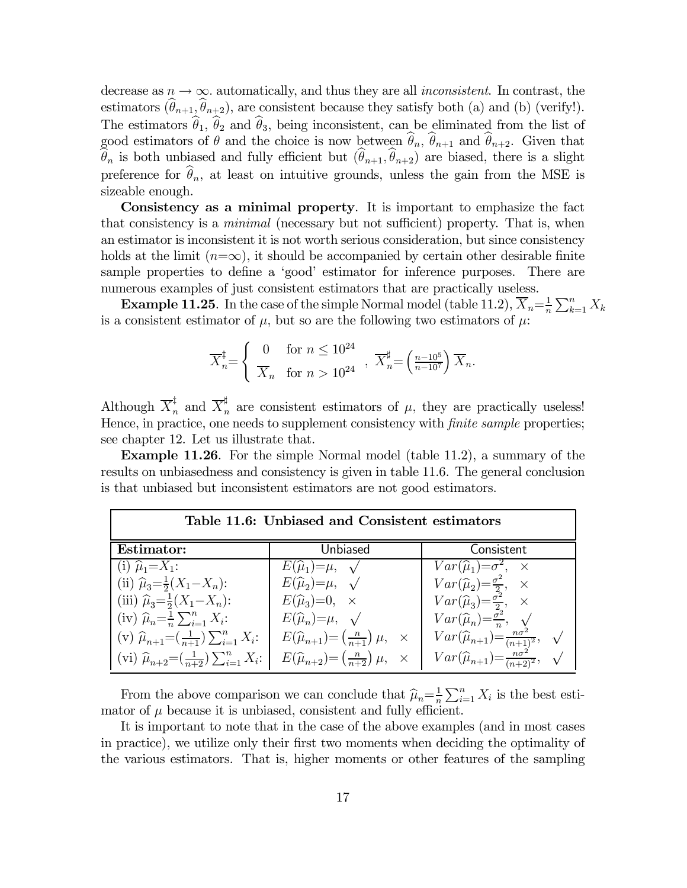decrease as $n \to \infty$. automatically, and thus they are all *inconsistent*. In contrast, the estimators $(\widehat{\theta}_{n+1}, \widehat{\theta}_{n+2})$, are consistent because they satisfy both (a) and (b) (verify!). The estimators $\widehat{\theta}_1$, $\widehat{\theta}_2$ and $\widehat{\theta}_3$, being inconsistent, can be eliminated from the list of good estimators of $\theta$ and the choice is now between $\widehat{\theta}_n$, $\widehat{\theta}_{n+1}$ and $\widehat{\theta}_{n+2}$. Given that $\widehat{\theta}_n$ is both unbiased and fully efficient but $(\widehat{\theta}_{n+1}, \widehat{\theta}_{n+2})$ are biased, there is a slight preference for $\widehat{\theta}_n$, at least on intuitive grounds, unless the gain from the MSE is sizeable enough.

**Consistency as a minimal property**. It is important to emphasize the fact that consistency is a *minimal* (necessary but not sufficient) property. That is, when an estimator is inconsistent it is not worth serious consideration, but since consistency holds at the limit ($n{=}\infty$), it should be accompanied by certain other desirable finite sample properties to define a 'good' estimator for inference purposes. There are numerous examples of just consistent estimators that are practically useless.

**Example 11.25**. In the case of the simple Normal model (table 11.2), $\overline{X}_n{=}\frac{1}{n}\sum_{k=1}^{n} X_k$ is a consistent estimator of $\mu$, but so are the following two estimators of $\mu$:

$$\overline{X}_n^{\ddagger}{=}\begin{cases} 0 & \text{for } n \leq 10^{24} \\ \overline{X}_n & \text{for } n > 10^{24} \end{cases}, \quad \overline{X}_n^{\sharp}{=}\left(\tfrac{n-10^5}{n-10^7}\right)\overline{X}_n.$$

Although $\overline{X}_n^{\ddagger}$ and $\overline{X}_n^{\sharp}$ are consistent estimators of $\mu$, they are practically useless! Hence, in practice, one needs to supplement consistency with *finite sample* properties; see chapter 12. Let us illustrate that.

**Example 11.26**. For the simple Normal model (table 11.2), a summary of the results on unbiasedness and consistency is given in table 11.6. The general conclusion is that unbiased but inconsistent estimators are not good estimators.

**Table 11.6: Unbiased and Consistent estimators**

| Estimator: | Unbiased | Consistent |
|---|---|---|
| (i) $\widehat{\mu}_1{=}X_1$: | $E(\widehat{\mu}_1){=}\mu$, $\surd$ | $Var(\widehat{\mu}_1){=}\sigma^2$, $\times$ |
| (ii) $\widehat{\mu}_3{=}\frac{1}{2}(X_1{-}X_n)$: | $E(\widehat{\mu}_2){=}\mu$, $\surd$ | $Var(\widehat{\mu}_2){=}\frac{\sigma^2}{2}$, $\times$ |
| (iii) $\widehat{\mu}_3{=}\frac{1}{2}(X_1{-}X_n)$: | $E(\widehat{\mu}_3){=}0$, $\times$ | $Var(\widehat{\mu}_3){=}\frac{\sigma^2}{2}$, $\times$ |
| (iv) $\widehat{\mu}_n{=}\frac{1}{n}\sum_{i=1}^{n} X_i$: | $E(\widehat{\mu}_n){=}\mu$, $\surd$ | $Var(\widehat{\mu}_n){=}\frac{\sigma^2}{n}$, $\surd$ |
| (v) $\widehat{\mu}_{n+1}{=}(\frac{1}{n+1})\sum_{i=1}^{n} X_i$: | $E(\widehat{\mu}_{n+1}){=}\left(\frac{n}{n+1}\right)\mu$, $\times$ | $Var(\widehat{\mu}_{n+1}){=}\frac{n\sigma^2}{(n+1)^2}$, $\surd$ |
| (vi) $\widehat{\mu}_{n+2}{=}(\frac{1}{n+2})\sum_{i=1}^{n} X_i$: | $E(\widehat{\mu}_{n+2}){=}\left(\frac{n}{n+2}\right)\mu$, $\times$ | $Var(\widehat{\mu}_{n+1}){=}\frac{n\sigma^2}{(n+2)^2}$, $\surd$ |

From the above comparison we can conclude that $\widehat{\mu}_n{=}\frac{1}{n}\sum_{i=1}^{n} X_i$ is the best estimator of $\mu$ because it is unbiased, consistent and fully efficient.

It is important to note that in the case of the above examples (and in most cases in practice), we utilize only their first two moments when deciding the optimality of the various estimators. That is, higher moments or other features of the sampling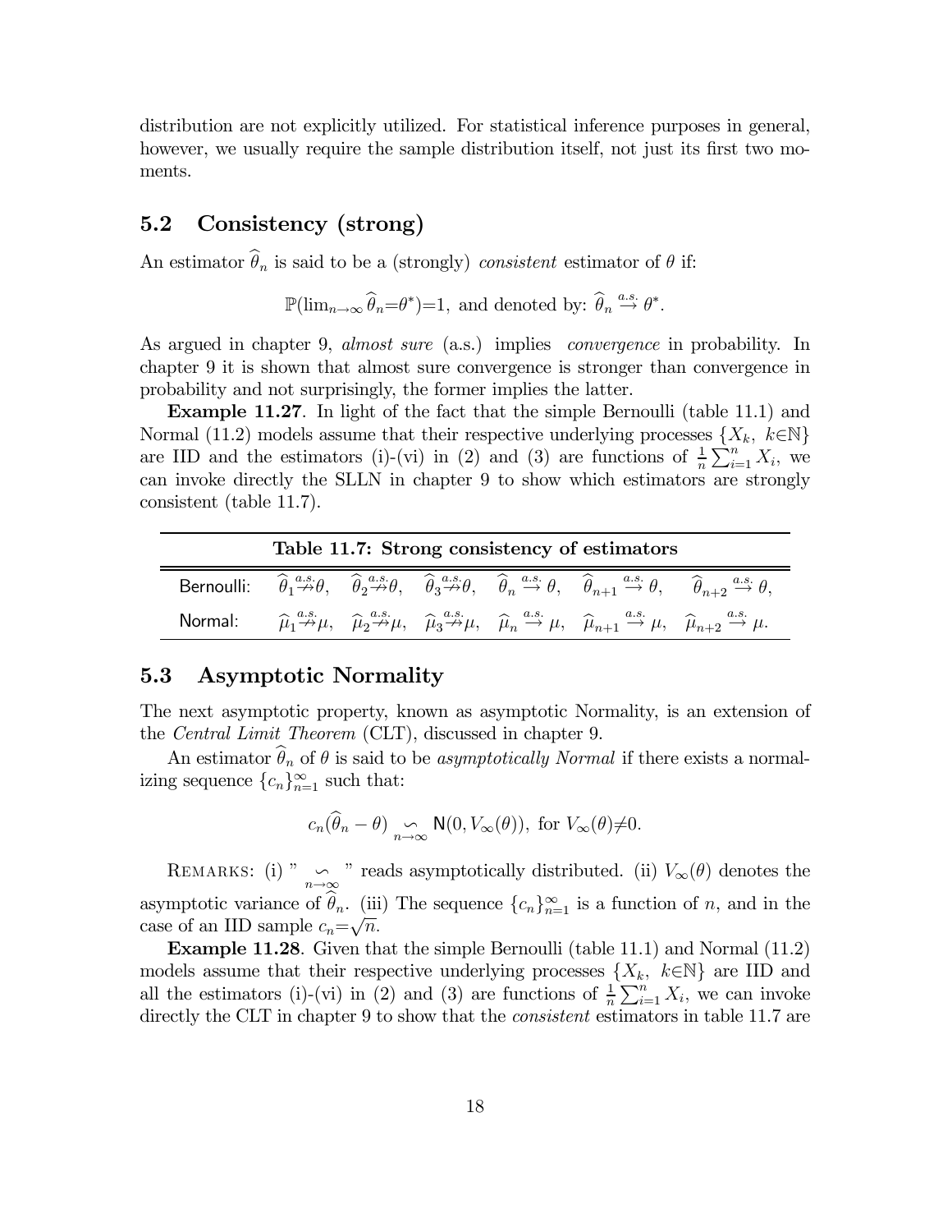distribution are not explicitly utilized. For statistical inference purposes in general, however, we usually require the sample distribution itself, not just its first two moments.

## 5.2 Consistency (strong)

An estimator $\widehat{\theta}_n$ is said to be a (strongly) *consistent* estimator of $\theta$ if:

$$\mathbb{P}(\lim_{n\to\infty} \widehat{\theta}_n = \theta^*) = 1, \text{ and denoted by: } \widehat{\theta}_n \overset{a.s.}{\to} \theta^*.$$

As argued in chapter 9, *almost sure* (a.s.) implies *convergence* in probability. In chapter 9 it is shown that almost sure convergence is stronger than convergence in probability and not surprisingly, the former implies the latter.

**Example 11.27**. In light of the fact that the simple Bernoulli (table 11.1) and Normal (11.2) models assume that their respective underlying processes $\{X_k,\ k\in\mathbb{N}\}$ are IID and the estimators (i)-(vi) in (2) and (3) are functions of $\frac{1}{n}\sum_{i=1}^{n} X_i$, we can invoke directly the SLLN in chapter 9 to show which estimators are strongly consistent (table 11.7).

**Table 11.7: Strong consistency of estimators**

| | | | | | | |
|---|---|---|---|---|---|---|
| Bernoulli: | $\widehat{\theta}_1 \overset{a.s.}{\nrightarrow} \theta$, | $\widehat{\theta}_2 \overset{a.s.}{\nrightarrow} \theta$, | $\widehat{\theta}_3 \overset{a.s.}{\nrightarrow} \theta$, | $\widehat{\theta}_n \overset{a.s.}{\to} \theta$, | $\widehat{\theta}_{n+1} \overset{a.s.}{\to} \theta$, | $\widehat{\theta}_{n+2} \overset{a.s.}{\to} \theta$, |
| Normal: | $\widehat{\mu}_1 \overset{a.s.}{\nrightarrow} \mu$, | $\widehat{\mu}_2 \overset{a.s.}{\nrightarrow} \mu$, | $\widehat{\mu}_3 \overset{a.s.}{\nrightarrow} \mu$, | $\widehat{\mu}_n \overset{a.s.}{\to} \mu$, | $\widehat{\mu}_{n+1} \overset{a.s.}{\to} \mu$, | $\widehat{\mu}_{n+2} \overset{a.s.}{\to} \mu$. |

## 5.3 Asymptotic Normality

The next asymptotic property, known as asymptotic Normality, is an extension of the *Central Limit Theorem* (CLT), discussed in chapter 9.

An estimator $\widehat{\theta}_n$ of $\theta$ is said to be *asymptotically Normal* if there exists a normalizing sequence $\{c_n\}_{n=1}^{\infty}$ such that:

$$c_n(\widehat{\theta}_n - \theta) \underset{n\to\infty}{\backsim} \mathsf{N}(0, V_\infty(\theta)), \text{ for } V_\infty(\theta) \neq 0.$$

REMARKS: (i) " $\underset{n\to\infty}{\backsim}$ " reads asymptotically distributed. (ii) $V_\infty(\theta)$ denotes the asymptotic variance of $\widehat{\theta}_n$. (iii) The sequence $\{c_n\}_{n=1}^{\infty}$ is a function of $n$, and in the case of an IID sample $c_n = \sqrt{n}$.

**Example 11.28**. Given that the simple Bernoulli (table 11.1) and Normal (11.2) models assume that their respective underlying processes $\{X_k,\ k\in\mathbb{N}\}$ are IID and all the estimators (i)-(vi) in (2) and (3) are functions of $\frac{1}{n}\sum_{i=1}^{n} X_i$, we can invoke directly the CLT in chapter 9 to show that the *consistent* estimators in table 11.7 are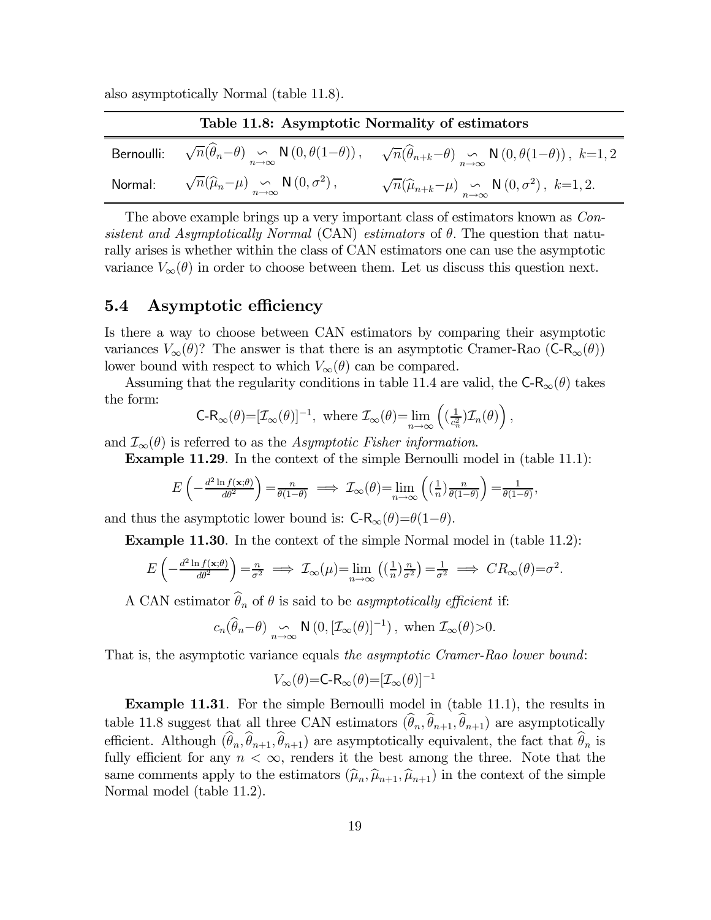also asymptotically Normal (table 11.8).

**Table 11.8: Asymptotic Normality of estimators**

| | | |
|---|---|---|
| Bernoulli: | $\sqrt{n}(\widehat{\theta}_n - \theta) \underset{n\to\infty}{\backsim} \mathsf{N}(0, \theta(1-\theta))$, | $\sqrt{n}(\widehat{\theta}_{n+k} - \theta) \underset{n\to\infty}{\backsim} \mathsf{N}(0, \theta(1-\theta))$, $k=1,2$ |
| Normal: | $\sqrt{n}(\widehat{\mu}_n - \mu) \underset{n\to\infty}{\backsim} \mathsf{N}(0, \sigma^2)$, | $\sqrt{n}(\widehat{\mu}_{n+k} - \mu) \underset{n\to\infty}{\backsim} \mathsf{N}(0, \sigma^2)$, $k=1,2.$ |

The above example brings up a very important class of estimators known as *Consistent and Asymptotically Normal* (CAN) *estimators* of $\theta$. The question that naturally arises is whether within the class of CAN estimators one can use the asymptotic variance $V_\infty(\theta)$ in order to choose between them. Let us discuss this question next.

## 5.4 Asymptotic efficiency

Is there a way to choose between CAN estimators by comparing their asymptotic variances $V_\infty(\theta)$? The answer is that there is an asymptotic Cramer-Rao ($\mathsf{C\text{-}R}_\infty(\theta)$) lower bound with respect to which $V_\infty(\theta)$ can be compared.

Assuming that the regularity conditions in table 11.4 are valid, the $\mathsf{C\text{-}R}_\infty(\theta)$ takes the form:

$$\mathsf{C\text{-}R}_\infty(\theta) = [\mathcal{I}_\infty(\theta)]^{-1}, \text{ where } \mathcal{I}_\infty(\theta) = \lim_{n\to\infty} \left( (\tfrac{1}{c_n^2}) \mathcal{I}_n(\theta) \right),$$

and $\mathcal{I}_\infty(\theta)$ is referred to as the *Asymptotic Fisher information*.

**Example 11.29**. In the context of the simple Bernoulli model in (table 11.1):

$$E\left(-\tfrac{d^2 \ln f(\mathbf{x};\theta)}{d\theta^2}\right) = \tfrac{n}{\theta(1-\theta)} \implies \mathcal{I}_\infty(\theta) = \lim_{n\to\infty} \left( (\tfrac{1}{n}) \tfrac{n}{\theta(1-\theta)} \right) = \tfrac{1}{\theta(1-\theta)},$$

and thus the asymptotic lower bound is: $\mathsf{C\text{-}R}_\infty(\theta) = \theta(1-\theta)$.

**Example 11.30**. In the context of the simple Normal model in (table 11.2):

$$E\left(-\tfrac{d^2 \ln f(\mathbf{x};\theta)}{d\theta^2}\right) = \tfrac{n}{\sigma^2} \implies \mathcal{I}_\infty(\mu) = \lim_{n\to\infty} \left( (\tfrac{1}{n}) \tfrac{n}{\sigma^2} \right) = \tfrac{1}{\sigma^2} \implies CR_\infty(\theta) = \sigma^2.$$

A CAN estimator $\widehat{\theta}_n$ of $\theta$ is said to be *asymptotically efficient* if:

$$c_n(\widehat{\theta}_n - \theta) \underset{n\to\infty}{\backsim} \mathsf{N}(0, [\mathcal{I}_\infty(\theta)]^{-1}), \text{ when } \mathcal{I}_\infty(\theta) > 0.$$

That is, the asymptotic variance equals *the asymptotic Cramer-Rao lower bound*:

$$V_\infty(\theta) = \mathsf{C\text{-}R}_\infty(\theta) = [\mathcal{I}_\infty(\theta)]^{-1}$$

**Example 11.31**. For the simple Bernoulli model in (table 11.1), the results in table 11.8 suggest that all three CAN estimators $(\widehat{\theta}_n, \widehat{\theta}_{n+1}, \widehat{\theta}_{n+1})$ are asymptotically efficient. Although $(\widehat{\theta}_n, \widehat{\theta}_{n+1}, \widehat{\theta}_{n+1})$ are asymptotically equivalent, the fact that $\widehat{\theta}_n$ is fully efficient for any $n < \infty$, renders it the best among the three. Note that the same comments apply to the estimators $(\widehat{\mu}_n, \widehat{\mu}_{n+1}, \widehat{\mu}_{n+1})$ in the context of the simple Normal model (table 11.2).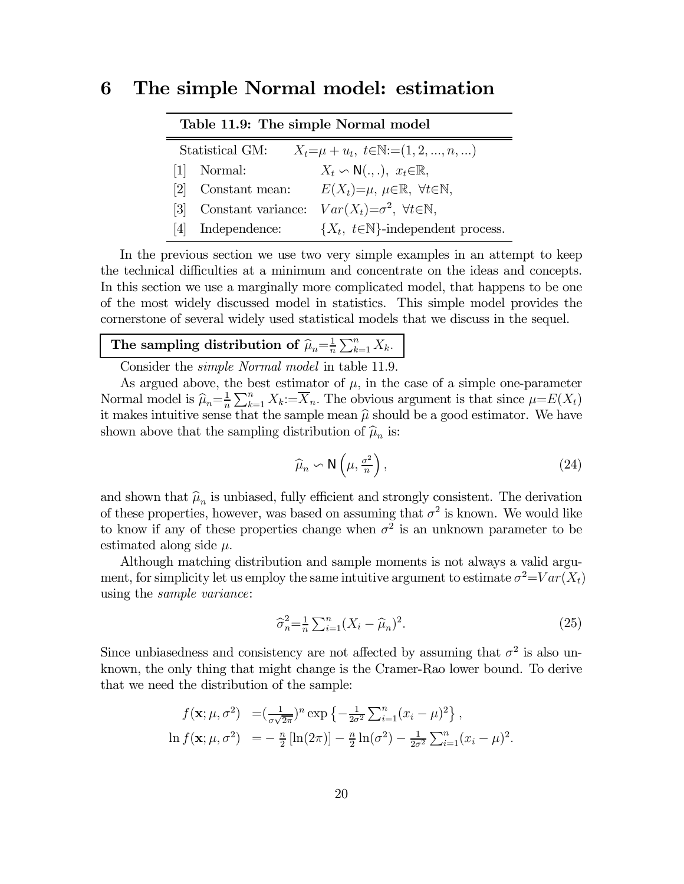# 6 The simple Normal model: estimation

**Table 11.9: The simple Normal model**

| | | |
|---|---|---|
| Statistical GM: | | $X_t=\mu+u_t,\ t\in\mathbb{N}:=(1,2,...,n,...)$ |
| [1] | Normal: | $X_t \backsim \mathsf{N}(.,.),\ x_t\in\mathbb{R}$, |
| [2] | Constant mean: | $E(X_t)=\mu,\ \mu\in\mathbb{R},\ \forall t\in\mathbb{N}$, |
| [3] | Constant variance: | $Var(X_t)=\sigma^2,\ \forall t\in\mathbb{N}$, |
| [4] | Independence: | $\{X_t,\ t\in\mathbb{N}\}$-independent process. |

In the previous section we use two very simple examples in an attempt to keep the technical difficulties at a minimum and concentrate on the ideas and concepts. In this section we use a marginally more complicated model, that happens to be one of the most widely discussed model in statistics. This simple model provides the cornerstone of several widely used statistical models that we discuss in the sequel.

**The sampling distribution of $\widehat{\mu}_n=\frac{1}{n}\sum_{k=1}^{n}X_k$.**

Consider the *simple Normal model* in table 11.9.

As argued above, the best estimator of $\mu$, in the case of a simple one-parameter Normal model is $\widehat{\mu}_n=\frac{1}{n}\sum_{k=1}^{n}X_k:=\overline{X}_n$. The obvious argument is that since $\mu=E(X_t)$ it makes intuitive sense that the sample mean $\widehat{\mu}$ should be a good estimator. We have shown above that the sampling distribution of $\widehat{\mu}_n$ is:

$$\widehat{\mu}_n \backsim \mathsf{N}\left(\mu, \tfrac{\sigma^2}{n}\right), \tag{24}$$

and shown that $\widehat{\mu}_n$ is unbiased, fully efficient and strongly consistent. The derivation of these properties, however, was based on assuming that $\sigma^2$ is known. We would like to know if any of these properties change when $\sigma^2$ is an unknown parameter to be estimated along side $\mu$.

Although matching distribution and sample moments is not always a valid argument, for simplicity let us employ the same intuitive argument to estimate $\sigma^2=Var(X_t)$ using the *sample variance*:

$$\widehat{\sigma}^2_n=\tfrac{1}{n}\sum_{i=1}^{n}(X_i-\widehat{\mu}_n)^2. \tag{25}$$

Since unbiasedness and consistency are not affected by assuming that $\sigma^2$ is also unknown, the only thing that might change is the Cramer-Rao lower bound. To derive that we need the distribution of the sample:

$$\begin{aligned} f(\mathbf{x};\mu,\sigma^2) &= (\tfrac{1}{\sigma\sqrt{2\pi}})^n \exp\left\{-\tfrac{1}{2\sigma^2}\sum_{i=1}^{n}(x_i-\mu)^2\right\}, \\ \ln f(\mathbf{x};\mu,\sigma^2) &= -\tfrac{n}{2}\left[\ln(2\pi)\right]-\tfrac{n}{2}\ln(\sigma^2)-\tfrac{1}{2\sigma^2}\sum_{i=1}^{n}(x_i-\mu)^2. \end{aligned}$$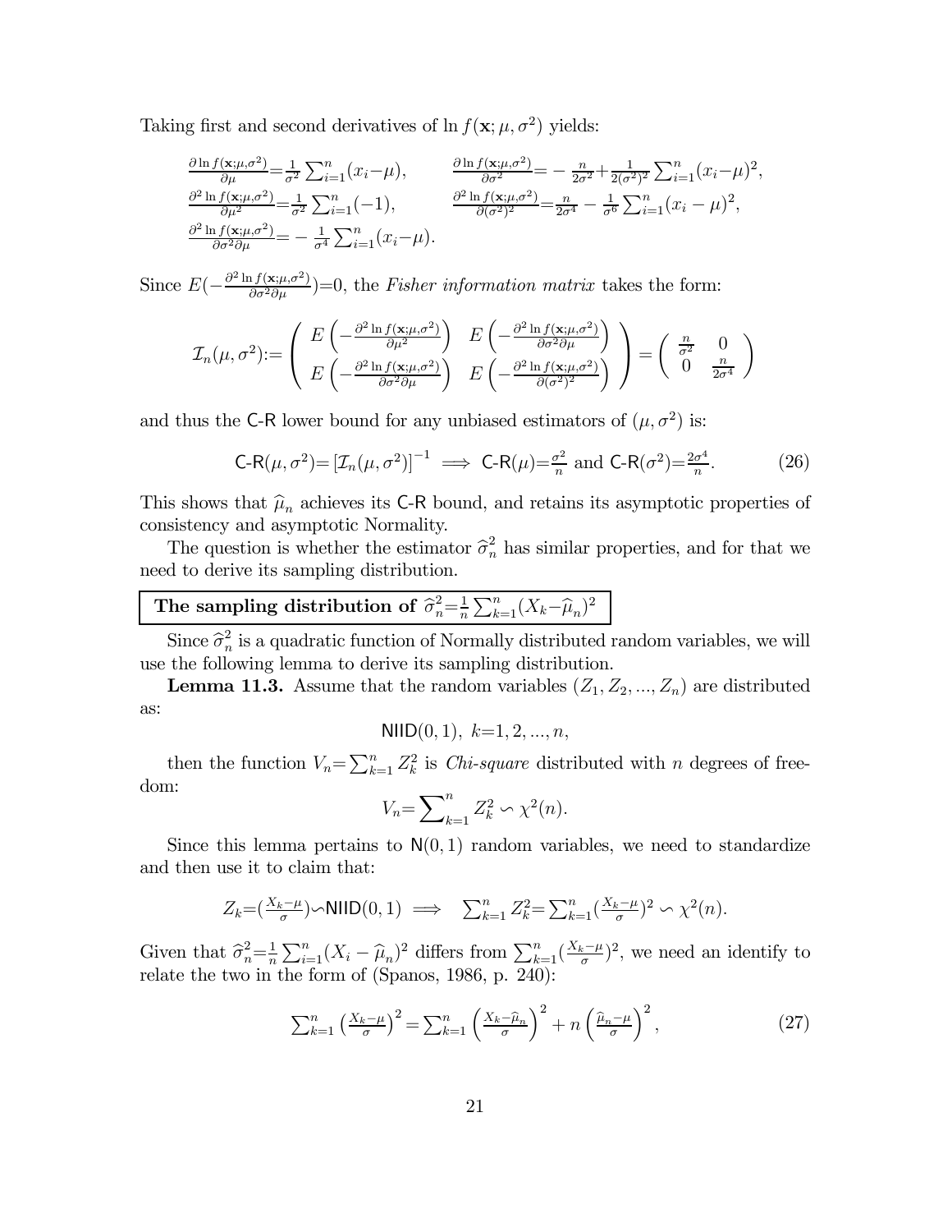Taking first and second derivatives of $\ln f(\mathbf{x};\mu,\sigma^2)$ yields:

$$\frac{\partial \ln f(\mathbf{x};\mu,\sigma^2)}{\partial \mu}=\frac{1}{\sigma^2}\sum_{i=1}^n (x_i-\mu), \qquad \frac{\partial \ln f(\mathbf{x};\mu,\sigma^2)}{\partial \sigma^2}=-\frac{n}{2\sigma^2}+\frac{1}{2(\sigma^2)^2}\sum_{i=1}^n (x_i-\mu)^2,$$

$$\frac{\partial^2 \ln f(\mathbf{x};\mu,\sigma^2)}{\partial \mu^2}=\frac{1}{\sigma^2}\sum_{i=1}^n (-1), \qquad \frac{\partial^2 \ln f(\mathbf{x};\mu,\sigma^2)}{\partial (\sigma^2)^2}=\frac{n}{2\sigma^4}-\frac{1}{\sigma^6}\sum_{i=1}^n (x_i-\mu)^2,$$

$$\frac{\partial^2 \ln f(\mathbf{x};\mu,\sigma^2)}{\partial \sigma^2 \partial \mu}=-\frac{1}{\sigma^4}\sum_{i=1}^n (x_i-\mu).$$

Since $E(-\frac{\partial^2 \ln f(\mathbf{x};\mu,\sigma^2)}{\partial \sigma^2 \partial \mu})=0$, the *Fisher information matrix* takes the form:

$$\mathcal{I}_n(\mu,\sigma^2):=\begin{pmatrix} E\left(-\frac{\partial^2 \ln f(\mathbf{x};\mu,\sigma^2)}{\partial \mu^2}\right) & E\left(-\frac{\partial^2 \ln f(\mathbf{x};\mu,\sigma^2)}{\partial \sigma^2 \partial \mu}\right) \\ E\left(-\frac{\partial^2 \ln f(\mathbf{x};\mu,\sigma^2)}{\partial \sigma^2 \partial \mu}\right) & E\left(-\frac{\partial^2 \ln f(\mathbf{x};\mu,\sigma^2)}{\partial (\sigma^2)^2}\right) \end{pmatrix}=\begin{pmatrix} \frac{n}{\sigma^2} & 0 \\ 0 & \frac{n}{2\sigma^4} \end{pmatrix}$$

and thus the C-R lower bound for any unbiased estimators of $(\mu,\sigma^2)$ is:

$$\textsf{C-R}(\mu,\sigma^2)=\left[\mathcal{I}_n(\mu,\sigma^2)\right]^{-1} \implies \textsf{C-R}(\mu)=\frac{\sigma^2}{n} \text{ and } \textsf{C-R}(\sigma^2)=\frac{2\sigma^4}{n}. \tag{26}$$

This shows that $\widehat{\mu}_n$ achieves its C-R bound, and retains its asymptotic properties of consistency and asymptotic Normality.

The question is whether the estimator $\widehat{\sigma}_n^2$ has similar properties, and for that we need to derive its sampling distribution.

**The sampling distribution of $\widehat{\sigma}_n^2=\frac{1}{n}\sum_{k=1}^n (X_k-\widehat{\mu}_n)^2$**

Since $\widehat{\sigma}_n^2$ is a quadratic function of Normally distributed random variables, we will use the following lemma to derive its sampling distribution.

**Lemma 11.3.** Assume that the random variables $(Z_1, Z_2, ..., Z_n)$ are distributed as:

$$\textsf{NIID}(0,1),\ k=1,2,...,n,$$

then the function $V_n=\sum_{k=1}^n Z_k^2$ is *Chi-square* distributed with $n$ degrees of freedom:

$$V_n=\sum_{k=1}^n Z_k^2 \backsim \chi^2(n).$$

Since this lemma pertains to $\textsf{N}(0,1)$ random variables, we need to standardize and then use it to claim that:

$$Z_k=(\tfrac{X_k-\mu}{\sigma})\backsim\textsf{NIID}(0,1) \implies \sum_{k=1}^n Z_k^2=\sum_{k=1}^n (\tfrac{X_k-\mu}{\sigma})^2 \backsim \chi^2(n).$$

Given that $\widehat{\sigma}_n^2=\frac{1}{n}\sum_{i=1}^n (X_i-\widehat{\mu}_n)^2$ differs from $\sum_{k=1}^n (\frac{X_k-\mu}{\sigma})^2$, we need an identify to relate the two in the form of (Spanos, 1986, p. 240):

$$\sum_{k=1}^n \left(\frac{X_k-\mu}{\sigma}\right)^2=\sum_{k=1}^n \left(\frac{X_k-\widehat{\mu}_n}{\sigma}\right)^2+n\left(\frac{\widehat{\mu}_n-\mu}{\sigma}\right)^2, \tag{27}$$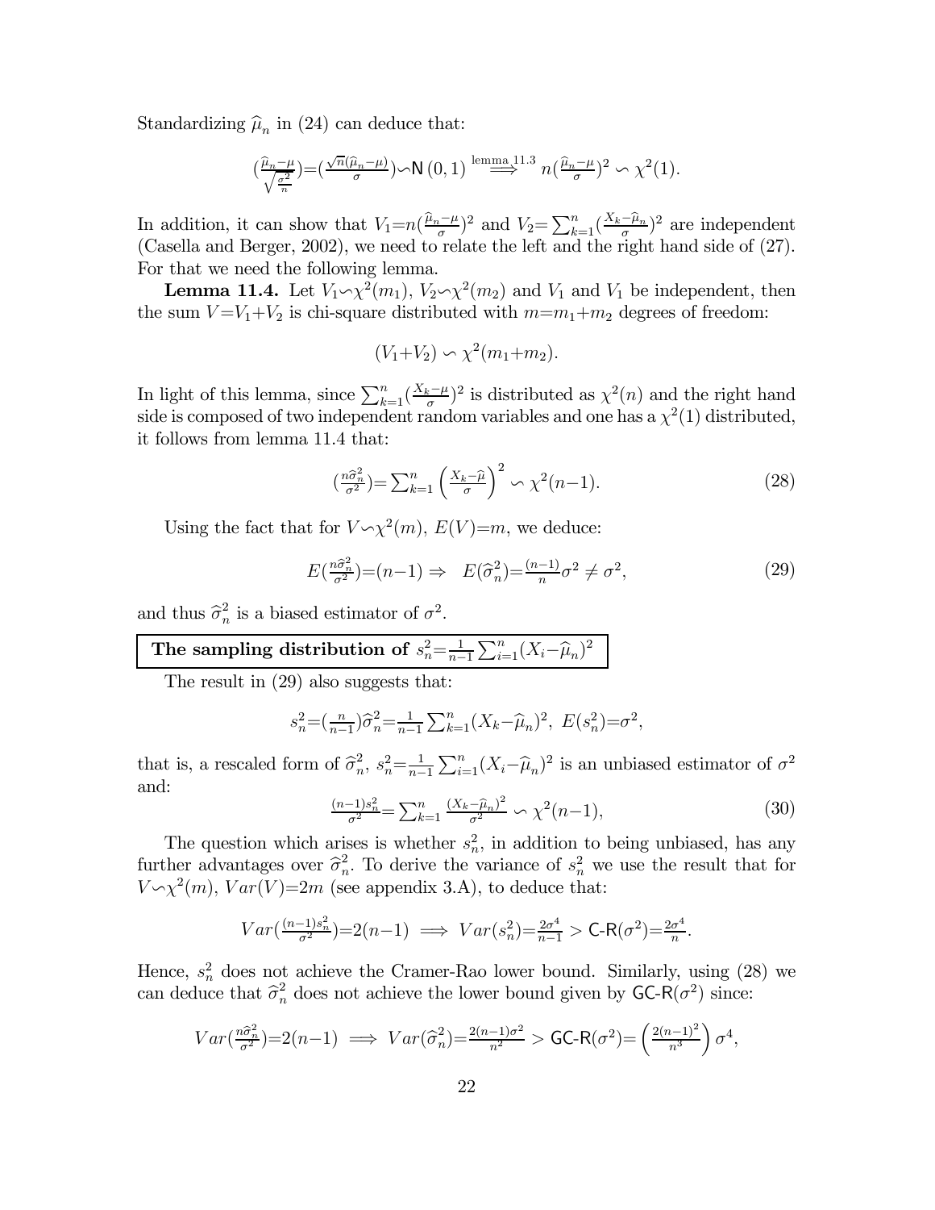Standardizing $\widehat{\mu}_n$ in (24) can deduce that:

$$(\tfrac{\widehat{\mu}_n-\mu}{\sqrt{\frac{\sigma^2}{n}}})=(\tfrac{\sqrt{n}(\widehat{\mu}_n-\mu)}{\sigma})\backsim\mathsf{N}\left(0,1\right) \overset{\text{lemma 11.3}}{\Longrightarrow} n(\tfrac{\widehat{\mu}_n-\mu}{\sigma})^2 \backsim \chi^2(1).$$

In addition, it can show that $V_1=n(\frac{\widehat{\mu}_n-\mu}{\sigma})^2$ and $V_2=\sum_{k=1}^n(\frac{X_k-\widehat{\mu}_n}{\sigma})^2$ are independent (Casella and Berger, 2002), we need to relate the left and the right hand side of (27). For that we need the following lemma.

**Lemma 11.4.** Let $V_1\backsim\chi^2(m_1)$, $V_2\backsim\chi^2(m_2)$ and $V_1$ and $V_1$ be independent, then the sum $V=V_1+V_2$ is chi-square distributed with $m=m_1+m_2$ degrees of freedom:

$$(V_1+V_2) \backsim \chi^2(m_1+m_2).$$

In light of this lemma, since $\sum_{k=1}^n(\frac{X_k-\mu}{\sigma})^2$ is distributed as $\chi^2(n)$ and the right hand side is composed of two independent random variables and one has a $\chi^2(1)$ distributed, it follows from lemma 11.4 that:

$$(\tfrac{n\widehat{\sigma}_n^2}{\sigma^2})=\textstyle\sum_{k=1}^n\left(\frac{X_k-\widehat{\mu}}{\sigma}\right)^2 \backsim \chi^2(n-1). \tag{28}$$

Using the fact that for $V\backsim\chi^2(m)$, $E(V)=m$, we deduce:

$$E(\tfrac{n\widehat{\sigma}_n^2}{\sigma^2})=(n-1) \Rightarrow \quad E(\widehat{\sigma}_n^2)=\tfrac{(n-1)}{n}\sigma^2 \neq \sigma^2, \tag{29}$$

and thus $\widehat{\sigma}_n^2$ is a biased estimator of $\sigma^2$.

**The sampling distribution of $s_n^2=\frac{1}{n-1}\sum_{i=1}^n(X_i-\widehat{\mu}_n)^2$**

The result in (29) also suggests that:

$$s_n^2=(\tfrac{n}{n-1})\widehat{\sigma}_n^2=\tfrac{1}{n-1}\textstyle\sum_{k=1}^n(X_k-\widehat{\mu}_n)^2,\ E(s_n^2)=\sigma^2,$$

that is, a rescaled form of $\widehat{\sigma}_n^2$, $s_n^2=\frac{1}{n-1}\sum_{i=1}^n(X_i-\widehat{\mu}_n)^2$ is an unbiased estimator of $\sigma^2$ and:

$$\tfrac{(n-1)s_n^2}{\sigma^2}=\textstyle\sum_{k=1}^n\frac{(X_k-\widehat{\mu}_n)^2}{\sigma^2} \backsim \chi^2(n-1), \tag{30}$$

The question which arises is whether $s_n^2$, in addition to being unbiased, has any further advantages over $\widehat{\sigma}_n^2$. To derive the variance of $s_n^2$ we use the result that for $V\backsim\chi^2(m)$, $Var(V)=2m$ (see appendix 3.A), to deduce that:

$$Var(\tfrac{(n-1)s_n^2}{\sigma^2})=2(n-1) \implies Var(s_n^2)=\tfrac{2\sigma^4}{n-1} > \mathsf{C\text{-}R}(\sigma^2)=\tfrac{2\sigma^4}{n}.$$

Hence, $s_n^2$ does not achieve the Cramer-Rao lower bound. Similarly, using (28) we can deduce that $\widehat{\sigma}_n^2$ does not achieve the lower bound given by $\mathsf{GC\text{-}R}(\sigma^2)$ since:

$$Var(\tfrac{n\widehat{\sigma}_n^2}{\sigma^2})=2(n-1) \implies Var(\widehat{\sigma}_n^2)=\tfrac{2(n-1)\sigma^2}{n^2} > \mathsf{GC\text{-}R}(\sigma^2)=\left(\tfrac{2(n-1)^2}{n^3}\right)\sigma^4,$$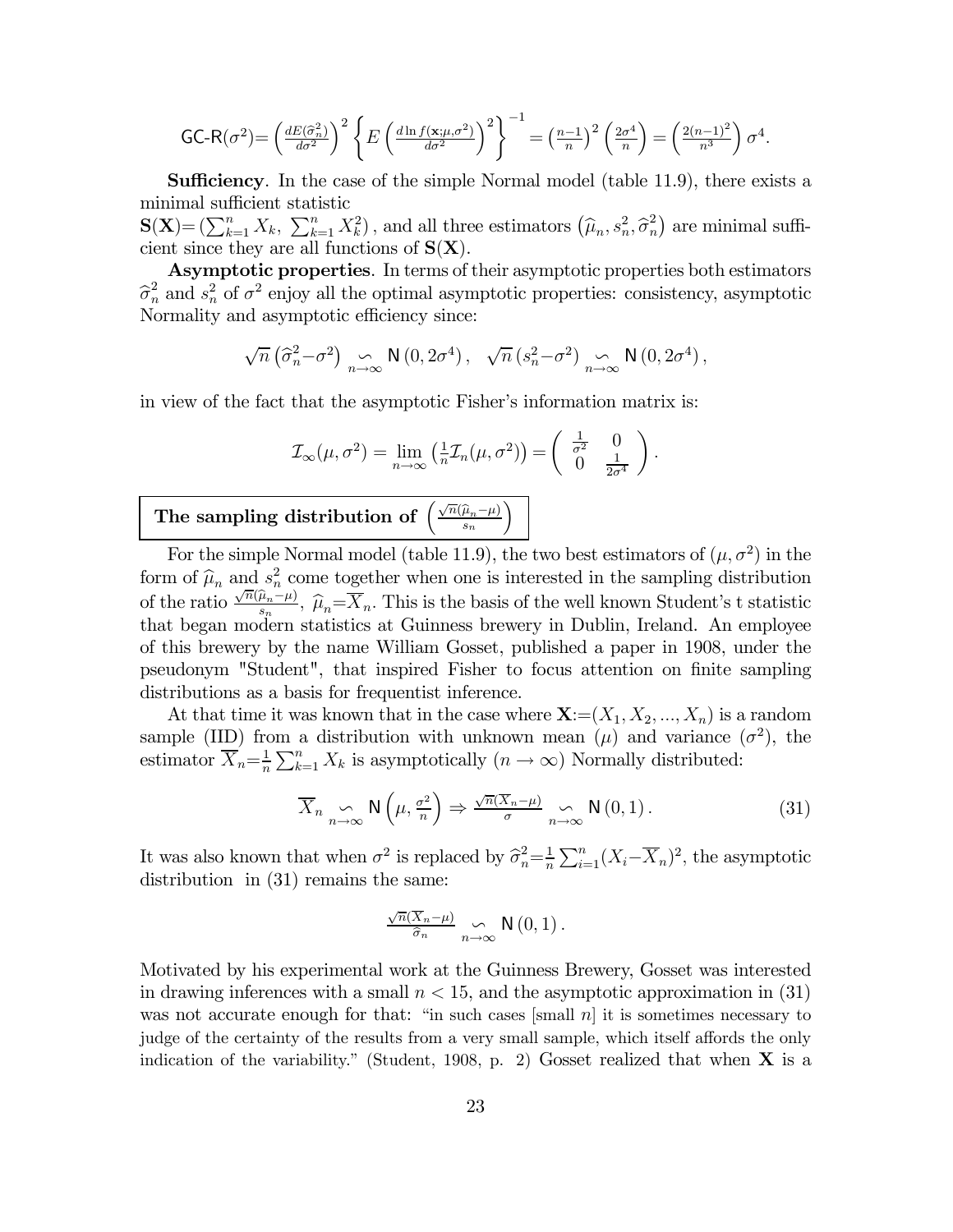$$\mathsf{GC\text{-}R}(\sigma^2)=\left(\tfrac{dE(\widehat{\sigma}_n^2)}{d\sigma^2}\right)^2\left\{E\left(\tfrac{d\ln f(\mathbf{x};\mu,\sigma^2)}{d\sigma^2}\right)^2\right\}^{-1}=\left(\tfrac{n-1}{n}\right)^2\left(\tfrac{2\sigma^4}{n}\right)=\left(\tfrac{2(n-1)^2}{n^3}\right)\sigma^4.$$

**Sufficiency**. In the case of the simple Normal model (table 11.9), there exists a minimal sufficient statistic
$\mathbf{S}(\mathbf{X})=\left(\sum_{k=1}^{n}X_k,\ \sum_{k=1}^{n}X_k^2\right)$, and all three estimators $\left(\widehat{\mu}_n, s_n^2, \widehat{\sigma}_n^2\right)$ are minimal sufficient since they are all functions of $\mathbf{S}(\mathbf{X})$.

**Asymptotic properties**. In terms of their asymptotic properties both estimators $\widehat{\sigma}_n^2$ and $s_n^2$ of $\sigma^2$ enjoy all the optimal asymptotic properties: consistency, asymptotic Normality and asymptotic efficiency since:

$$\sqrt{n}\left(\widehat{\sigma}_n^2-\sigma^2\right)\underset{n\rightarrow\infty}{\backsim}\mathsf{N}\left(0,2\sigma^4\right),\quad \sqrt{n}\left(s_n^2-\sigma^2\right)\underset{n\rightarrow\infty}{\backsim}\mathsf{N}\left(0,2\sigma^4\right),$$

in view of the fact that the asymptotic Fisher's information matrix is:

$$\mathcal{I}_{\infty}(\mu,\sigma^2)=\lim_{n\rightarrow\infty}\left(\tfrac{1}{n}\mathcal{I}_n(\mu,\sigma^2)\right)=\begin{pmatrix}\frac{1}{\sigma^2} & 0\\ 0 & \frac{1}{2\sigma^4}\end{pmatrix}.$$

**The sampling distribution of $\left(\frac{\sqrt{n}(\widehat{\mu}_n-\mu)}{s_n}\right)$**

For the simple Normal model (table 11.9), the two best estimators of $(\mu,\sigma^2)$ in the form of $\widehat{\mu}_n$ and $s_n^2$ come together when one is interested in the sampling distribution of the ratio $\frac{\sqrt{n}(\widehat{\mu}_n-\mu)}{s_n}$, $\widehat{\mu}_n=\overline{X}_n$. This is the basis of the well known Student's t statistic that began modern statistics at Guinness brewery in Dublin, Ireland. An employee of this brewery by the name William Gosset, published a paper in 1908, under the pseudonym "Student", that inspired Fisher to focus attention on finite sampling distributions as a basis for frequentist inference.

At that time it was known that in the case where $\mathbf{X}:=(X_1,X_2,...,X_n)$ is a random sample (IID) from a distribution with unknown mean ($\mu$) and variance ($\sigma^2$), the estimator $\overline{X}_n=\frac{1}{n}\sum_{k=1}^{n}X_k$ is asymptotically ($n\rightarrow\infty$) Normally distributed:

$$\overline{X}_n\underset{n\rightarrow\infty}{\backsim}\mathsf{N}\left(\mu,\tfrac{\sigma^2}{n}\right)\Rightarrow\tfrac{\sqrt{n}(\overline{X}_n-\mu)}{\sigma}\underset{n\rightarrow\infty}{\backsim}\mathsf{N}\left(0,1\right). \tag{31}$$

It was also known that when $\sigma^2$ is replaced by $\widehat{\sigma}_n^2=\frac{1}{n}\sum_{i=1}^{n}(X_i-\overline{X}_n)^2$, the asymptotic distribution in (31) remains the same:

$$\tfrac{\sqrt{n}(\overline{X}_n-\mu)}{\widehat{\sigma}_n}\underset{n\rightarrow\infty}{\backsim}\mathsf{N}\left(0,1\right).$$

Motivated by his experimental work at the Guinness Brewery, Gosset was interested in drawing inferences with a small $n<15$, and the asymptotic approximation in (31) was not accurate enough for that: "in such cases [small $n$] it is sometimes necessary to judge of the certainty of the results from a very small sample, which itself affords the only indication of the variability." (Student, 1908, p. 2) Gosset realized that when $\mathbf{X}$ is a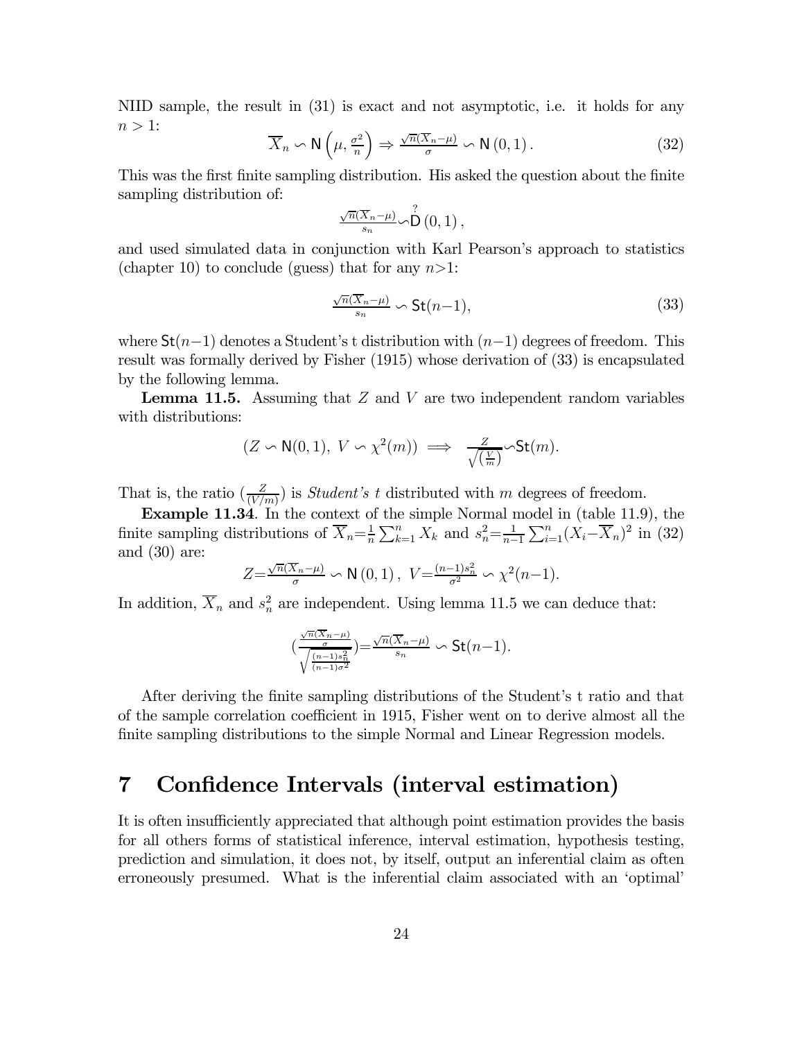NIID sample, the result in (31) is exact and not asymptotic, i.e. it holds for any $n > 1$:

$$\overline{X}_n \backsim \mathsf{N}\left(\mu, \tfrac{\sigma^2}{n}\right) \Rightarrow \tfrac{\sqrt{n}(\overline{X}_n - \mu)}{\sigma} \backsim \mathsf{N}(0, 1). \tag{32}$$

This was the first finite sampling distribution. His asked the question about the finite sampling distribution of:

$$\tfrac{\sqrt{n}(\overline{X}_n - \mu)}{s_n} \overset{?}{\backsim} \mathsf{D}(0, 1),$$

and used simulated data in conjunction with Karl Pearson's approach to statistics (chapter 10) to conclude (guess) that for any $n>1$:

$$\tfrac{\sqrt{n}(\overline{X}_n - \mu)}{s_n} \backsim \mathsf{St}(n-1), \tag{33}$$

where $\mathsf{St}(n-1)$ denotes a Student's t distribution with $(n-1)$ degrees of freedom. This result was formally derived by Fisher (1915) whose derivation of (33) is encapsulated by the following lemma.

**Lemma 11.5.** Assuming that $Z$ and $V$ are two independent random variables with distributions:

$$(Z \backsim \mathsf{N}(0, 1),\ V \backsim \chi^2(m)) \implies \tfrac{Z}{\sqrt{\left(\frac{V}{m}\right)}} \backsim \mathsf{St}(m).$$

That is, the ratio $(\frac{Z}{(V/m)})$ is *Student's t* distributed with $m$ degrees of freedom.

**Example 11.34**. In the context of the simple Normal model in (table 11.9), the finite sampling distributions of $\overline{X}_n = \frac{1}{n}\sum_{k=1}^{n} X_k$ and $s_n^2 = \frac{1}{n-1}\sum_{i=1}^{n}(X_i - \overline{X}_n)^2$ in (32) and (30) are:

$$Z = \tfrac{\sqrt{n}(\overline{X}_n - \mu)}{\sigma} \backsim \mathsf{N}(0, 1),\ V = \tfrac{(n-1)s_n^2}{\sigma^2} \backsim \chi^2(n-1).$$

In addition, $\overline{X}_n$ and $s_n^2$ are independent. Using lemma 11.5 we can deduce that:

$$\left(\frac{\frac{\sqrt{n}(\overline{X}_n - \mu)}{\sigma}}{\sqrt{\frac{(n-1)s_n^2}{(n-1)\sigma^2}}}\right) = \tfrac{\sqrt{n}(\overline{X}_n - \mu)}{s_n} \backsim \mathsf{St}(n-1).$$

After deriving the finite sampling distributions of the Student's t ratio and that of the sample correlation coefficient in 1915, Fisher went on to derive almost all the finite sampling distributions to the simple Normal and Linear Regression models.

# 7 Confidence Intervals (interval estimation)

It is often insufficiently appreciated that although point estimation provides the basis for all others forms of statistical inference, interval estimation, hypothesis testing, prediction and simulation, it does not, by itself, output an inferential claim as often erroneously presumed. What is the inferential claim associated with an 'optimal'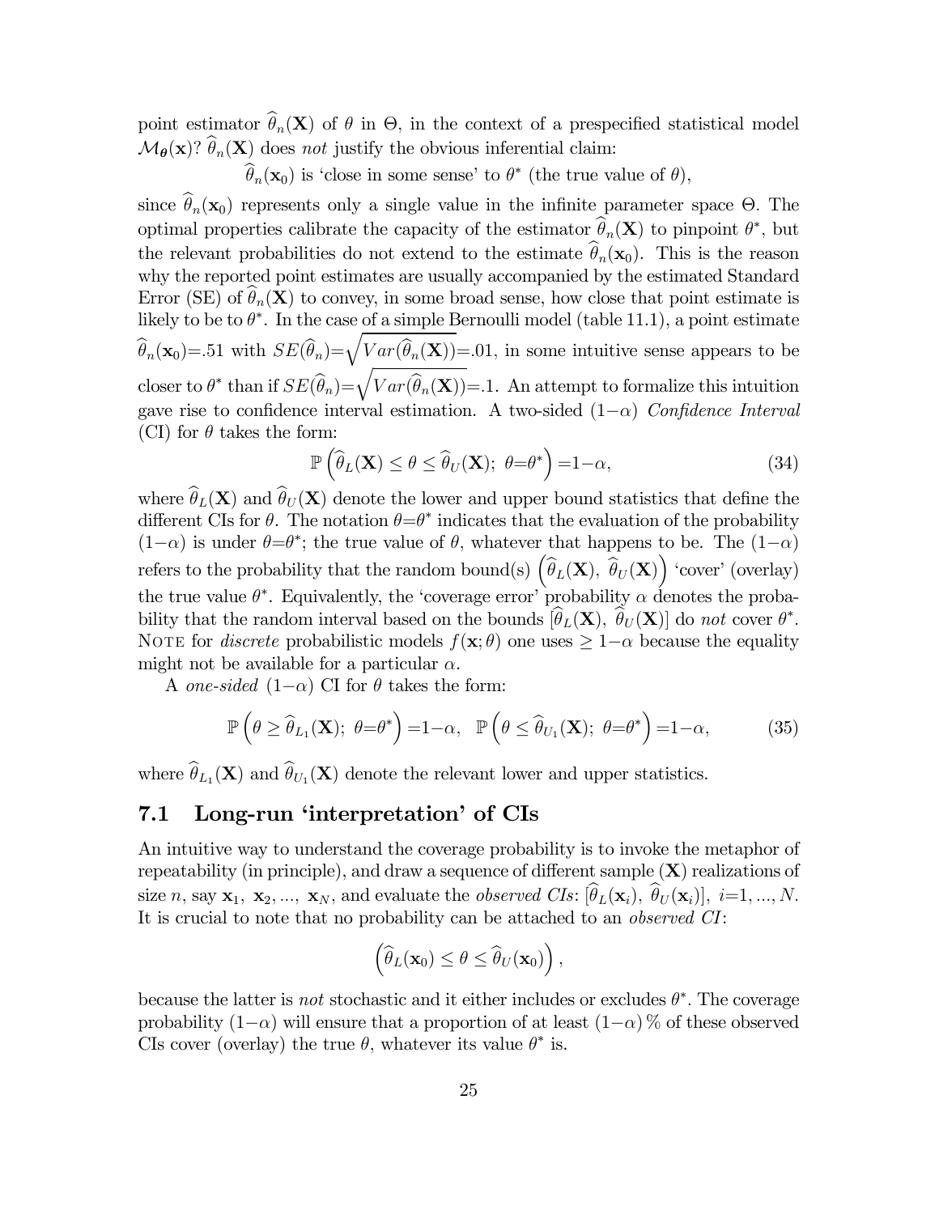point estimator $\widehat{\theta}_n(\mathbf{X})$ of $\theta$ in $\Theta$, in the context of a prespecified statistical model $\mathcal{M}_{\boldsymbol{\theta}}(\mathbf{x})$? $\widehat{\theta}_n(\mathbf{X})$ does *not* justify the obvious inferential claim:

$$\widehat{\theta}_n(\mathbf{x}_0) \text{ is 'close in some sense' to } \theta^* \text{ (the true value of } \theta\text{)},$$

since $\widehat{\theta}_n(\mathbf{x}_0)$ represents only a single value in the infinite parameter space $\Theta$. The optimal properties calibrate the capacity of the estimator $\widehat{\theta}_n(\mathbf{X})$ to pinpoint $\theta^*$, but the relevant probabilities do not extend to the estimate $\widehat{\theta}_n(\mathbf{x}_0)$. This is the reason why the reported point estimates are usually accompanied by the estimated Standard Error (SE) of $\widehat{\theta}_n(\mathbf{X})$ to convey, in some broad sense, how close that point estimate is likely to be to $\theta^*$. In the case of a simple Bernoulli model (table 11.1), a point estimate $\widehat{\theta}_n(\mathbf{x}_0)$=.51 with $SE(\widehat{\theta}_n)=\sqrt{Var(\widehat{\theta}_n(\mathbf{X}))}$=.01, in some intuitive sense appears to be closer to $\theta^*$ than if $SE(\widehat{\theta}_n)=\sqrt{Var(\widehat{\theta}_n(\mathbf{X}))}$=.1. An attempt to formalize this intuition gave rise to confidence interval estimation. A two-sided $(1-\alpha)$ *Confidence Interval* (CI) for $\theta$ takes the form:

$$\mathbb{P}\left(\widehat{\theta}_L(\mathbf{X}) \leq \theta \leq \widehat{\theta}_U(\mathbf{X});\ \theta{=}\theta^*\right) = 1-\alpha, \tag{34}$$

where $\widehat{\theta}_L(\mathbf{X})$ and $\widehat{\theta}_U(\mathbf{X})$ denote the lower and upper bound statistics that define the different CIs for $\theta$. The notation $\theta{=}\theta^*$ indicates that the evaluation of the probability $(1-\alpha)$ is under $\theta{=}\theta^*$; the true value of $\theta$, whatever that happens to be. The $(1-\alpha)$ refers to the probability that the random bound(s) $\left(\widehat{\theta}_L(\mathbf{X}),\ \widehat{\theta}_U(\mathbf{X})\right)$ 'cover' (overlay) the true value $\theta^*$. Equivalently, the 'coverage error' probability $\alpha$ denotes the probability that the random interval based on the bounds $[\widehat{\theta}_L(\mathbf{X}),\ \widehat{\theta}_U(\mathbf{X})]$ do *not* cover $\theta^*$. NOTE for *discrete* probabilistic models $f(\mathbf{x};\theta)$ one uses $\geq 1-\alpha$ because the equality might not be available for a particular $\alpha$.

A *one-sided* $(1-\alpha)$ CI for $\theta$ takes the form:

$$\mathbb{P}\left(\theta \geq \widehat{\theta}_{L_1}(\mathbf{X});\ \theta{=}\theta^*\right) = 1-\alpha, \quad \mathbb{P}\left(\theta \leq \widehat{\theta}_{U_1}(\mathbf{X});\ \theta{=}\theta^*\right) = 1-\alpha, \tag{35}$$

where $\widehat{\theta}_{L_1}(\mathbf{X})$ and $\widehat{\theta}_{U_1}(\mathbf{X})$ denote the relevant lower and upper statistics.

## 7.1 Long-run 'interpretation' of CIs

An intuitive way to understand the coverage probability is to invoke the metaphor of repeatability (in principle), and draw a sequence of different sample $(\mathbf{X})$ realizations of size $n$, say $\mathbf{x}_1,\ \mathbf{x}_2, ...,\ \mathbf{x}_N$, and evaluate the *observed CIs*: $[\widehat{\theta}_L(\mathbf{x}_i),\ \widehat{\theta}_U(\mathbf{x}_i)],\ i{=}1, ..., N$. It is crucial to note that no probability can be attached to an *observed CI*:

$$\left(\widehat{\theta}_L(\mathbf{x}_0) \leq \theta \leq \widehat{\theta}_U(\mathbf{x}_0)\right),$$

because the latter is *not* stochastic and it either includes or excludes $\theta^*$. The coverage probability $(1-\alpha)$ will ensure that a proportion of at least $(1-\alpha)\%$ of these observed CIs cover (overlay) the true $\theta$, whatever its value $\theta^*$ is.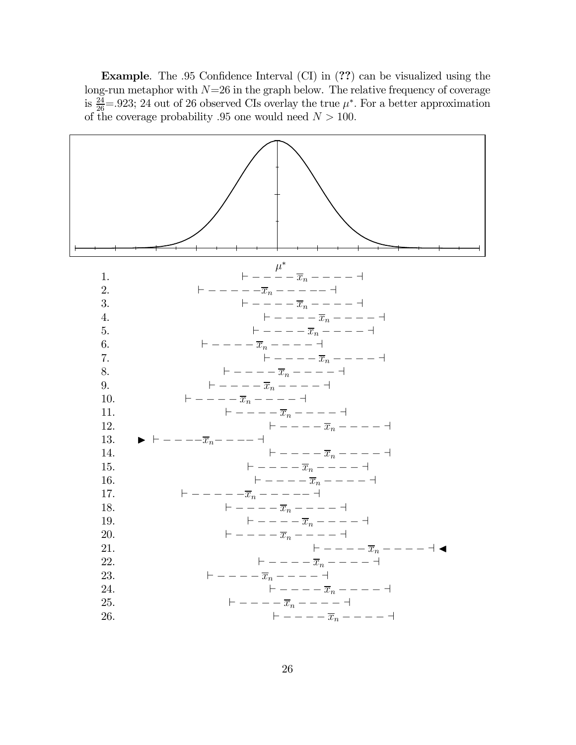**Example**. The .95 Confidence Interval (CI) in (**??**) can be visualized using the long-run metaphor with $N$=26 in the graph below. The relative frequency of coverage is $\frac{24}{26}$=.923; 24 out of 26 observed CIs overlay the true $\mu^*$. For a better approximation of the coverage probability .95 one would need $N > 100$.

$\mu^*$

1. $\vdash - - - - - \overline{x}_n - - - - - \dashv$
2. $\vdash - - - - - -\overline{x}_n - - - - - - \dashv$
3. $\vdash - - - - - \overline{x}_n - - - - - \dashv$
4. $\vdash - - - - - \overline{x}_n - - - - - \dashv$
5. $\vdash - - - - - \overline{x}_n - - - - - \dashv$
6. $\vdash - - - - - \overline{x}_n - - - - - \dashv$
7. $\vdash - - - - - \overline{x}_n - - - - - \dashv$
8. $\vdash - - - - - \overline{x}_n - - - - - \dashv$
9. $\vdash - - - - - \overline{x}_n - - - - - \dashv$
10. $\vdash - - - - - \overline{x}_n - - - - - \dashv$
11. $\vdash - - - - - \overline{x}_n - - - - - \dashv$
12. $\vdash - - - - - \overline{x}_n - - - - - \dashv$
13. $\blacktriangleright$ $\vdash - - - -\overline{x}_n - - - - \dashv$
14. $\vdash - - - - - \overline{x}_n - - - - - \dashv$
15. $\vdash - - - - - \overline{x}_n - - - - - \dashv$
16. $\vdash - - - - - \overline{x}_n - - - - - \dashv$
17. $\vdash - - - - - -\overline{x}_n - - - - - - \dashv$
18. $\vdash - - - - - \overline{x}_n - - - - - \dashv$
19. $\vdash - - - - - \overline{x}_n - - - - - \dashv$
20. $\vdash - - - - - \overline{x}_n - - - - - \dashv$
21. $\vdash - - - - - \overline{x}_n - - - - - \dashv$ $\blacktriangleleft$
22. $\vdash - - - - - \overline{x}_n - - - - - \dashv$
23. $\vdash - - - - - \overline{x}_n - - - - - \dashv$
24. $\vdash - - - - - \overline{x}_n - - - - - \dashv$
25. $\vdash - - - - - \overline{x}_n - - - - - \dashv$
26. $\vdash - - - - - \overline{x}_n - - - - - \dashv$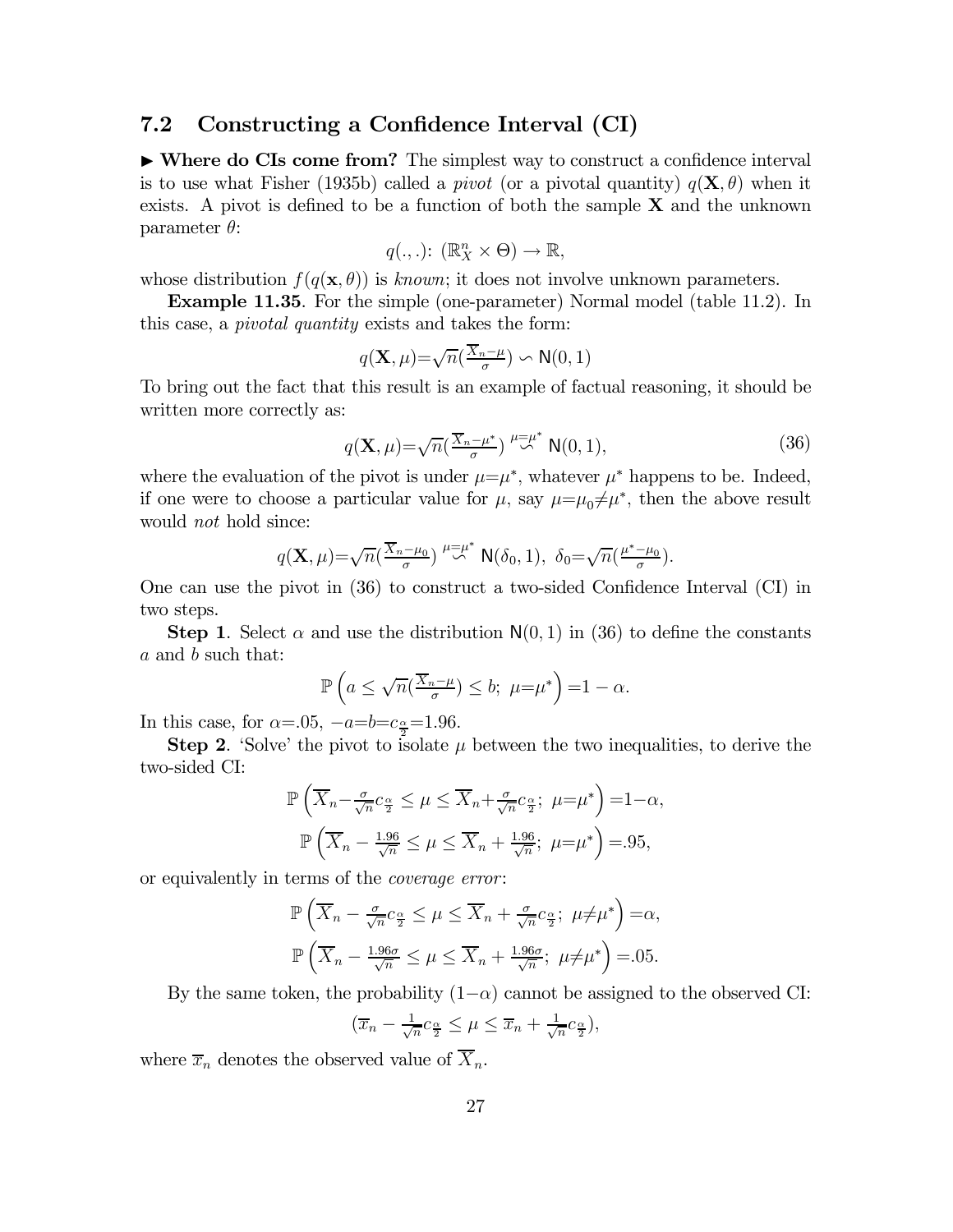## 7.2 Constructing a Confidence Interval (CI)

► **Where do CIs come from?** The simplest way to construct a confidence interval is to use what Fisher (1935b) called a *pivot* (or a pivotal quantity) $q(\mathbf{X}, \theta)$ when it exists. A pivot is defined to be a function of both the sample $\mathbf{X}$ and the unknown parameter $\theta$:

$$q(.,.)\colon (\mathbb{R}^n_X \times \Theta) \rightarrow \mathbb{R},$$

whose distribution $f(q(\mathbf{x}, \theta))$ is *known*; it does not involve unknown parameters.

**Example 11.35**. For the simple (one-parameter) Normal model (table 11.2). In this case, a *pivotal quantity* exists and takes the form:

$$q(\mathbf{X}, \mu){=}\sqrt{n}(\tfrac{\overline{X}_n-\mu}{\sigma}) \backsim \mathsf{N}(0,1)$$

To bring out the fact that this result is an example of factual reasoning, it should be written more correctly as:

$$q(\mathbf{X}, \mu){=}\sqrt{n}(\tfrac{\overline{X}_n-\mu^*}{\sigma}) \overset{\mu=\mu^*}{\backsim} \mathsf{N}(0,1), \tag{36}$$

where the evaluation of the pivot is under $\mu{=}\mu^*$, whatever $\mu^*$ happens to be. Indeed, if one were to choose a particular value for $\mu$, say $\mu{=}\mu_0{\neq}\mu^*$, then the above result would *not* hold since:

$$q(\mathbf{X}, \mu){=}\sqrt{n}(\tfrac{\overline{X}_n-\mu_0}{\sigma}) \overset{\mu=\mu^*}{\backsim} \mathsf{N}(\delta_0,1),\ \ \delta_0{=}\sqrt{n}(\tfrac{\mu^*-\mu_0}{\sigma}).$$

One can use the pivot in (36) to construct a two-sided Confidence Interval (CI) in two steps.

**Step 1**. Select $\alpha$ and use the distribution $\mathsf{N}(0,1)$ in (36) to define the constants $a$ and $b$ such that:

$$\mathbb{P}\left(a \leq \sqrt{n}(\tfrac{\overline{X}_n-\mu}{\sigma}) \leq b;\ \mu{=}\mu^*\right) {=}1-\alpha.$$

In this case, for $\alpha{=}.05$, $-a{=}b{=}c_{\frac{\alpha}{2}}{=}1.96$.

**Step 2**. 'Solve' the pivot to isolate $\mu$ between the two inequalities, to derive the two-sided CI:

$$\mathbb{P}\left(\overline{X}_n{-}\tfrac{\sigma}{\sqrt{n}}c_{\frac{\alpha}{2}} \leq \mu \leq \overline{X}_n{+}\tfrac{\sigma}{\sqrt{n}}c_{\frac{\alpha}{2}};\ \mu{=}\mu^*\right) {=}1{-}\alpha,$$

$$\mathbb{P}\left(\overline{X}_n - \tfrac{1.96}{\sqrt{n}} \leq \mu \leq \overline{X}_n + \tfrac{1.96}{\sqrt{n}};\ \mu{=}\mu^*\right) {=}.95,$$

or equivalently in terms of the *coverage error*:

$$\mathbb{P}\left(\overline{X}_n - \tfrac{\sigma}{\sqrt{n}}c_{\frac{\alpha}{2}} \leq \mu \leq \overline{X}_n + \tfrac{\sigma}{\sqrt{n}}c_{\frac{\alpha}{2}};\ \mu{\neq}\mu^*\right) {=}\alpha,$$

$$\mathbb{P}\left(\overline{X}_n - \tfrac{1.96\sigma}{\sqrt{n}} \leq \mu \leq \overline{X}_n + \tfrac{1.96\sigma}{\sqrt{n}};\ \mu{\neq}\mu^*\right) {=}.05.$$

By the same token, the probability $(1{-}\alpha)$ cannot be assigned to the observed CI:

$$(\overline{x}_n - \tfrac{1}{\sqrt{n}}c_{\frac{\alpha}{2}} \leq \mu \leq \overline{x}_n + \tfrac{1}{\sqrt{n}}c_{\frac{\alpha}{2}}),$$

where $\overline{x}_n$ denotes the observed value of $\overline{X}_n$.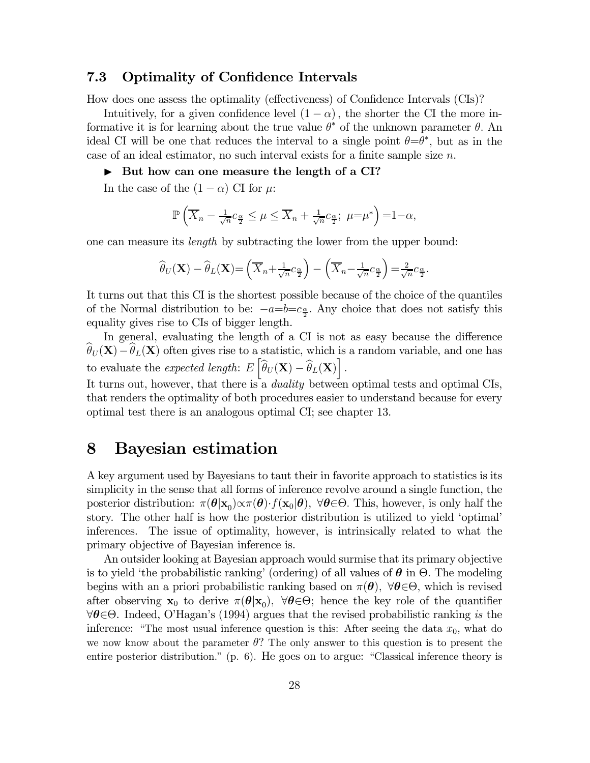### 7.3 Optimality of Confidence Intervals

How does one assess the optimality (effectiveness) of Confidence Intervals (CIs)?

Intuitively, for a given confidence level $(1-\alpha)$, the shorter the CI the more informative it is for learning about the true value $\theta^*$ of the unknown parameter $\theta$. An ideal CI will be one that reduces the interval to a single point $\theta=\theta^*$, but as in the case of an ideal estimator, no such interval exists for a finite sample size $n$.

▶ **But how can one measure the length of a CI?**

In the case of the $(1-\alpha)$ CI for $\mu$:

$$\mathbb{P}\left(\overline{X}_n - \tfrac{1}{\sqrt{n}}c_{\frac{\alpha}{2}} \leq \mu \leq \overline{X}_n + \tfrac{1}{\sqrt{n}}c_{\frac{\alpha}{2}};\ \mu=\mu^*\right)=1-\alpha,$$

one can measure its *length* by subtracting the lower from the upper bound:

$$\widehat{\theta}_U(\mathbf{X}) - \widehat{\theta}_L(\mathbf{X})=\left(\overline{X}_n+\tfrac{1}{\sqrt{n}}c_{\frac{\alpha}{2}}\right) - \left(\overline{X}_n-\tfrac{1}{\sqrt{n}}c_{\frac{\alpha}{2}}\right)=\tfrac{2}{\sqrt{n}}c_{\frac{\alpha}{2}}.$$

It turns out that this CI is the shortest possible because of the choice of the quantiles of the Normal distribution to be: $-a=b=c_{\frac{\alpha}{2}}$. Any choice that does not satisfy this equality gives rise to CIs of bigger length.

In general, evaluating the length of a CI is not as easy because the difference $\widehat{\theta}_U(\mathbf{X})-\widehat{\theta}_L(\mathbf{X})$ often gives rise to a statistic, which is a random variable, and one has to evaluate the *expected length*: $E\left[\widehat{\theta}_U(\mathbf{X}) - \widehat{\theta}_L(\mathbf{X})\right]$.

It turns out, however, that there is a *duality* between optimal tests and optimal CIs, that renders the optimality of both procedures easier to understand because for every optimal test there is an analogous optimal CI; see chapter 13.

## 8 Bayesian estimation

A key argument used by Bayesians to taut their in favorite approach to statistics is its simplicity in the sense that all forms of inference revolve around a single function, the posterior distribution: $\pi(\boldsymbol{\theta}|\mathbf{x}_0)\propto\pi(\boldsymbol{\theta})\cdot f(\mathbf{x}_0|\boldsymbol{\theta}),\ \forall\boldsymbol{\theta}\in\Theta$. This, however, is only half the story. The other half is how the posterior distribution is utilized to yield 'optimal' inferences. The issue of optimality, however, is intrinsically related to what the primary objective of Bayesian inference is.

An outsider looking at Bayesian approach would surmise that its primary objective is to yield 'the probabilistic ranking' (ordering) of all values of $\boldsymbol{\theta}$ in $\Theta$. The modeling begins with an a priori probabilistic ranking based on $\pi(\boldsymbol{\theta}),\ \forall\boldsymbol{\theta}\in\Theta$, which is revised after observing $\mathbf{x}_0$ to derive $\pi(\boldsymbol{\theta}|\mathbf{x}_0),\ \forall\boldsymbol{\theta}\in\Theta$; hence the key role of the quantifier $\forall\boldsymbol{\theta}\in\Theta$. Indeed, O'Hagan's (1994) argues that the revised probabilistic ranking *is* the inference: "The most usual inference question is this: After seeing the data $x_0$, what do we now know about the parameter $\theta$? The only answer to this question is to present the entire posterior distribution." (p. 6). He goes on to argue: "Classical inference theory is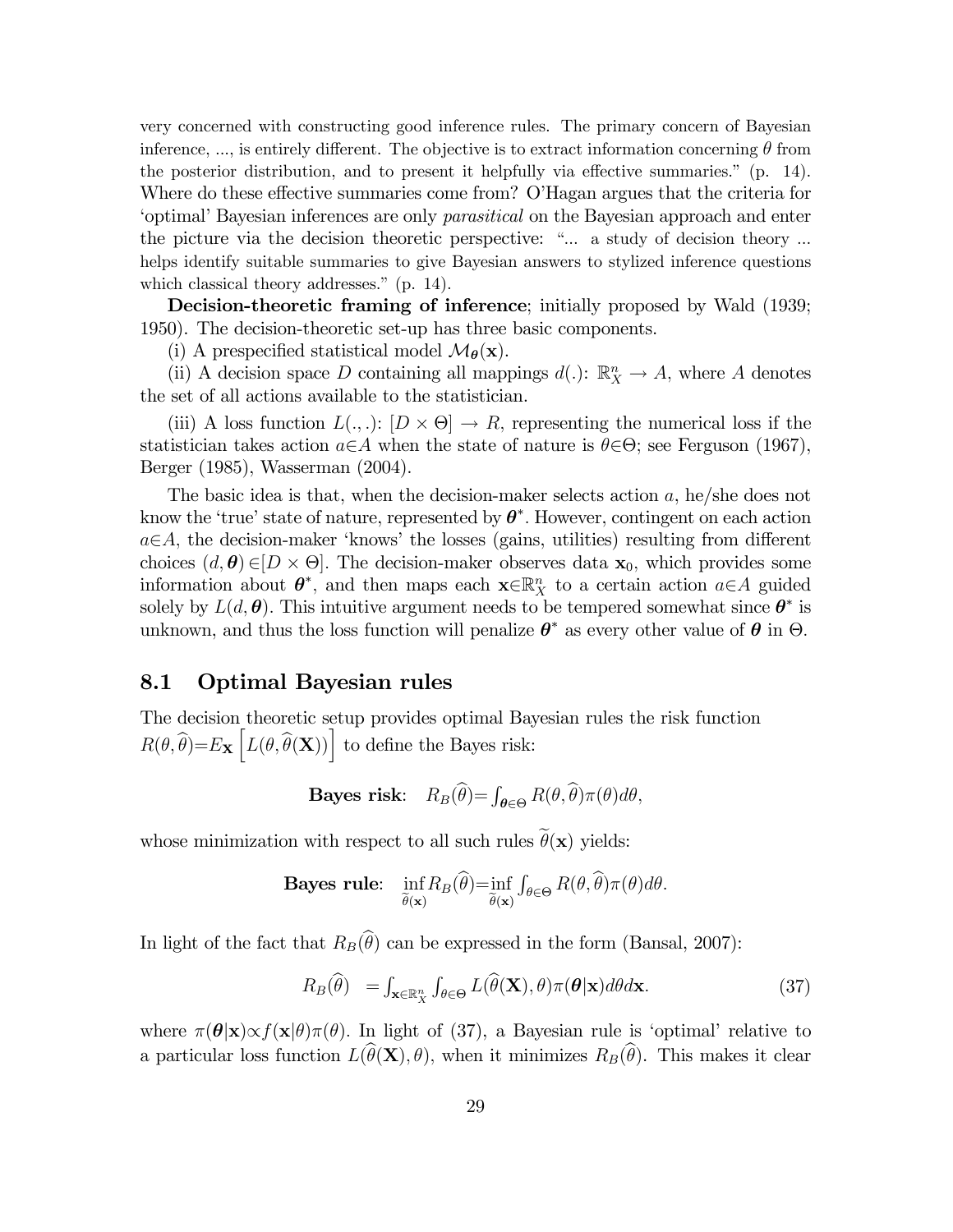very concerned with constructing good inference rules. The primary concern of Bayesian inference, ..., is entirely different. The objective is to extract information concerning $\theta$ from the posterior distribution, and to present it helpfully via effective summaries." (p. 14). Where do these effective summaries come from? O'Hagan argues that the criteria for 'optimal' Bayesian inferences are only *parasitical* on the Bayesian approach and enter the picture via the decision theoretic perspective: "... a study of decision theory ... helps identify suitable summaries to give Bayesian answers to stylized inference questions which classical theory addresses." (p. 14).

**Decision-theoretic framing of inference**; initially proposed by Wald (1939; 1950). The decision-theoretic set-up has three basic components.

(i) A prespecified statistical model $\mathcal{M}_{\boldsymbol{\theta}}(\mathbf{x})$.

(ii) A decision space $D$ containing all mappings $d(.)$: $\mathbb{R}^n_X \rightarrow A$, where $A$ denotes the set of all actions available to the statistician.

(iii) A loss function $L(.,.)$: $[D \times \Theta] \rightarrow R$, representing the numerical loss if the statistician takes action $a \in A$ when the state of nature is $\theta \in \Theta$; see Ferguson (1967), Berger (1985), Wasserman (2004).

The basic idea is that, when the decision-maker selects action $a$, he/she does not know the 'true' state of nature, represented by $\boldsymbol{\theta}^*$. However, contingent on each action $a \in A$, the decision-maker 'knows' the losses (gains, utilities) resulting from different choices $(d, \boldsymbol{\theta}) \in [D \times \Theta]$. The decision-maker observes data $\mathbf{x}_0$, which provides some information about $\boldsymbol{\theta}^*$, and then maps each $\mathbf{x} \in \mathbb{R}^n_X$ to a certain action $a \in A$ guided solely by $L(d, \boldsymbol{\theta})$. This intuitive argument needs to be tempered somewhat since $\boldsymbol{\theta}^*$ is unknown, and thus the loss function will penalize $\boldsymbol{\theta}^*$ as every other value of $\boldsymbol{\theta}$ in $\Theta$.

## 8.1 Optimal Bayesian rules

The decision theoretic setup provides optimal Bayesian rules the risk function $R(\theta, \widehat{\theta}) = E_{\mathbf{X}} \left[ L(\theta, \widehat{\theta}(\mathbf{X})) \right]$ to define the Bayes risk:

$$\textbf{Bayes risk}: \quad R_B(\widehat{\theta}) = \int_{\boldsymbol{\theta} \in \Theta} R(\theta, \widehat{\theta}) \pi(\theta) d\theta,$$

whose minimization with respect to all such rules $\widetilde{\theta}(\mathbf{x})$ yields:

$$\textbf{Bayes rule}: \quad \inf_{\widetilde{\theta}(\mathbf{x})} R_B(\widehat{\theta}) = \inf_{\widetilde{\theta}(\mathbf{x})} \int_{\theta \in \Theta} R(\theta, \widehat{\theta}) \pi(\theta) d\theta.$$

In light of the fact that $R_B(\widehat{\theta})$ can be expressed in the form (Bansal, 2007):

$$R_B(\widehat{\theta}) \quad = \int_{\mathbf{x} \in \mathbb{R}^n_X} \int_{\theta \in \Theta} L(\widehat{\theta}(\mathbf{X}), \theta) \pi(\boldsymbol{\theta} | \mathbf{x}) d\theta d\mathbf{x}. \tag{37}$$

where $\pi(\boldsymbol{\theta} | \mathbf{x}) \propto f(\mathbf{x} | \theta) \pi(\theta)$. In light of (37), a Bayesian rule is 'optimal' relative to a particular loss function $L(\widehat{\theta}(\mathbf{X}), \theta)$, when it minimizes $R_B(\widehat{\theta})$. This makes it clear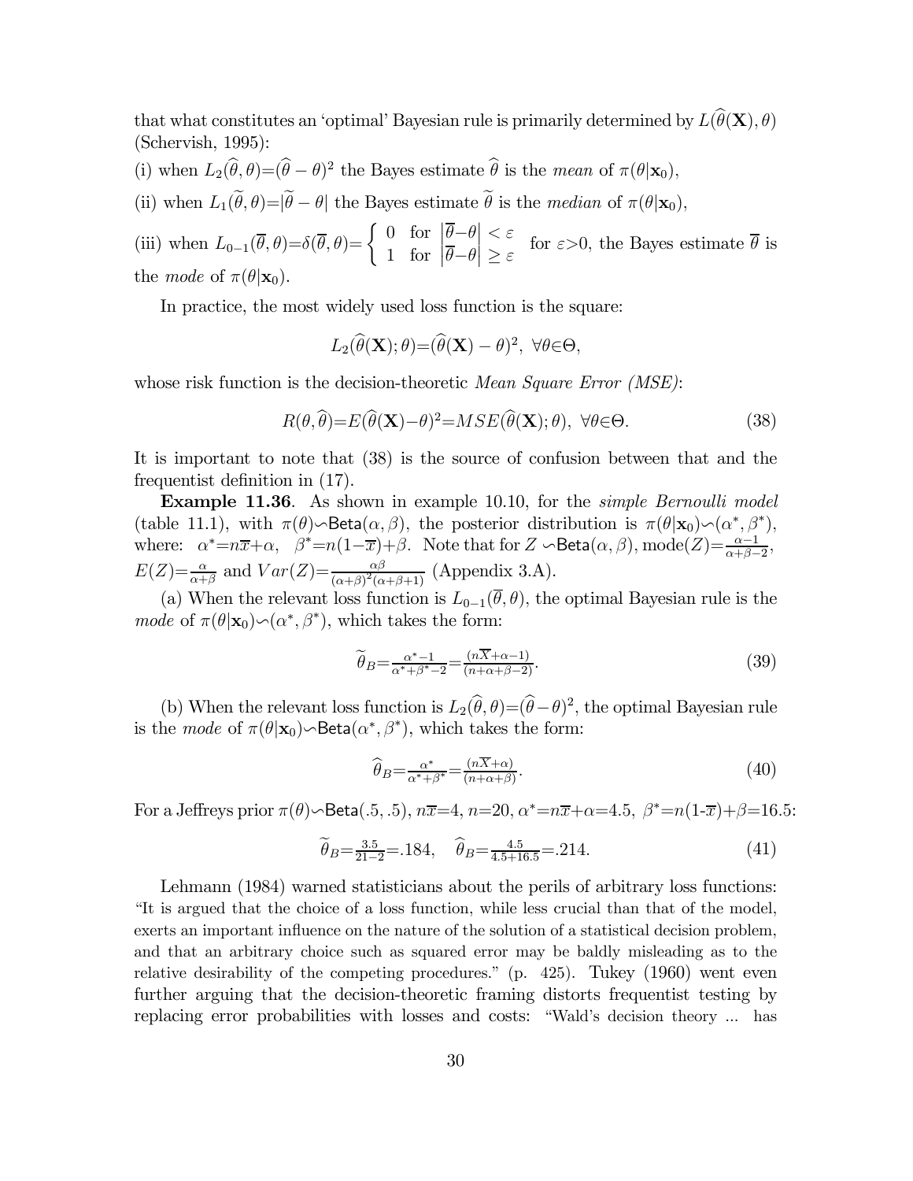that what constitutes an 'optimal' Bayesian rule is primarily determined by $L(\widehat{\theta}(\mathbf{X}), \theta)$ (Schervish, 1995):

(i) when $L_2(\widehat{\theta}, \theta) = (\widehat{\theta} - \theta)^2$ the Bayes estimate $\widehat{\theta}$ is the *mean* of $\pi(\theta|\mathbf{x}_0)$,

(ii) when $L_1(\widetilde{\theta}, \theta) = |\widetilde{\theta} - \theta|$ the Bayes estimate $\widetilde{\theta}$ is the *median* of $\pi(\theta|\mathbf{x}_0)$,

(iii) when $L_{0-1}(\overline{\theta}, \theta) = \delta(\overline{\theta}, \theta) = \begin{cases} 0 & \text{for } \left|\overline{\theta} - \theta\right| < \varepsilon \\ 1 & \text{for } \left|\overline{\theta} - \theta\right| \geq \varepsilon \end{cases}$ for $\varepsilon > 0$, the Bayes estimate $\overline{\theta}$ is the *mode* of $\pi(\theta|\mathbf{x}_0)$.

In practice, the most widely used loss function is the square:

$$L_2(\widehat{\theta}(\mathbf{X}); \theta) = (\widehat{\theta}(\mathbf{X}) - \theta)^2, \ \forall \theta \in \Theta,$$

whose risk function is the decision-theoretic *Mean Square Error (MSE)*:

$$R(\theta, \widehat{\theta}) = E(\widehat{\theta}(\mathbf{X}) - \theta)^2 = MSE(\widehat{\theta}(\mathbf{X}); \theta), \ \forall \theta \in \Theta. \tag{38}$$

It is important to note that (38) is the source of confusion between that and the frequentist definition in (17).

**Example 11.36**. As shown in example 10.10, for the *simple Bernoulli model* (table 11.1), with $\pi(\theta) \backsim \mathsf{Beta}(\alpha, \beta)$, the posterior distribution is $\pi(\theta|\mathbf{x}_0) \backsim (\alpha^*, \beta^*)$, where: $\alpha^* = n\overline{x} + \alpha$, $\beta^* = n(1 - \overline{x}) + \beta$. Note that for $Z \backsim \mathsf{Beta}(\alpha, \beta)$, $\text{mode}(Z) = \frac{\alpha - 1}{\alpha + \beta - 2}$, $E(Z) = \frac{\alpha}{\alpha + \beta}$ and $Var(Z) = \frac{\alpha\beta}{(\alpha+\beta)^2(\alpha+\beta+1)}$ (Appendix 3.A).

(a) When the relevant loss function is $L_{0-1}(\overline{\theta}, \theta)$, the optimal Bayesian rule is the *mode* of $\pi(\theta|\mathbf{x}_0) \backsim (\alpha^*, \beta^*)$, which takes the form:

$$\widetilde{\theta}_B = \tfrac{\alpha^* - 1}{\alpha^* + \beta^* - 2} = \tfrac{(n\overline{X} + \alpha - 1)}{(n + \alpha + \beta - 2)}. \tag{39}$$

(b) When the relevant loss function is $L_2(\widehat{\theta}, \theta) = (\widehat{\theta} - \theta)^2$, the optimal Bayesian rule is the *mode* of $\pi(\theta|\mathbf{x}_0) \backsim \mathsf{Beta}(\alpha^*, \beta^*)$, which takes the form:

$$\widehat{\theta}_B = \tfrac{\alpha^*}{\alpha^* + \beta^*} = \tfrac{(n\overline{X} + \alpha)}{(n + \alpha + \beta)}. \tag{40}$$

For a Jeffreys prior $\pi(\theta) \backsim \mathsf{Beta}(.5, .5)$, $n\overline{x} = 4$, $n = 20$, $\alpha^* = n\overline{x} + \alpha = 4.5$, $\beta^* = n(1\text{-}\overline{x}) + \beta = 16.5$:

$$\widetilde{\theta}_B = \tfrac{3.5}{21 - 2} = .184, \quad \widehat{\theta}_B = \tfrac{4.5}{4.5 + 16.5} = .214. \tag{41}$$

Lehmann (1984) warned statisticians about the perils of arbitrary loss functions: "It is argued that the choice of a loss function, while less crucial than that of the model, exerts an important influence on the nature of the solution of a statistical decision problem, and that an arbitrary choice such as squared error may be baldly misleading as to the relative desirability of the competing procedures." (p. 425). Tukey (1960) went even further arguing that the decision-theoretic framing distorts frequentist testing by replacing error probabilities with losses and costs: "Wald's decision theory ... has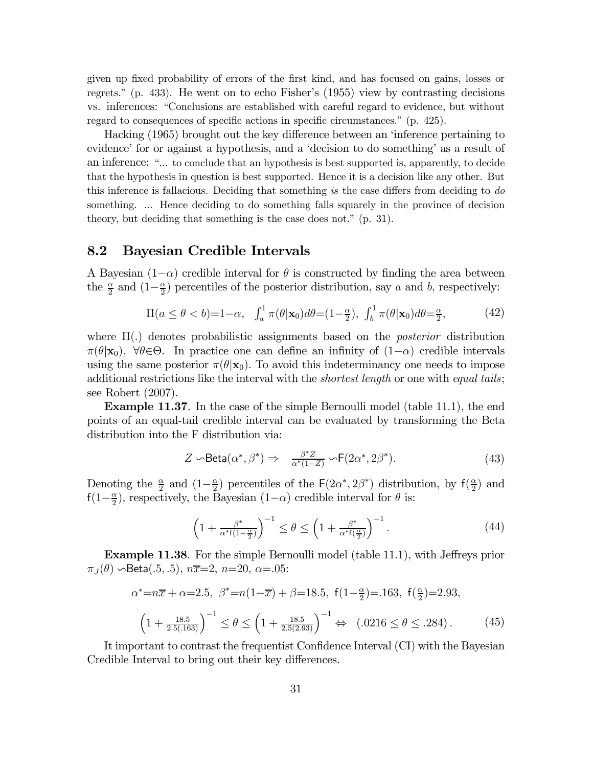given up fixed probability of errors of the first kind, and has focused on gains, losses or regrets." (p. 433). He went on to echo Fisher's (1955) view by contrasting decisions vs. inferences: "Conclusions are established with careful regard to evidence, but without regard to consequences of specific actions in specific circumstances." (p. 425).

Hacking (1965) brought out the key difference between an 'inference pertaining to evidence' for or against a hypothesis, and a 'decision to do something' as a result of an inference: "... to conclude that an hypothesis is best supported is, apparently, to decide that the hypothesis in question is best supported. Hence it is a decision like any other. But this inference is fallacious. Deciding that something *is* the case differs from deciding to *do* something. ... Hence deciding to do something falls squarely in the province of decision theory, but deciding that something is the case does not." (p. 31).

## 8.2 Bayesian Credible Intervals

A Bayesian $(1-\alpha)$ credible interval for $\theta$ is constructed by finding the area between the $\frac{\alpha}{2}$ and $(1-\frac{\alpha}{2})$ percentiles of the posterior distribution, say $a$ and $b$, respectively:

$$\Pi(a \leq \theta < b) = 1-\alpha, \quad \int_a^1 \pi(\theta|\mathbf{x}_0)d\theta = (1-\tfrac{\alpha}{2}), \; \int_b^1 \pi(\theta|\mathbf{x}_0)d\theta = \tfrac{\alpha}{2}, \tag{42}$$

where $\Pi(.)$ denotes probabilistic assignments based on the *posterior* distribution $\pi(\theta|\mathbf{x}_0)$, $\forall\theta\in\Theta$. In practice one can define an infinity of $(1-\alpha)$ credible intervals using the same posterior $\pi(\theta|\mathbf{x}_0)$. To avoid this indeterminancy one needs to impose additional restrictions like the interval with the *shortest length* or one with *equal tails*; see Robert (2007).

**Example 11.37**. In the case of the simple Bernoulli model (table 11.1), the end points of an equal-tail credible interval can be evaluated by transforming the Beta distribution into the F distribution via:

$$Z \backsim \mathsf{Beta}(\alpha^*, \beta^*) \Rightarrow \quad \tfrac{\beta^* Z}{\alpha^*(1-Z)} \backsim \mathsf{F}(2\alpha^*, 2\beta^*). \tag{43}$$

Denoting the $\frac{\alpha}{2}$ and $(1-\frac{\alpha}{2})$ percentiles of the $\mathsf{F}(2\alpha^*, 2\beta^*)$ distribution, by $\mathsf{f}(\frac{\alpha}{2})$ and $\mathsf{f}(1-\frac{\alpha}{2})$, respectively, the Bayesian $(1-\alpha)$ credible interval for $\theta$ is:

$$\left(1 + \tfrac{\beta^*}{\alpha^* \mathsf{f}(1-\frac{\alpha}{2})}\right)^{-1} \leq \theta \leq \left(1 + \tfrac{\beta^*}{\alpha^* \mathsf{f}(\frac{\alpha}{2})}\right)^{-1}. \tag{44}$$

**Example 11.38**. For the simple Bernoulli model (table 11.1), with Jeffreys prior $\pi_J(\theta) \backsim \mathsf{Beta}(.5, .5)$, $n\overline{x}$=2, $n$=20, $\alpha$=.05:

$$\alpha^* = n\overline{x} + \alpha = 2.5, \;\; \beta^* = n(1-\overline{x}) + \beta = 18.5, \;\; \mathsf{f}(1-\tfrac{\alpha}{2}) = .163, \;\; \mathsf{f}(\tfrac{\alpha}{2}) = 2.93,$$

$$\left(1 + \tfrac{18.5}{2.5(.163)}\right)^{-1} \leq \theta \leq \left(1 + \tfrac{18.5}{2.5(2.93)}\right)^{-1} \Leftrightarrow \;\; (.0216 \leq \theta \leq .284). \tag{45}$$

It important to contrast the frequentist Confidence Interval (CI) with the Bayesian Credible Interval to bring out their key differences.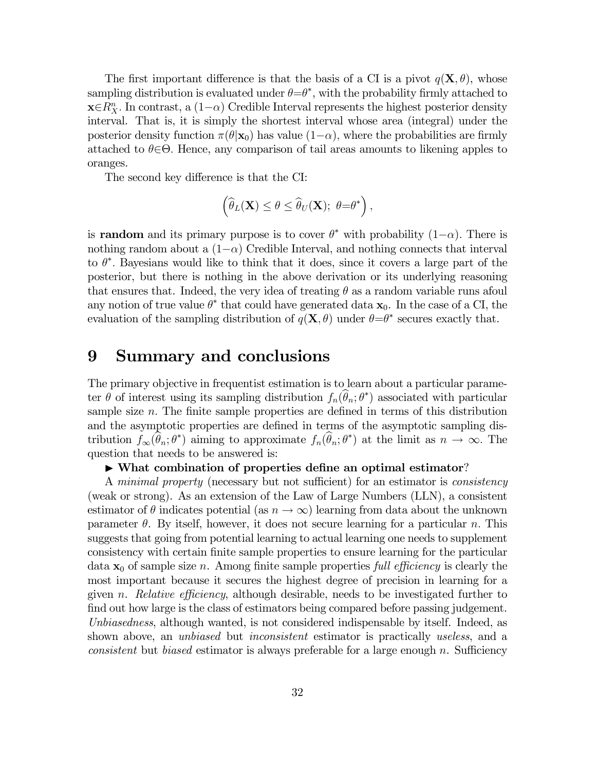The first important difference is that the basis of a CI is a pivot $q(\mathbf{X}, \theta)$, whose sampling distribution is evaluated under $\theta = \theta^*$, with the probability firmly attached to $\mathbf{x} \in R_X^n$. In contrast, a $(1-\alpha)$ Credible Interval represents the highest posterior density interval. That is, it is simply the shortest interval whose area (integral) under the posterior density function $\pi(\theta|\mathbf{x}_0)$ has value $(1-\alpha)$, where the probabilities are firmly attached to $\theta \in \Theta$. Hence, any comparison of tail areas amounts to likening apples to oranges.

The second key difference is that the CI:

$$\left(\widehat{\theta}_L(\mathbf{X}) \leq \theta \leq \widehat{\theta}_U(\mathbf{X});\ \theta = \theta^*\right),$$

is **random** and its primary purpose is to cover $\theta^*$ with probability $(1-\alpha)$. There is nothing random about a $(1-\alpha)$ Credible Interval, and nothing connects that interval to $\theta^*$. Bayesians would like to think that it does, since it covers a large part of the posterior, but there is nothing in the above derivation or its underlying reasoning that ensures that. Indeed, the very idea of treating $\theta$ as a random variable runs afoul any notion of true value $\theta^*$ that could have generated data $\mathbf{x}_0$. In the case of a CI, the evaluation of the sampling distribution of $q(\mathbf{X}, \theta)$ under $\theta = \theta^*$ secures exactly that.

# 9 Summary and conclusions

The primary objective in frequentist estimation is to learn about a particular parameter $\theta$ of interest using its sampling distribution $f_n(\widehat{\theta}_n; \theta^*)$ associated with particular sample size $n$. The finite sample properties are defined in terms of this distribution and the asymptotic properties are defined in terms of the asymptotic sampling distribution $f_\infty(\widehat{\theta}_n; \theta^*)$ aiming to approximate $f_n(\widehat{\theta}_n; \theta^*)$ at the limit as $n \to \infty$. The question that needs to be answered is:

▶ **What combination of properties define an optimal estimator**?

A *minimal property* (necessary but not sufficient) for an estimator is *consistency* (weak or strong). As an extension of the Law of Large Numbers (LLN), a consistent estimator of $\theta$ indicates potential (as $n \to \infty$) learning from data about the unknown parameter $\theta$. By itself, however, it does not secure learning for a particular $n$. This suggests that going from potential learning to actual learning one needs to supplement consistency with certain finite sample properties to ensure learning for the particular data $\mathbf{x}_0$ of sample size $n$. Among finite sample properties *full efficiency* is clearly the most important because it secures the highest degree of precision in learning for a given $n$. *Relative efficiency*, although desirable, needs to be investigated further to find out how large is the class of estimators being compared before passing judgement. *Unbiasedness*, although wanted, is not considered indispensable by itself. Indeed, as shown above, an *unbiased* but *inconsistent* estimator is practically *useless*, and a *consistent* but *biased* estimator is always preferable for a large enough $n$. Sufficiency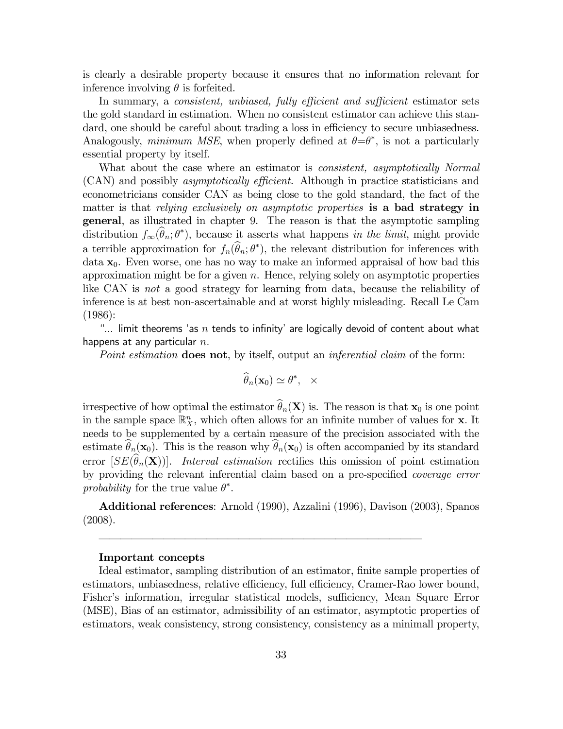is clearly a desirable property because it ensures that no information relevant for inference involving $\theta$ is forfeited.

In summary, a *consistent, unbiased, fully efficient and sufficient* estimator sets the gold standard in estimation. When no consistent estimator can achieve this standard, one should be careful about trading a loss in efficiency to secure unbiasedness. Analogously, *minimum MSE*, when properly defined at $\theta{=}\theta^{*}$, is not a particularly essential property by itself.

What about the case where an estimator is *consistent, asymptotically Normal* (CAN) and possibly *asymptotically efficient.* Although in practice statisticians and econometricians consider CAN as being close to the gold standard, the fact of the matter is that *relying exclusively on asymptotic properties* **is a bad strategy in general**, as illustrated in chapter 9. The reason is that the asymptotic sampling distribution $f_{\infty}(\widehat{\theta}_n;\theta^{*})$, because it asserts what happens *in the limit*, might provide a terrible approximation for $f_n(\widehat{\theta}_n;\theta^{*})$, the relevant distribution for inferences with data $\mathbf{x}_0$. Even worse, one has no way to make an informed appraisal of how bad this approximation might be for a given $n$. Hence, relying solely on asymptotic properties like CAN is *not* a good strategy for learning from data, because the reliability of inference is at best non-ascertainable and at worst highly misleading. Recall Le Cam (1986):

"... limit theorems 'as $n$ tends to infinity' are logically devoid of content about what happens at any particular $n$.

*Point estimation* **does not**, by itself, output an *inferential claim* of the form:

$$\widehat{\theta}_n(\mathbf{x}_0) \simeq \theta^{*}, \quad \times$$

irrespective of how optimal the estimator $\widehat{\theta}_n(\mathbf{X})$ is. The reason is that $\mathbf{x}_0$ is one point in the sample space $\mathbb{R}^n_X$, which often allows for an infinite number of values for $\mathbf{x}$. It needs to be supplemented by a certain measure of the precision associated with the estimate $\widehat{\theta}_n(\mathbf{x}_0)$. This is the reason why $\widehat{\theta}_n(\mathbf{x}_0)$ is often accompanied by its standard error $[SE(\widehat{\theta}_n(\mathbf{X}))]$. *Interval estimation* rectifies this omission of point estimation by providing the relevant inferential claim based on a pre-specified *coverage error probability* for the true value $\theta^{*}$.

**Additional references**: Arnold (1990), Azzalini (1996), Davison (2003), Spanos (2008).

---

**Important concepts**

Ideal estimator, sampling distribution of an estimator, finite sample properties of estimators, unbiasedness, relative efficiency, full efficiency, Cramer-Rao lower bound, Fisher's information, irregular statistical models, sufficiency, Mean Square Error (MSE), Bias of an estimator, admissibility of an estimator, asymptotic properties of estimators, weak consistency, strong consistency, consistency as a minimall property,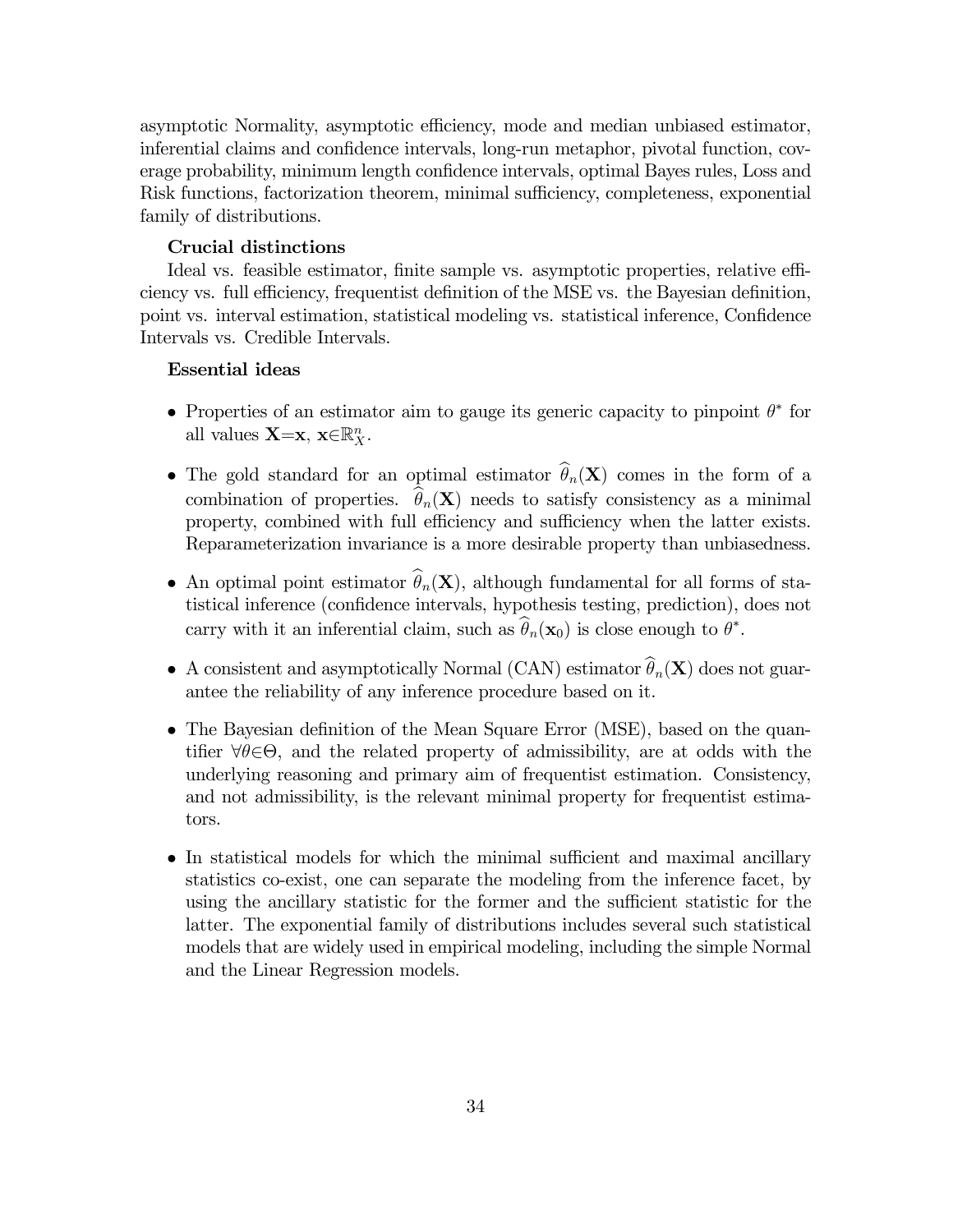asymptotic Normality, asymptotic efficiency, mode and median unbiased estimator, inferential claims and confidence intervals, long-run metaphor, pivotal function, coverage probability, minimum length confidence intervals, optimal Bayes rules, Loss and Risk functions, factorization theorem, minimal sufficiency, completeness, exponential family of distributions.

**Crucial distinctions**

Ideal vs. feasible estimator, finite sample vs. asymptotic properties, relative efficiency vs. full efficiency, frequentist definition of the MSE vs. the Bayesian definition, point vs. interval estimation, statistical modeling vs. statistical inference, Confidence Intervals vs. Credible Intervals.

**Essential ideas**

- Properties of an estimator aim to gauge its generic capacity to pinpoint $\theta^*$ for all values $\mathbf{X}{=}\mathbf{x}$, $\mathbf{x}{\in}\mathbb{R}_X^n$.

- The gold standard for an optimal estimator $\widehat{\theta}_n(\mathbf{X})$ comes in the form of a combination of properties. $\widehat{\theta}_n(\mathbf{X})$ needs to satisfy consistency as a minimal property, combined with full efficiency and sufficiency when the latter exists. Reparameterization invariance is a more desirable property than unbiasedness.

- An optimal point estimator $\widehat{\theta}_n(\mathbf{X})$, although fundamental for all forms of statistical inference (confidence intervals, hypothesis testing, prediction), does not carry with it an inferential claim, such as $\widehat{\theta}_n(\mathbf{x}_0)$ is close enough to $\theta^*$.

- A consistent and asymptotically Normal (CAN) estimator $\widehat{\theta}_n(\mathbf{X})$ does not guarantee the reliability of any inference procedure based on it.

- The Bayesian definition of the Mean Square Error (MSE), based on the quantifier $\forall\theta{\in}\Theta$, and the related property of admissibility, are at odds with the underlying reasoning and primary aim of frequentist estimation. Consistency, and not admissibility, is the relevant minimal property for frequentist estimators.

- In statistical models for which the minimal sufficient and maximal ancillary statistics co-exist, one can separate the modeling from the inference facet, by using the ancillary statistic for the former and the sufficient statistic for the latter. The exponential family of distributions includes several such statistical models that are widely used in empirical modeling, including the simple Normal and the Linear Regression models.